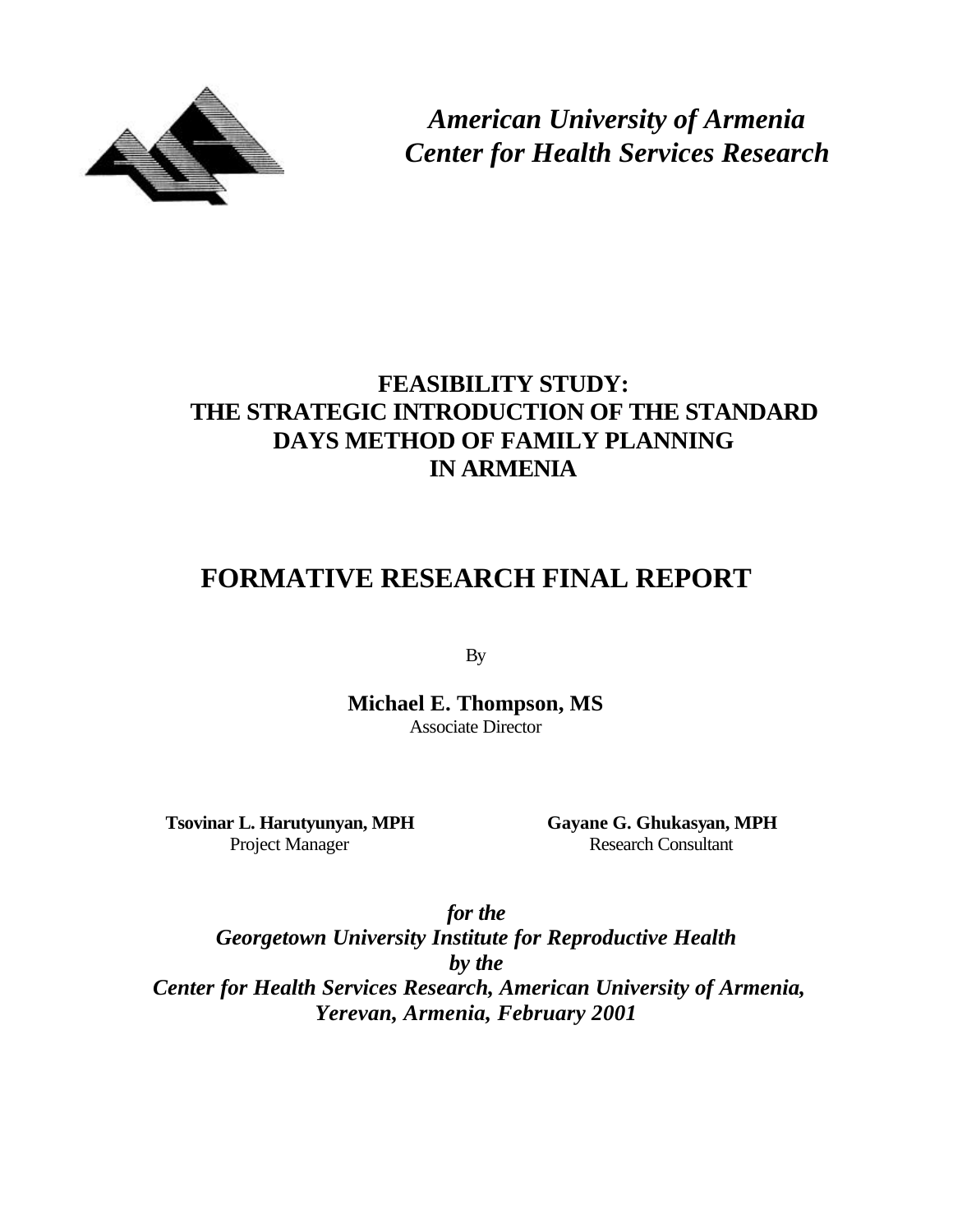*American University of Armenia*
*Center for Health Services Research*

# FEASIBILITY STUDY: THE STRATEGIC INTRODUCTION OF THE STANDARD DAYS METHOD OF FAMILY PLANNING IN ARMENIA

# FORMATIVE RESEARCH FINAL REPORT

By

**Michael E. Thompson, MS**
Associate Director

**Tsovinar L. Harutyunyan, MPH**
Project Manager

**Gayane G. Ghukasyan, MPH**
Research Consultant

***for the***
***Georgetown University Institute for Reproductive Health***
***by the***
***Center for Health Services Research, American University of Armenia,***
***Yerevan, Armenia, February 2001***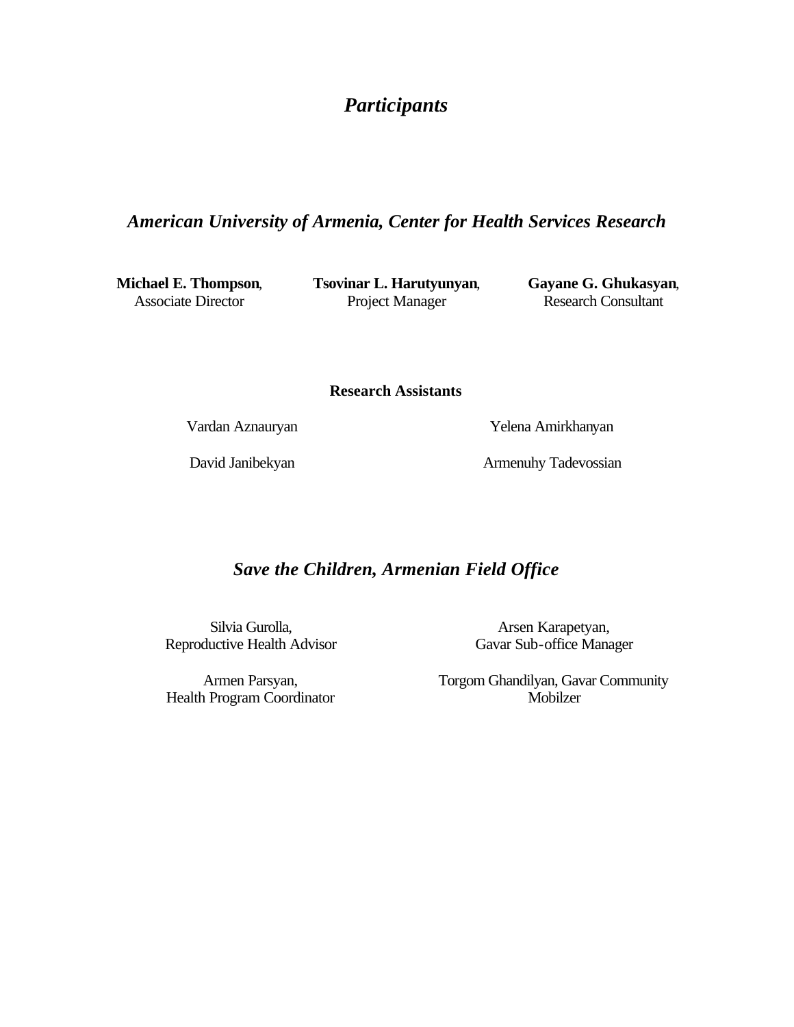# *Participants*

## *American University of Armenia, Center for Health Services Research*

**Michael E. Thompson**, Associate Director

**Tsovinar L. Harutyunyan**, Project Manager

**Gayane G. Ghukasyan**, Research Consultant

**Research Assistants**

Vardan Aznauryan

Yelena Amirkhanyan

David Janibekyan

Armenuhy Tadevossian

## *Save the Children, Armenian Field Office*

Silvia Gurolla, Reproductive Health Advisor

Arsen Karapetyan, Gavar Sub-office Manager

Armen Parsyan, Health Program Coordinator

Torgom Ghandilyan, Gavar Community Mobilzer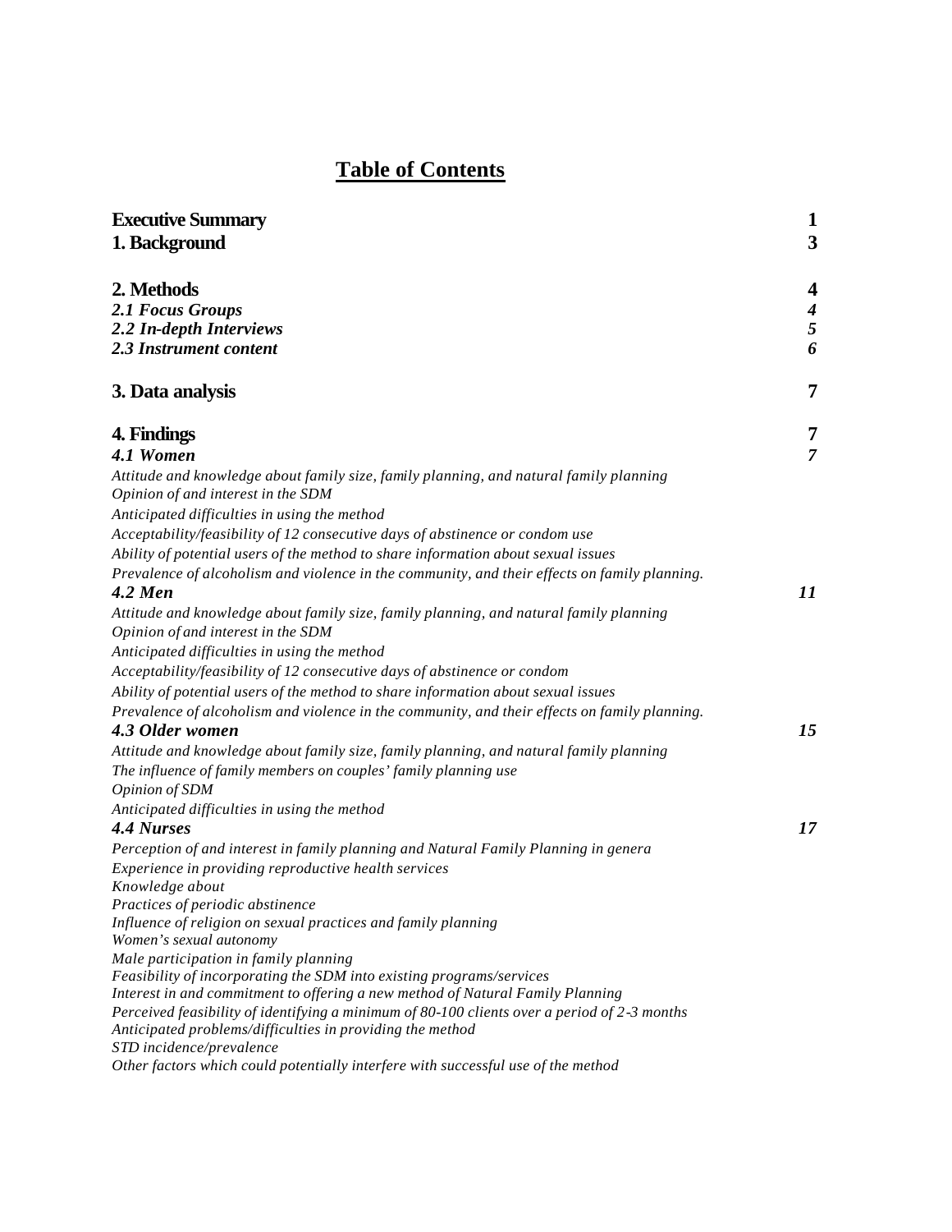# Table of Contents

| | |
|---|---|
| **Executive Summary** | **1** |
| **1. Background** | **3** |
| **2. Methods** | **4** |
| ***2.1 Focus Groups*** | ***4*** |
| ***2.2 In-depth Interviews*** | ***5*** |
| ***2.3 Instrument content*** | ***6*** |
| **3. Data analysis** | **7** |
| **4. Findings** | **7** |
| ***4.1 Women*** | ***7*** |
| *Attitude and knowledge about family size, family planning, and natural family planning* | |
| *Opinion of and interest in the SDM* | |
| *Anticipated difficulties in using the method* | |
| *Acceptability/feasibility of 12 consecutive days of abstinence or condom use* | |
| *Ability of potential users of the method to share information about sexual issues* | |
| *Prevalence of alcoholism and violence in the community, and their effects on family planning.* | |
| ***4.2 Men*** | ***11*** |
| *Attitude and knowledge about family size, family planning, and natural family planning* | |
| *Opinion of and interest in the SDM* | |
| *Anticipated difficulties in using the method* | |
| *Acceptability/feasibility of 12 consecutive days of abstinence or condom* | |
| *Ability of potential users of the method to share information about sexual issues* | |
| *Prevalence of alcoholism and violence in the community, and their effects on family planning.* | |
| ***4.3 Older women*** | ***15*** |
| *Attitude and knowledge about family size, family planning, and natural family planning* | |
| *The influence of family members on couples' family planning use* | |
| *Opinion of SDM* | |
| *Anticipated difficulties in using the method* | |
| ***4.4 Nurses*** | ***17*** |
| *Perception of and interest in family planning and Natural Family Planning in genera* | |
| *Experience in providing reproductive health services* | |
| *Knowledge about* | |
| *Practices of periodic abstinence* | |
| *Influence of religion on sexual practices and family planning* | |
| *Women's sexual autonomy* | |
| *Male participation in family planning* | |
| *Feasibility of incorporating the SDM into existing programs/services* | |
| *Interest in and commitment to offering a new method of Natural Family Planning* | |
| *Perceived feasibility of identifying a minimum of 80-100 clients over a period of 2-3 months* | |
| *Anticipated problems/difficulties in providing the method* | |
| *STD incidence/prevalence* | |
| *Other factors which could potentially interfere with successful use of the method* | |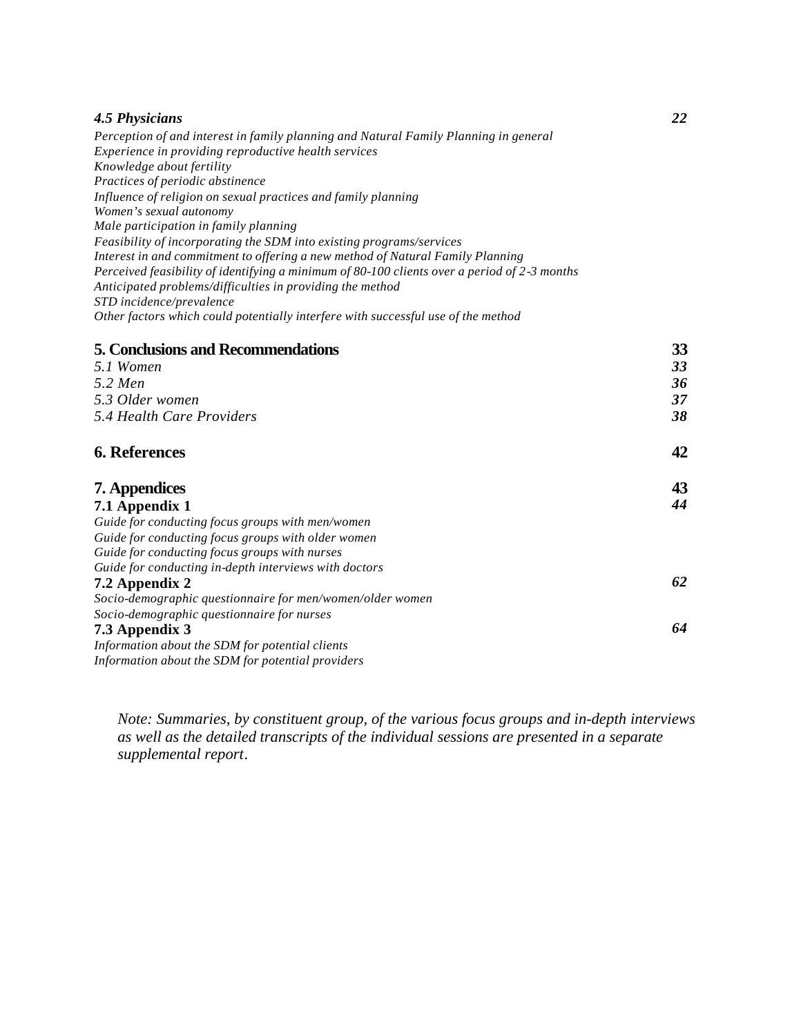*4.5 Physicians* ***22***

*Perception of and interest in family planning and Natural Family Planning in general*
*Experience in providing reproductive health services*
*Knowledge about fertility*
*Practices of periodic abstinence*
*Influence of religion on sexual practices and family planning*
*Women's sexual autonomy*
*Male participation in family planning*
*Feasibility of incorporating the SDM into existing programs/services*
*Interest in and commitment to offering a new method of Natural Family Planning*
*Perceived feasibility of identifying a minimum of 80-100 clients over a period of 2-3 months*
*Anticipated problems/difficulties in providing the method*
*STD incidence/prevalence*
*Other factors which could potentially interfere with successful use of the method*

**5. Conclusions and Recommendations** **33**

*5.1 Women* ***33***
*5.2 Men* ***36***
*5.3 Older women* ***37***
*5.4 Health Care Providers* ***38***

**6. References** **42**

**7. Appendices** **43**

**7.1 Appendix 1** ***44***

*Guide for conducting focus groups with men/women*
*Guide for conducting focus groups with older women*
*Guide for conducting focus groups with nurses*
*Guide for conducting in-depth interviews with doctors*

**7.2 Appendix 2** ***62***

*Socio-demographic questionnaire for men/women/older women*
*Socio-demographic questionnaire for nurses*

**7.3 Appendix 3** ***64***

*Information about the SDM for potential clients*
*Information about the SDM for potential providers*

*Note: Summaries, by constituent group, of the various focus groups and in-depth interviews as well as the detailed transcripts of the individual sessions are presented in a separate supplemental report*.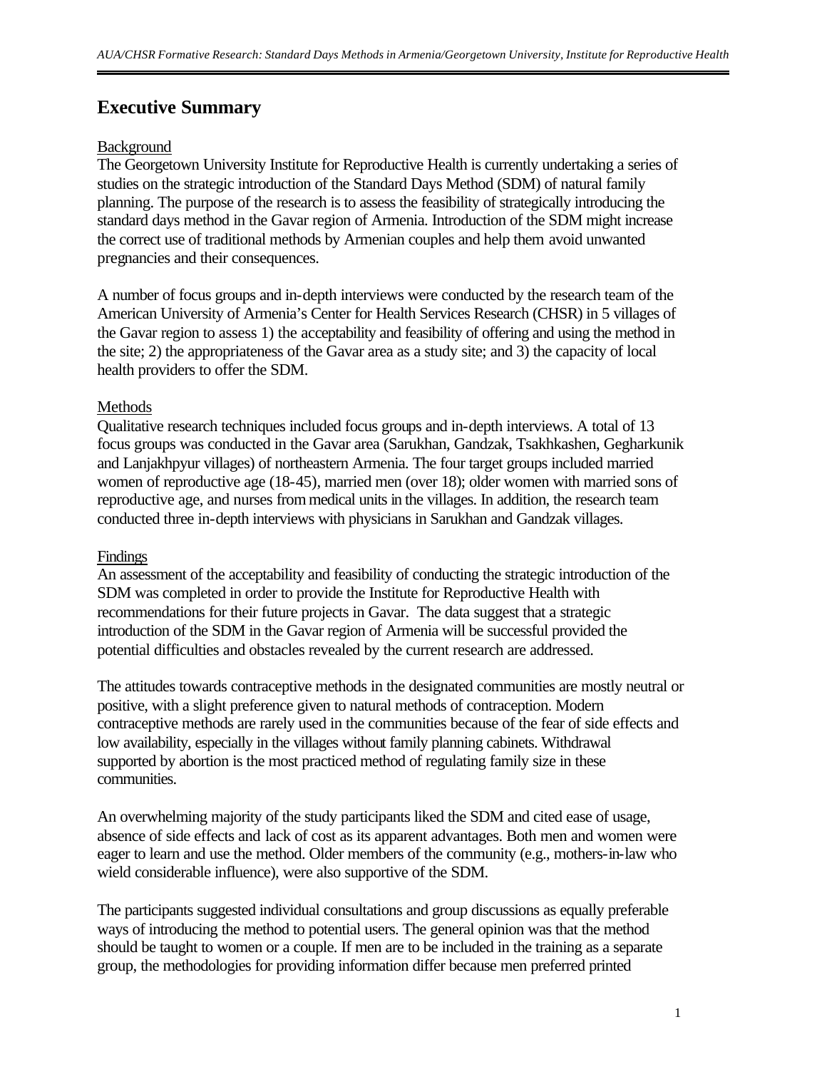## Executive Summary

Background

The Georgetown University Institute for Reproductive Health is currently undertaking a series of studies on the strategic introduction of the Standard Days Method (SDM) of natural family planning. The purpose of the research is to assess the feasibility of strategically introducing the standard days method in the Gavar region of Armenia. Introduction of the SDM might increase the correct use of traditional methods by Armenian couples and help them avoid unwanted pregnancies and their consequences.

A number of focus groups and in-depth interviews were conducted by the research team of the American University of Armenia's Center for Health Services Research (CHSR) in 5 villages of the Gavar region to assess 1) the acceptability and feasibility of offering and using the method in the site; 2) the appropriateness of the Gavar area as a study site; and 3) the capacity of local health providers to offer the SDM.

Methods

Qualitative research techniques included focus groups and in-depth interviews. A total of 13 focus groups was conducted in the Gavar area (Sarukhan, Gandzak, Tsakhkashen, Gegharkunik and Lanjakhpyur villages) of northeastern Armenia. The four target groups included married women of reproductive age (18-45), married men (over 18); older women with married sons of reproductive age, and nurses from medical units in the villages. In addition, the research team conducted three in-depth interviews with physicians in Sarukhan and Gandzak villages.

Findings

An assessment of the acceptability and feasibility of conducting the strategic introduction of the SDM was completed in order to provide the Institute for Reproductive Health with recommendations for their future projects in Gavar. The data suggest that a strategic introduction of the SDM in the Gavar region of Armenia will be successful provided the potential difficulties and obstacles revealed by the current research are addressed.

The attitudes towards contraceptive methods in the designated communities are mostly neutral or positive, with a slight preference given to natural methods of contraception. Modern contraceptive methods are rarely used in the communities because of the fear of side effects and low availability, especially in the villages without family planning cabinets. Withdrawal supported by abortion is the most practiced method of regulating family size in these communities.

An overwhelming majority of the study participants liked the SDM and cited ease of usage, absence of side effects and lack of cost as its apparent advantages. Both men and women were eager to learn and use the method. Older members of the community (e.g., mothers-in-law who wield considerable influence), were also supportive of the SDM.

The participants suggested individual consultations and group discussions as equally preferable ways of introducing the method to potential users. The general opinion was that the method should be taught to women or a couple. If men are to be included in the training as a separate group, the methodologies for providing information differ because men preferred printed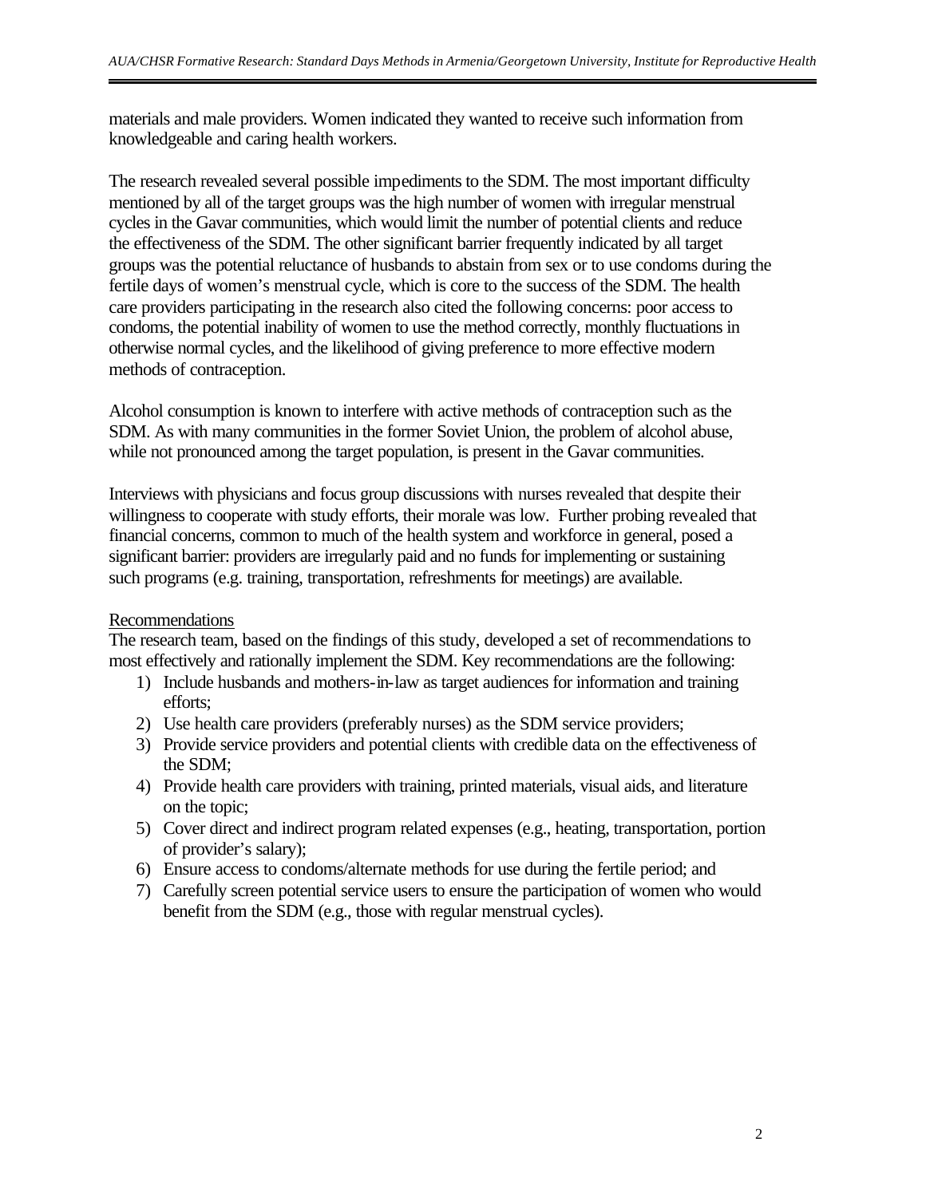materials and male providers. Women indicated they wanted to receive such information from knowledgeable and caring health workers.

The research revealed several possible impediments to the SDM. The most important difficulty mentioned by all of the target groups was the high number of women with irregular menstrual cycles in the Gavar communities, which would limit the number of potential clients and reduce the effectiveness of the SDM. The other significant barrier frequently indicated by all target groups was the potential reluctance of husbands to abstain from sex or to use condoms during the fertile days of women's menstrual cycle, which is core to the success of the SDM. The health care providers participating in the research also cited the following concerns: poor access to condoms, the potential inability of women to use the method correctly, monthly fluctuations in otherwise normal cycles, and the likelihood of giving preference to more effective modern methods of contraception.

Alcohol consumption is known to interfere with active methods of contraception such as the SDM. As with many communities in the former Soviet Union, the problem of alcohol abuse, while not pronounced among the target population, is present in the Gavar communities.

Interviews with physicians and focus group discussions with nurses revealed that despite their willingness to cooperate with study efforts, their morale was low. Further probing revealed that financial concerns, common to much of the health system and workforce in general, posed a significant barrier: providers are irregularly paid and no funds for implementing or sustaining such programs (e.g. training, transportation, refreshments for meetings) are available.

Recommendations

The research team, based on the findings of this study, developed a set of recommendations to most effectively and rationally implement the SDM. Key recommendations are the following:

1) Include husbands and mothers-in-law as target audiences for information and training efforts;
2) Use health care providers (preferably nurses) as the SDM service providers;
3) Provide service providers and potential clients with credible data on the effectiveness of the SDM;
4) Provide health care providers with training, printed materials, visual aids, and literature on the topic;
5) Cover direct and indirect program related expenses (e.g., heating, transportation, portion of provider's salary);
6) Ensure access to condoms/alternate methods for use during the fertile period; and
7) Carefully screen potential service users to ensure the participation of women who would benefit from the SDM (e.g., those with regular menstrual cycles).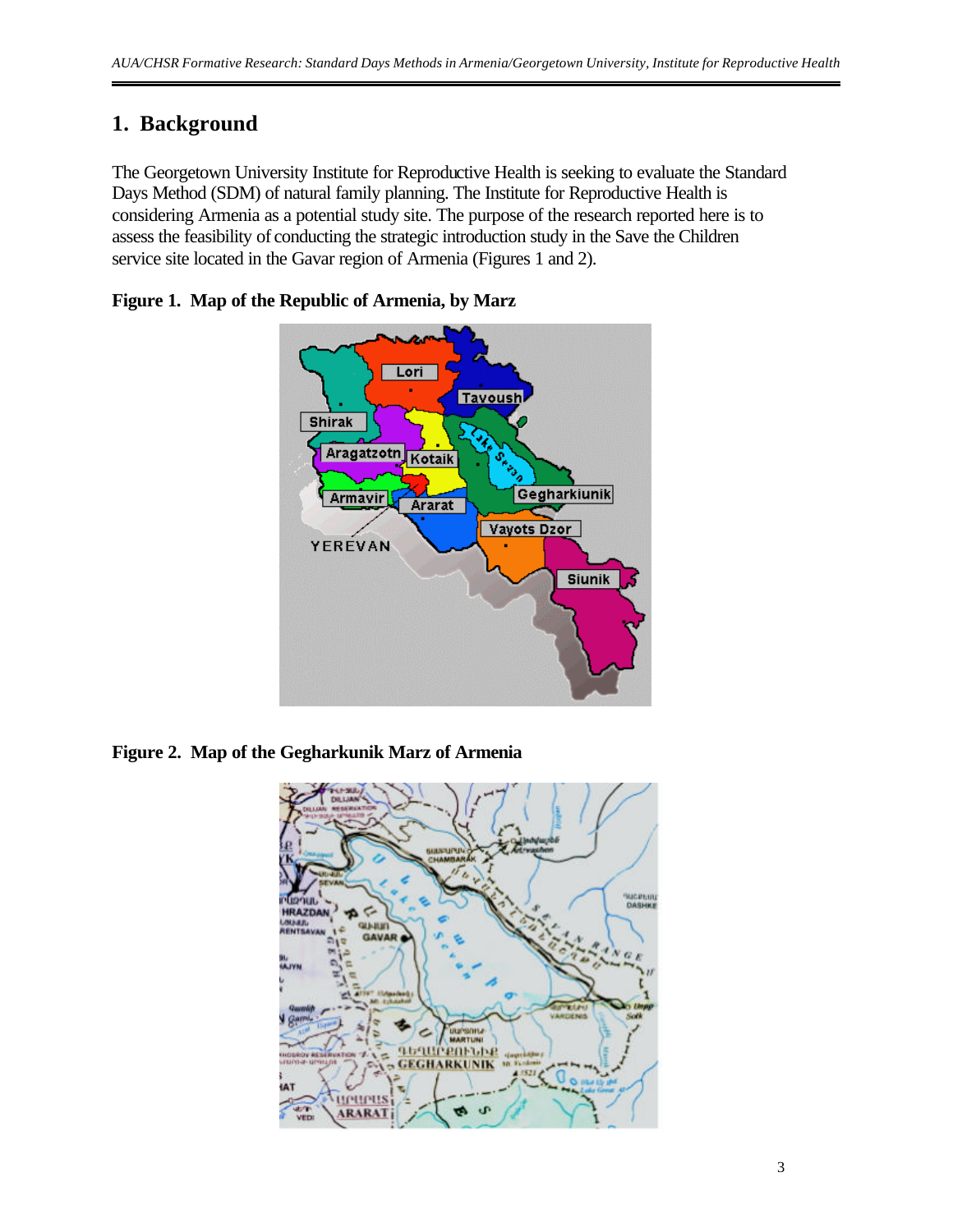# 1. Background

The Georgetown University Institute for Reproductive Health is seeking to evaluate the Standard Days Method (SDM) of natural family planning. The Institute for Reproductive Health is considering Armenia as a potential study site. The purpose of the research reported here is to assess the feasibility of conducting the strategic introduction study in the Save the Children service site located in the Gavar region of Armenia (Figures 1 and 2).

**Figure 1. Map of the Republic of Armenia, by Marz**

Lori
Tavoush
Shirak
Aragatzotn
Kotaik
Lake Sevan
Armavir
Ararat
Gegharkiunik
YEREVAN
Vayots Dzor
Siunik

**Figure 2. Map of the Gegharkunik Marz of Armenia**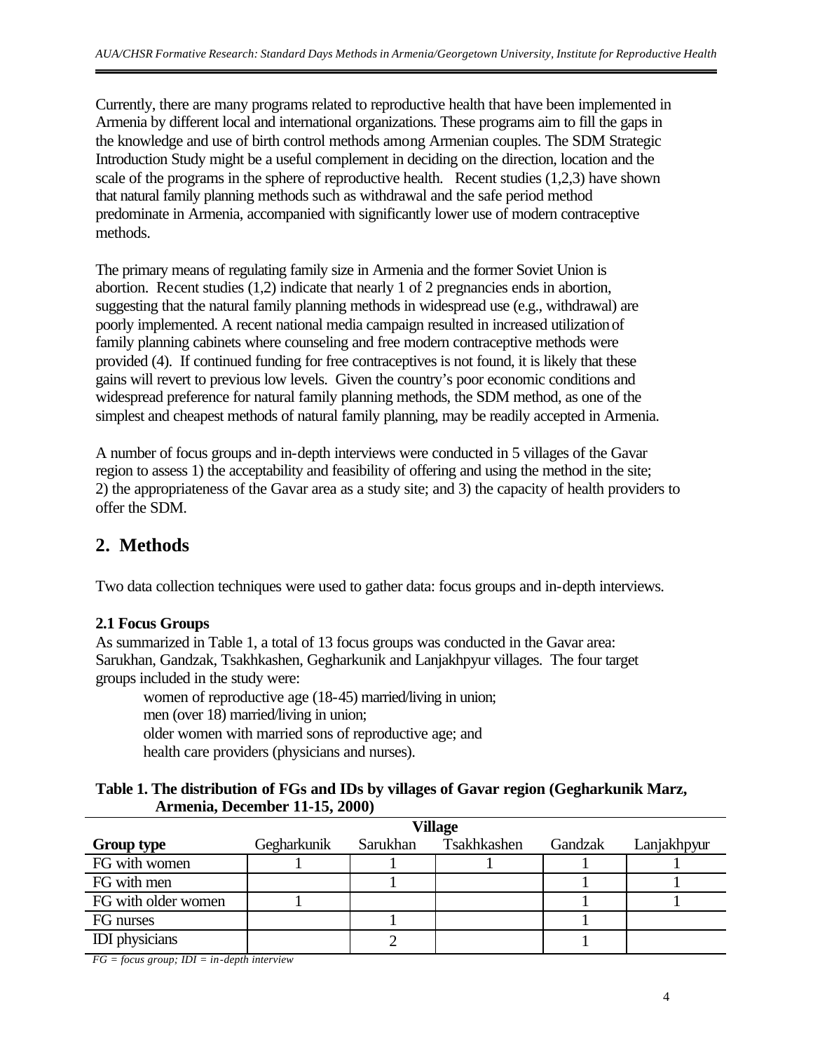Currently, there are many programs related to reproductive health that have been implemented in Armenia by different local and international organizations. These programs aim to fill the gaps in the knowledge and use of birth control methods among Armenian couples. The SDM Strategic Introduction Study might be a useful complement in deciding on the direction, location and the scale of the programs in the sphere of reproductive health. Recent studies (1,2,3) have shown that natural family planning methods such as withdrawal and the safe period method predominate in Armenia, accompanied with significantly lower use of modern contraceptive methods.

The primary means of regulating family size in Armenia and the former Soviet Union is abortion. Recent studies (1,2) indicate that nearly 1 of 2 pregnancies ends in abortion, suggesting that the natural family planning methods in widespread use (e.g., withdrawal) are poorly implemented. A recent national media campaign resulted in increased utilization of family planning cabinets where counseling and free modern contraceptive methods were provided (4). If continued funding for free contraceptives is not found, it is likely that these gains will revert to previous low levels. Given the country's poor economic conditions and widespread preference for natural family planning methods, the SDM method, as one of the simplest and cheapest methods of natural family planning, may be readily accepted in Armenia.

A number of focus groups and in-depth interviews were conducted in 5 villages of the Gavar region to assess 1) the acceptability and feasibility of offering and using the method in the site; 2) the appropriateness of the Gavar area as a study site; and 3) the capacity of health providers to offer the SDM.

## 2. Methods

Two data collection techniques were used to gather data: focus groups and in-depth interviews.

### 2.1 Focus Groups

As summarized in Table 1, a total of 13 focus groups was conducted in the Gavar area: Sarukhan, Gandzak, Tsakhkashen, Gegharkunik and Lanjakhpyur villages. The four target groups included in the study were:

- women of reproductive age (18-45) married/living in union;
- men (over 18) married/living in union;
- older women with married sons of reproductive age; and
- health care providers (physicians and nurses).

**Table 1. The distribution of FGs and IDs by villages of Gavar region (Gegharkunik Marz, Armenia, December 11-15, 2000)**

| | Village | | | | |
|---|---|---|---|---|---|
| **Group type** | Gegharkunik | Sarukhan | Tsakhkashen | Gandzak | Lanjakhpyur |
| FG with women | 1 | 1 | 1 | 1 | 1 |
| FG with men | | 1 | | 1 | 1 |
| FG with older women | 1 | | | 1 | 1 |
| FG nurses | | 1 | | 1 | |
| IDI physicians | | 2 | | 1 | |

*FG = focus group; IDI = in-depth interview*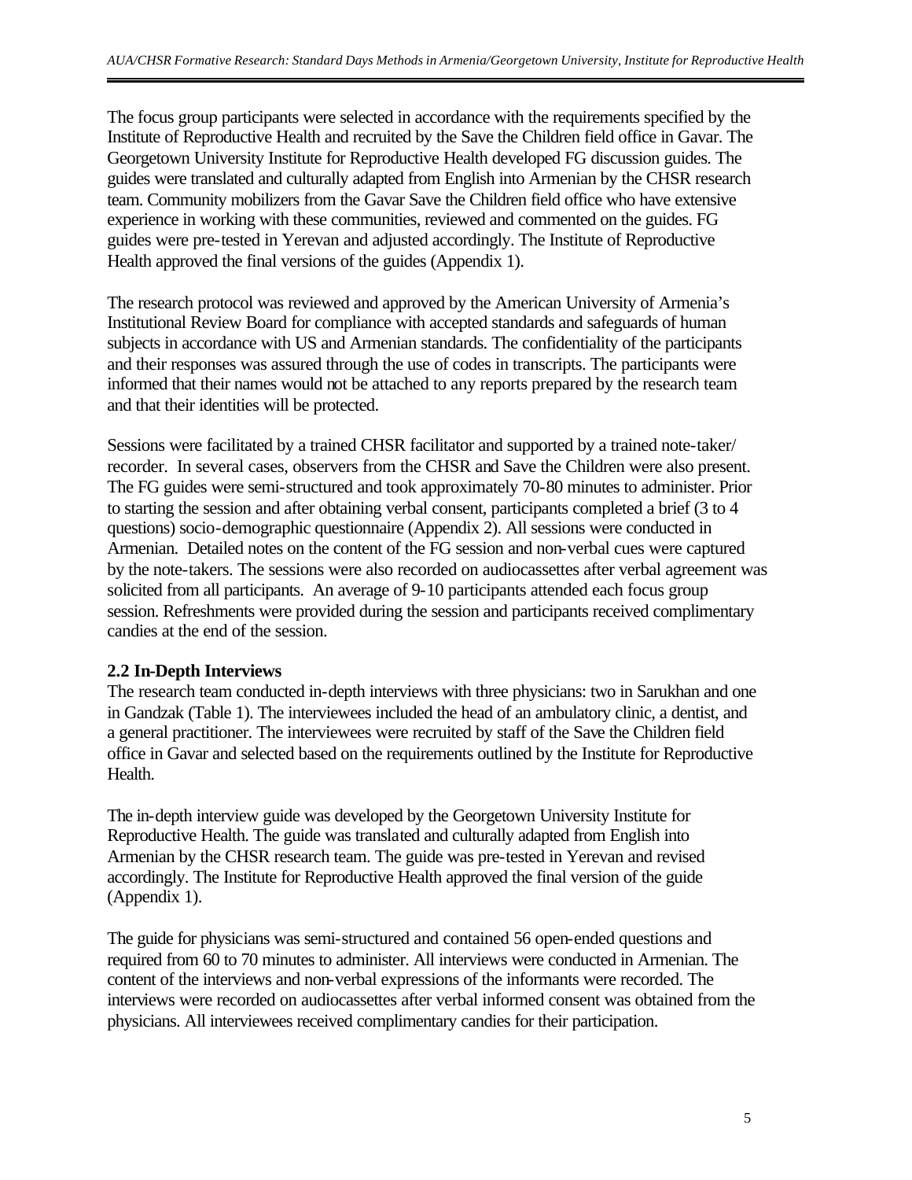The focus group participants were selected in accordance with the requirements specified by the Institute of Reproductive Health and recruited by the Save the Children field office in Gavar. The Georgetown University Institute for Reproductive Health developed FG discussion guides. The guides were translated and culturally adapted from English into Armenian by the CHSR research team. Community mobilizers from the Gavar Save the Children field office who have extensive experience in working with these communities, reviewed and commented on the guides. FG guides were pre-tested in Yerevan and adjusted accordingly. The Institute of Reproductive Health approved the final versions of the guides (Appendix 1).

The research protocol was reviewed and approved by the American University of Armenia's Institutional Review Board for compliance with accepted standards and safeguards of human subjects in accordance with US and Armenian standards. The confidentiality of the participants and their responses was assured through the use of codes in transcripts. The participants were informed that their names would not be attached to any reports prepared by the research team and that their identities will be protected.

Sessions were facilitated by a trained CHSR facilitator and supported by a trained note-taker/ recorder. In several cases, observers from the CHSR and Save the Children were also present. The FG guides were semi-structured and took approximately 70-80 minutes to administer. Prior to starting the session and after obtaining verbal consent, participants completed a brief (3 to 4 questions) socio-demographic questionnaire (Appendix 2). All sessions were conducted in Armenian. Detailed notes on the content of the FG session and non-verbal cues were captured by the note-takers. The sessions were also recorded on audiocassettes after verbal agreement was solicited from all participants. An average of 9-10 participants attended each focus group session. Refreshments were provided during the session and participants received complimentary candies at the end of the session.

### 2.2 In-Depth Interviews

The research team conducted in-depth interviews with three physicians: two in Sarukhan and one in Gandzak (Table 1). The interviewees included the head of an ambulatory clinic, a dentist, and a general practitioner. The interviewees were recruited by staff of the Save the Children field office in Gavar and selected based on the requirements outlined by the Institute for Reproductive Health.

The in-depth interview guide was developed by the Georgetown University Institute for Reproductive Health. The guide was translated and culturally adapted from English into Armenian by the CHSR research team. The guide was pre-tested in Yerevan and revised accordingly. The Institute for Reproductive Health approved the final version of the guide (Appendix 1).

The guide for physicians was semi-structured and contained 56 open-ended questions and required from 60 to 70 minutes to administer. All interviews were conducted in Armenian. The content of the interviews and non-verbal expressions of the informants were recorded. The interviews were recorded on audiocassettes after verbal informed consent was obtained from the physicians. All interviewees received complimentary candies for their participation.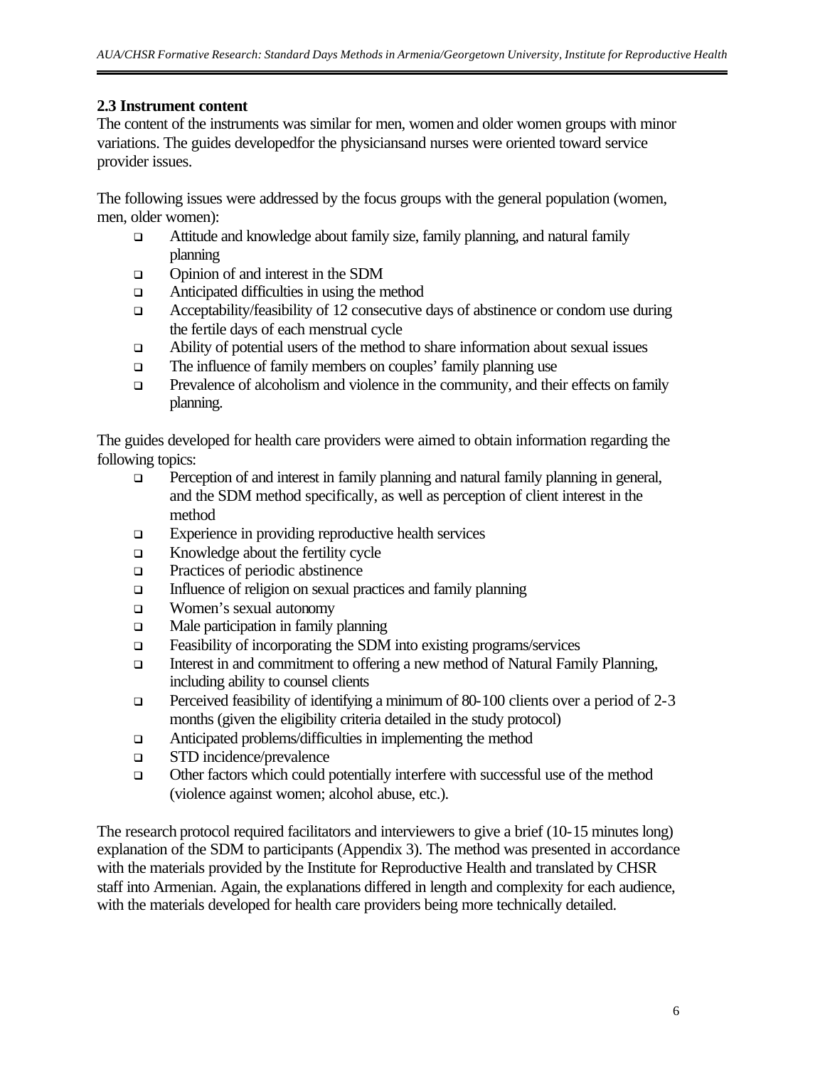### 2.3 Instrument content

The content of the instruments was similar for men, women and older women groups with minor variations. The guides developedfor the physiciansand nurses were oriented toward service provider issues.

The following issues were addressed by the focus groups with the general population (women, men, older women):

- Attitude and knowledge about family size, family planning, and natural family planning
- Opinion of and interest in the SDM
- Anticipated difficulties in using the method
- Acceptability/feasibility of 12 consecutive days of abstinence or condom use during the fertile days of each menstrual cycle
- Ability of potential users of the method to share information about sexual issues
- The influence of family members on couples' family planning use
- Prevalence of alcoholism and violence in the community, and their effects on family planning.

The guides developed for health care providers were aimed to obtain information regarding the following topics:

- Perception of and interest in family planning and natural family planning in general, and the SDM method specifically, as well as perception of client interest in the method
- Experience in providing reproductive health services
- Knowledge about the fertility cycle
- Practices of periodic abstinence
- Influence of religion on sexual practices and family planning
- Women's sexual autonomy
- Male participation in family planning
- Feasibility of incorporating the SDM into existing programs/services
- Interest in and commitment to offering a new method of Natural Family Planning, including ability to counsel clients
- Perceived feasibility of identifying a minimum of 80-100 clients over a period of 2-3 months (given the eligibility criteria detailed in the study protocol)
- Anticipated problems/difficulties in implementing the method
- STD incidence/prevalence
- Other factors which could potentially interfere with successful use of the method (violence against women; alcohol abuse, etc.).

The research protocol required facilitators and interviewers to give a brief (10-15 minutes long) explanation of the SDM to participants (Appendix 3). The method was presented in accordance with the materials provided by the Institute for Reproductive Health and translated by CHSR staff into Armenian. Again, the explanations differed in length and complexity for each audience, with the materials developed for health care providers being more technically detailed.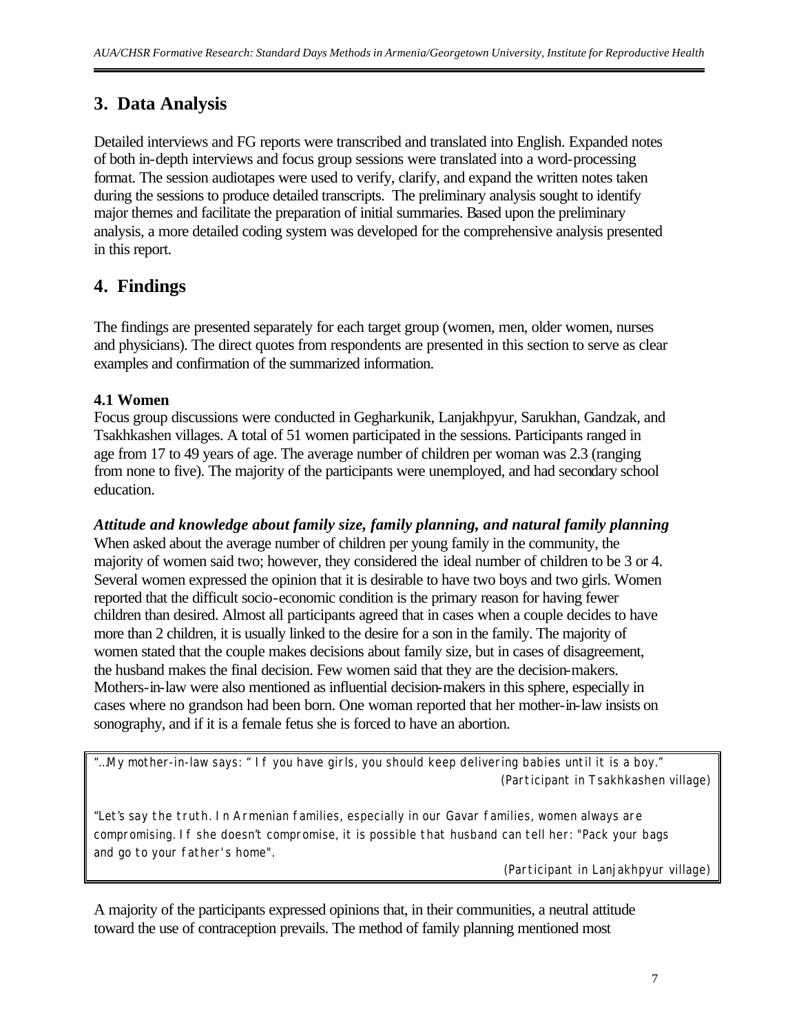## 3. Data Analysis

Detailed interviews and FG reports were transcribed and translated into English. Expanded notes of both in-depth interviews and focus group sessions were translated into a word-processing format. The session audiotapes were used to verify, clarify, and expand the written notes taken during the sessions to produce detailed transcripts. The preliminary analysis sought to identify major themes and facilitate the preparation of initial summaries. Based upon the preliminary analysis, a more detailed coding system was developed for the comprehensive analysis presented in this report.

## 4. Findings

The findings are presented separately for each target group (women, men, older women, nurses and physicians). The direct quotes from respondents are presented in this section to serve as clear examples and confirmation of the summarized information.

### 4.1 Women

Focus group discussions were conducted in Gegharkunik, Lanjakhpyur, Sarukhan, Gandzak, and Tsakhkashen villages. A total of 51 women participated in the sessions. Participants ranged in age from 17 to 49 years of age. The average number of children per woman was 2.3 (ranging from none to five). The majority of the participants were unemployed, and had secondary school education.

***Attitude and knowledge about family size, family planning, and natural family planning***

When asked about the average number of children per young family in the community, the majority of women said two; however, they considered the ideal number of children to be 3 or 4. Several women expressed the opinion that it is desirable to have two boys and two girls. Women reported that the difficult socio-economic condition is the primary reason for having fewer children than desired. Almost all participants agreed that in cases when a couple decides to have more than 2 children, it is usually linked to the desire for a son in the family. The majority of women stated that the couple makes decisions about family size, but in cases of disagreement, the husband makes the final decision. Few women said that they are the decision-makers. Mothers-in-law were also mentioned as influential decision-makers in this sphere, especially in cases where no grandson had been born. One woman reported that her mother-in-law insists on sonography, and if it is a female fetus she is forced to have an abortion.

> "...My mother-in-law says: " If you have girls, you should keep delivering babies until it is a boy."
>
> (Participant in Tsakhkashen village)
>
> "Let's say the truth. In Armenian families, especially in our Gavar families, women always are compromising. If she doesn't compromise, it is possible that husband can tell her: "Pack your bags and go to your father's home".
>
> (Participant in Lanjakhpyur village)

A majority of the participants expressed opinions that, in their communities, a neutral attitude toward the use of contraception prevails. The method of family planning mentioned most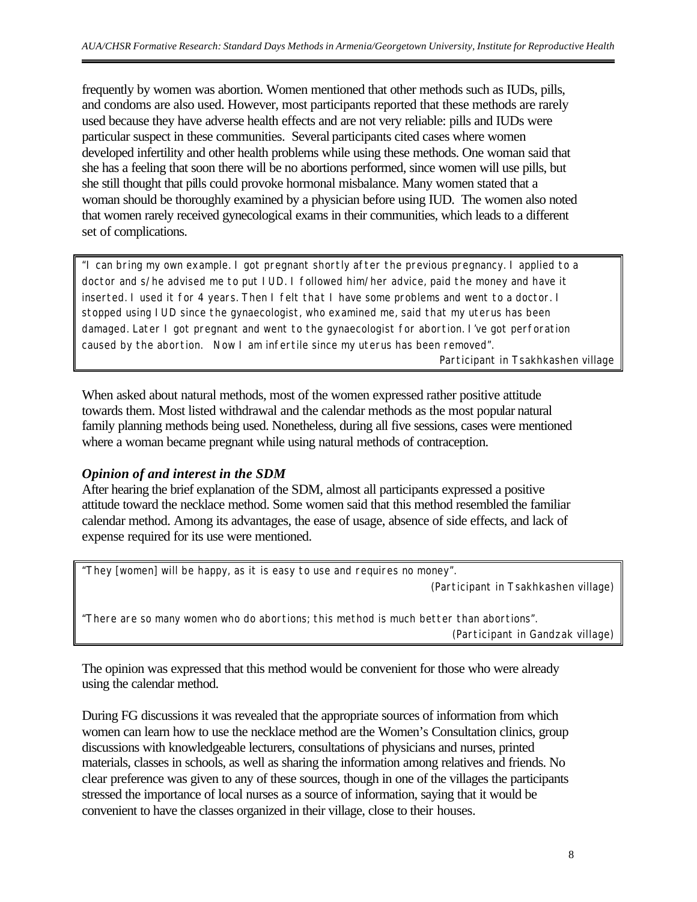frequently by women was abortion. Women mentioned that other methods such as IUDs, pills, and condoms are also used. However, most participants reported that these methods are rarely used because they have adverse health effects and are not very reliable: pills and IUDs were particular suspect in these communities. Several participants cited cases where women developed infertility and other health problems while using these methods. One woman said that she has a feeling that soon there will be no abortions performed, since women will use pills, but she still thought that pills could provoke hormonal misbalance. Many women stated that a woman should be thoroughly examined by a physician before using IUD. The women also noted that women rarely received gynecological exams in their communities, which leads to a different set of complications.

> "I can bring my own example. I got pregnant shortly after the previous pregnancy. I applied to a doctor and s/he advised me to put IUD. I followed him/her advice, paid the money and have it inserted. I used it for 4 years. Then I felt that I have some problems and went to a doctor. I stopped using IUD since the gynaecologist, who examined me, said that my uterus has been damaged. Later I got pregnant and went to the gynaecologist for abortion. I've got perforation caused by the abortion. Now I am infertile since my uterus has been removed".
>
> Participant in Tsakhkashen village

When asked about natural methods, most of the women expressed rather positive attitude towards them. Most listed withdrawal and the calendar methods as the most popular natural family planning methods being used. Nonetheless, during all five sessions, cases were mentioned where a woman became pregnant while using natural methods of contraception.

### *Opinion of and interest in the SDM*

After hearing the brief explanation of the SDM, almost all participants expressed a positive attitude toward the necklace method. Some women said that this method resembled the familiar calendar method. Among its advantages, the ease of usage, absence of side effects, and lack of expense required for its use were mentioned.

> "They [women] will be happy, as it is easy to use and requires no money".
>
> (Participant in Tsakhkashen village)
>
> "There are so many women who do abortions; this method is much better than abortions".
>
> (Participant in Gandzak village)

The opinion was expressed that this method would be convenient for those who were already using the calendar method.

During FG discussions it was revealed that the appropriate sources of information from which women can learn how to use the necklace method are the Women's Consultation clinics, group discussions with knowledgeable lecturers, consultations of physicians and nurses, printed materials, classes in schools, as well as sharing the information among relatives and friends. No clear preference was given to any of these sources, though in one of the villages the participants stressed the importance of local nurses as a source of information, saying that it would be convenient to have the classes organized in their village, close to their houses.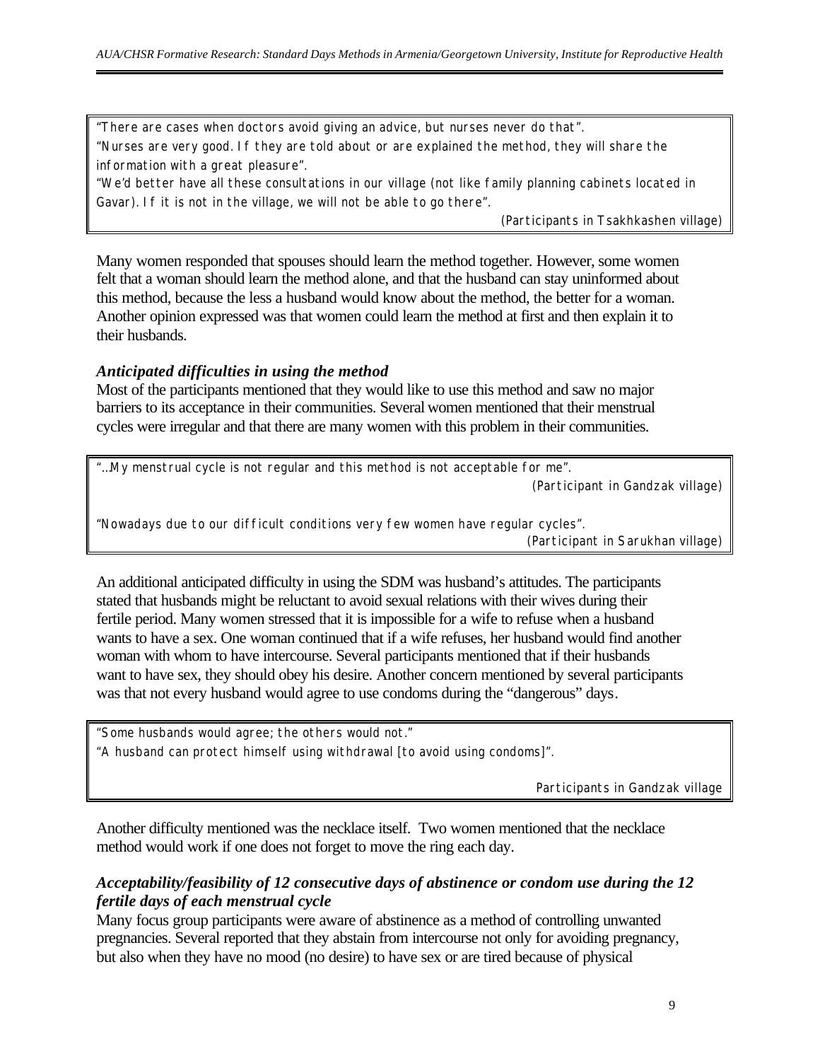> "There are cases when doctors avoid giving an advice, but nurses never do that".
> "Nurses are very good. If they are told about or are explained the method, they will share the information with a great pleasure".
> "We'd better have all these consultations in our village (not like family planning cabinets located in Gavar). If it is not in the village, we will not be able to go there".
>
> (Participants in Tsakhkashen village)

Many women responded that spouses should learn the method together. However, some women felt that a woman should learn the method alone, and that the husband can stay uninformed about this method, because the less a husband would know about the method, the better for a woman. Another opinion expressed was that women could learn the method at first and then explain it to their husbands.

### *Anticipated difficulties in using the method*

Most of the participants mentioned that they would like to use this method and saw no major barriers to its acceptance in their communities. Several women mentioned that their menstrual cycles were irregular and that there are many women with this problem in their communities.

> "...My menstrual cycle is not regular and this method is not acceptable for me".
>
> (Participant in Gandzak village)
>
> "Nowadays due to our difficult conditions very few women have regular cycles".
>
> (Participant in Sarukhan village)

An additional anticipated difficulty in using the SDM was husband's attitudes. The participants stated that husbands might be reluctant to avoid sexual relations with their wives during their fertile period. Many women stressed that it is impossible for a wife to refuse when a husband wants to have a sex. One woman continued that if a wife refuses, her husband would find another woman with whom to have intercourse. Several participants mentioned that if their husbands want to have sex, they should obey his desire. Another concern mentioned by several participants was that not every husband would agree to use condoms during the "dangerous" days.

> "Some husbands would agree; the others would not."
> "A husband can protect himself using withdrawal [to avoid using condoms]".
>
> Participants in Gandzak village

Another difficulty mentioned was the necklace itself. Two women mentioned that the necklace method would work if one does not forget to move the ring each day.

### *Acceptability/feasibility of 12 consecutive days of abstinence or condom use during the 12 fertile days of each menstrual cycle*

Many focus group participants were aware of abstinence as a method of controlling unwanted pregnancies. Several reported that they abstain from intercourse not only for avoiding pregnancy, but also when they have no mood (no desire) to have sex or are tired because of physical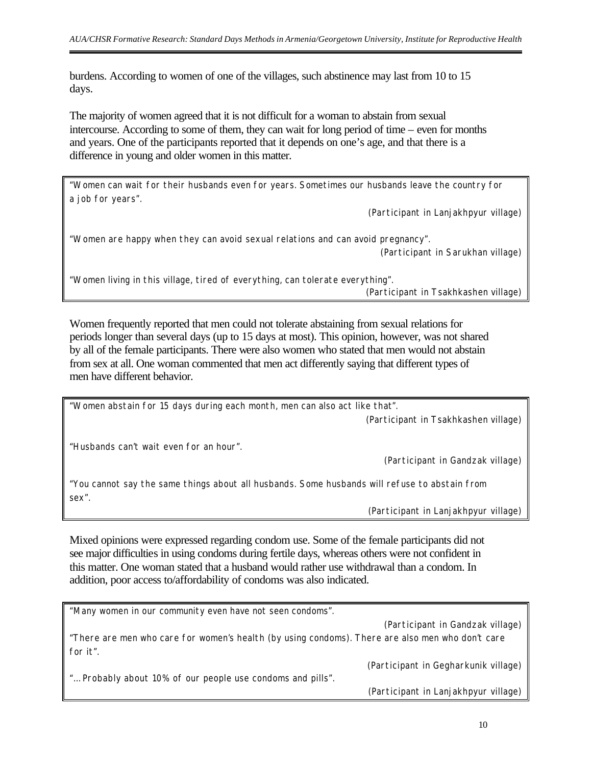burdens. According to women of one of the villages, such abstinence may last from 10 to 15 days.

The majority of women agreed that it is not difficult for a woman to abstain from sexual intercourse. According to some of them, they can wait for long period of time – even for months and years. One of the participants reported that it depends on one's age, and that there is a difference in young and older women in this matter.

> "Women can wait for their husbands even for years. Sometimes our husbands leave the country for a job for years".
>
> (Participant in Lanjakhpyur village)
>
> "Women are happy when they can avoid sexual relations and can avoid pregnancy".
>
> (Participant in Sarukhan village)
>
> "Women living in this village, tired of everything, can tolerate everything".
>
> (Participant in Tsakhkashen village)

Women frequently reported that men could not tolerate abstaining from sexual relations for periods longer than several days (up to 15 days at most). This opinion, however, was not shared by all of the female participants. There were also women who stated that men would not abstain from sex at all. One woman commented that men act differently saying that different types of men have different behavior.

> "Women abstain for 15 days during each month, men can also act like that".
>
> (Participant in Tsakhkashen village)
>
> "Husbands can't wait even for an hour".
>
> (Participant in Gandzak village)
>
> "You cannot say the same things about all husbands. Some husbands will refuse to abstain from sex".
>
> (Participant in Lanjakhpyur village)

Mixed opinions were expressed regarding condom use. Some of the female participants did not see major difficulties in using condoms during fertile days, whereas others were not confident in this matter. One woman stated that a husband would rather use withdrawal than a condom. In addition, poor access to/affordability of condoms was also indicated.

> "Many women in our community even have not seen condoms".
>
> (Participant in Gandzak village)
>
> "There are men who care for women's health (by using condoms). There are also men who don't care for it".
>
> (Participant in Gegharkunik village)
>
> "…Probably about 10% of our people use condoms and pills".
>
> (Participant in Lanjakhpyur village)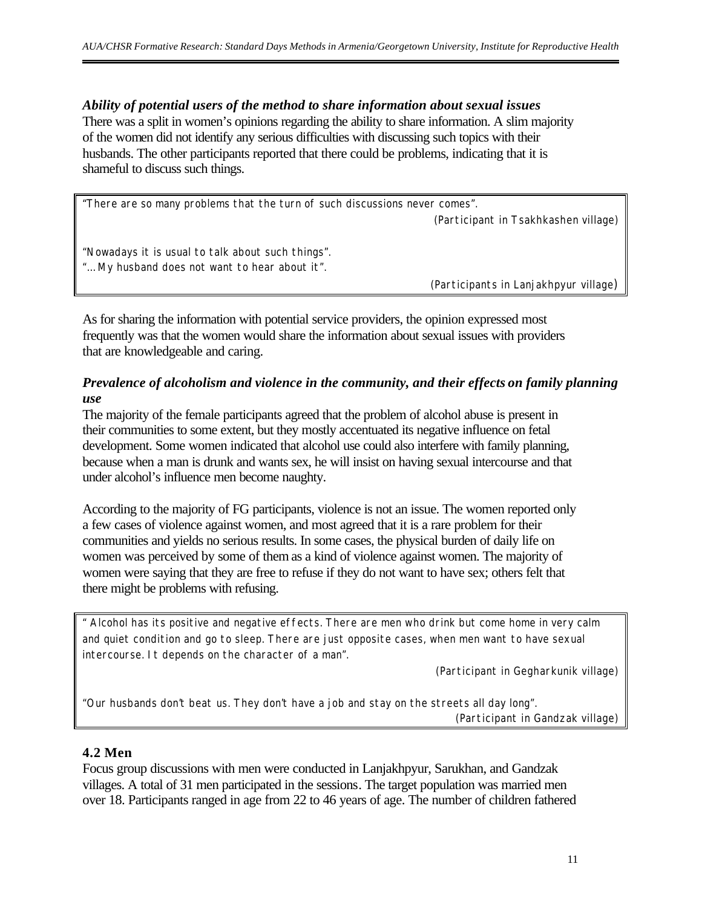### *Ability of potential users of the method to share information about sexual issues*

There was a split in women's opinions regarding the ability to share information. A slim majority of the women did not identify any serious difficulties with discussing such topics with their husbands. The other participants reported that there could be problems, indicating that it is shameful to discuss such things.

> "There are so many problems that the turn of such discussions never comes".
>
> (Participant in Tsakhkashen village)
>
> "Nowadays it is usual to talk about such things".
> "... My husband does not want to hear about it".
>
> (Participants in Lanjakhpyur village)

As for sharing the information with potential service providers, the opinion expressed most frequently was that the women would share the information about sexual issues with providers that are knowledgeable and caring.

### *Prevalence of alcoholism and violence in the community, and their effects on family planning use*

The majority of the female participants agreed that the problem of alcohol abuse is present in their communities to some extent, but they mostly accentuated its negative influence on fetal development. Some women indicated that alcohol use could also interfere with family planning, because when a man is drunk and wants sex, he will insist on having sexual intercourse and that under alcohol's influence men become naughty.

According to the majority of FG participants, violence is not an issue. The women reported only a few cases of violence against women, and most agreed that it is a rare problem for their communities and yields no serious results. In some cases, the physical burden of daily life on women was perceived by some of them as a kind of violence against women. The majority of women were saying that they are free to refuse if they do not want to have sex; others felt that there might be problems with refusing.

> " Alcohol has its positive and negative effects. There are men who drink but come home in very calm and quiet condition and go to sleep. There are just opposite cases, when men want to have sexual intercourse. It depends on the character of a man".
>
> (Participant in Gegharkunik village)
>
> "Our husbands don't beat us. They don't have a job and stay on the streets all day long".
>
> (Participant in Gandzak village)

## 4.2 Men

Focus group discussions with men were conducted in Lanjakhpyur, Sarukhan, and Gandzak villages. A total of 31 men participated in the sessions. The target population was married men over 18. Participants ranged in age from 22 to 46 years of age. The number of children fathered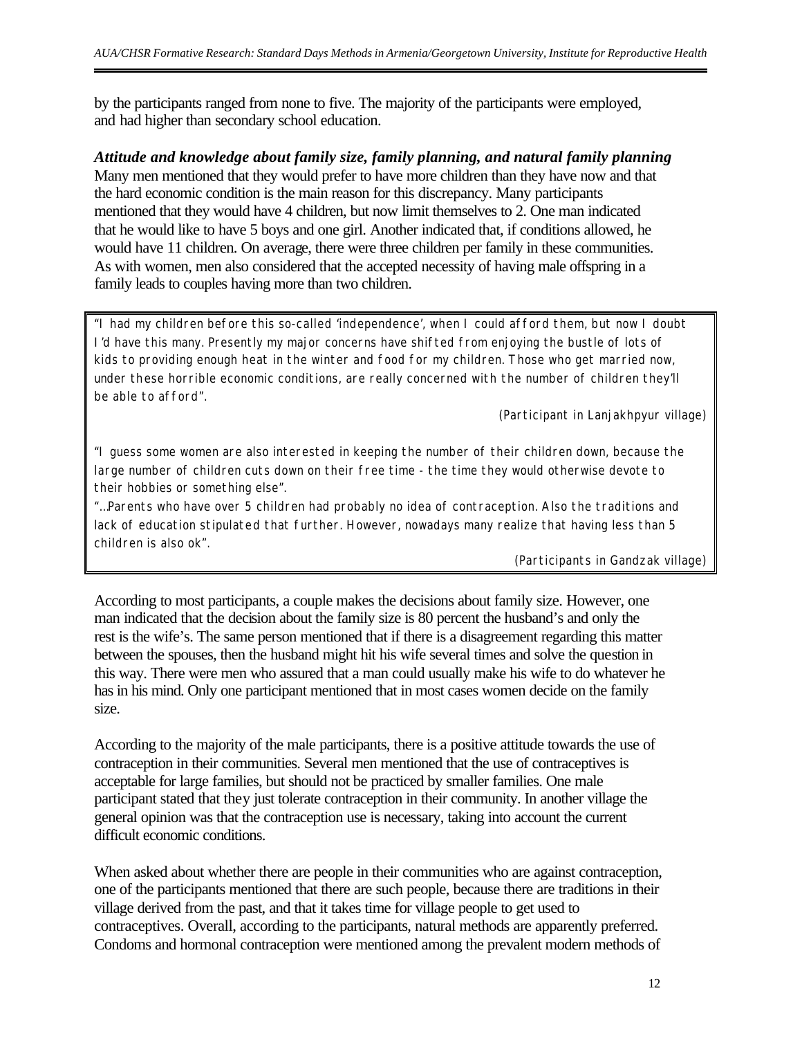by the participants ranged from none to five. The majority of the participants were employed, and had higher than secondary school education.

***Attitude and knowledge about family size, family planning, and natural family planning***

Many men mentioned that they would prefer to have more children than they have now and that the hard economic condition is the main reason for this discrepancy. Many participants mentioned that they would have 4 children, but now limit themselves to 2. One man indicated that he would like to have 5 boys and one girl. Another indicated that, if conditions allowed, he would have 11 children. On average, there were three children per family in these communities. As with women, men also considered that the accepted necessity of having male offspring in a family leads to couples having more than two children.

> "I had my children before this so-called 'independence', when I could afford them, but now I doubt I'd have this many. Presently my major concerns have shifted from enjoying the bustle of lots of kids to providing enough heat in the winter and food for my children. Those who get married now, under these horrible economic conditions, are really concerned with the number of children they'll be able to afford".
>
> (Participant in Lanjakhpyur village)
>
> "I guess some women are also interested in keeping the number of their children down, because the large number of children cuts down on their free time - the time they would otherwise devote to their hobbies or something else".
>
> "…Parents who have over 5 children had probably no idea of contraception. Also the traditions and lack of education stipulated that further. However, nowadays many realize that having less than 5 children is also ok".
>
> (Participants in Gandzak village)

According to most participants, a couple makes the decisions about family size. However, one man indicated that the decision about the family size is 80 percent the husband's and only the rest is the wife's. The same person mentioned that if there is a disagreement regarding this matter between the spouses, then the husband might hit his wife several times and solve the question in this way. There were men who assured that a man could usually make his wife to do whatever he has in his mind. Only one participant mentioned that in most cases women decide on the family size.

According to the majority of the male participants, there is a positive attitude towards the use of contraception in their communities. Several men mentioned that the use of contraceptives is acceptable for large families, but should not be practiced by smaller families. One male participant stated that they just tolerate contraception in their community. In another village the general opinion was that the contraception use is necessary, taking into account the current difficult economic conditions.

When asked about whether there are people in their communities who are against contraception, one of the participants mentioned that there are such people, because there are traditions in their village derived from the past, and that it takes time for village people to get used to contraceptives. Overall, according to the participants, natural methods are apparently preferred. Condoms and hormonal contraception were mentioned among the prevalent modern methods of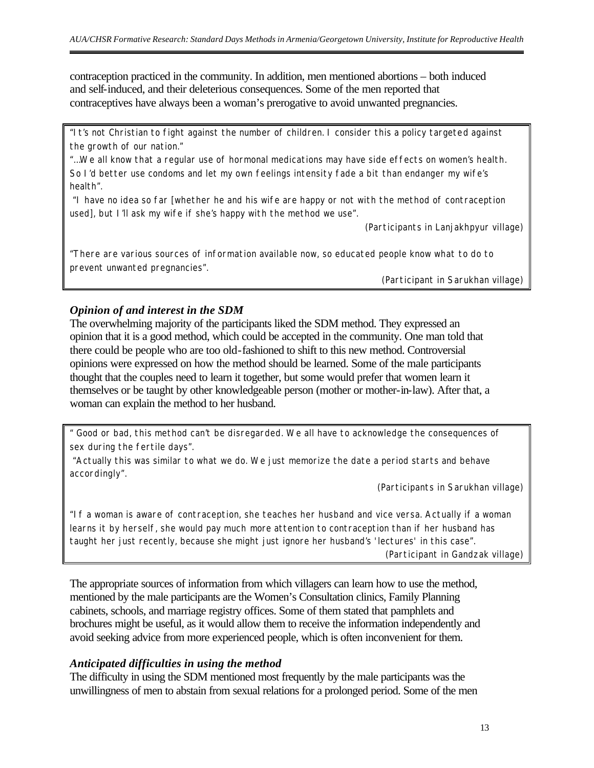contraception practiced in the community. In addition, men mentioned abortions – both induced and self-induced, and their deleterious consequences. Some of the men reported that contraceptives have always been a woman's prerogative to avoid unwanted pregnancies.

> "It's not Christian to fight against the number of children. I consider this a policy targeted against the growth of our nation."
>
> "...We all know that a regular use of hormonal medications may have side effects on women's health. So I'd better use condoms and let my own feelings intensity fade a bit than endanger my wife's health".
>
> "I have no idea so far [whether he and his wife are happy or not with the method of contraception used], but I'll ask my wife if she's happy with the method we use".
>
> (Participants in Lanjakhpyur village)
>
> "There are various sources of information available now, so educated people know what to do to prevent unwanted pregnancies".
>
> (Participant in Sarukhan village)

### *Opinion of and interest in the SDM*

The overwhelming majority of the participants liked the SDM method. They expressed an opinion that it is a good method, which could be accepted in the community. One man told that there could be people who are too old-fashioned to shift to this new method. Controversial opinions were expressed on how the method should be learned. Some of the male participants thought that the couples need to learn it together, but some would prefer that women learn it themselves or be taught by other knowledgeable person (mother or mother-in-law). After that, a woman can explain the method to her husband.

> " Good or bad, this method can't be disregarded. We all have to acknowledge the consequences of sex during the fertile days".
>
> "Actually this was similar to what we do. We just memorize the date a period starts and behave accordingly".
>
> (Participants in Sarukhan village)
>
> "If a woman is aware of contraception, she teaches her husband and vice versa. Actually if a woman learns it by herself, she would pay much more attention to contraception than if her husband has taught her just recently, because she might just ignore her husband's 'lectures' in this case".
>
> (Participant in Gandzak village)

The appropriate sources of information from which villagers can learn how to use the method, mentioned by the male participants are the Women's Consultation clinics, Family Planning cabinets, schools, and marriage registry offices. Some of them stated that pamphlets and brochures might be useful, as it would allow them to receive the information independently and avoid seeking advice from more experienced people, which is often inconvenient for them.

### *Anticipated difficulties in using the method*

The difficulty in using the SDM mentioned most frequently by the male participants was the unwillingness of men to abstain from sexual relations for a prolonged period. Some of the men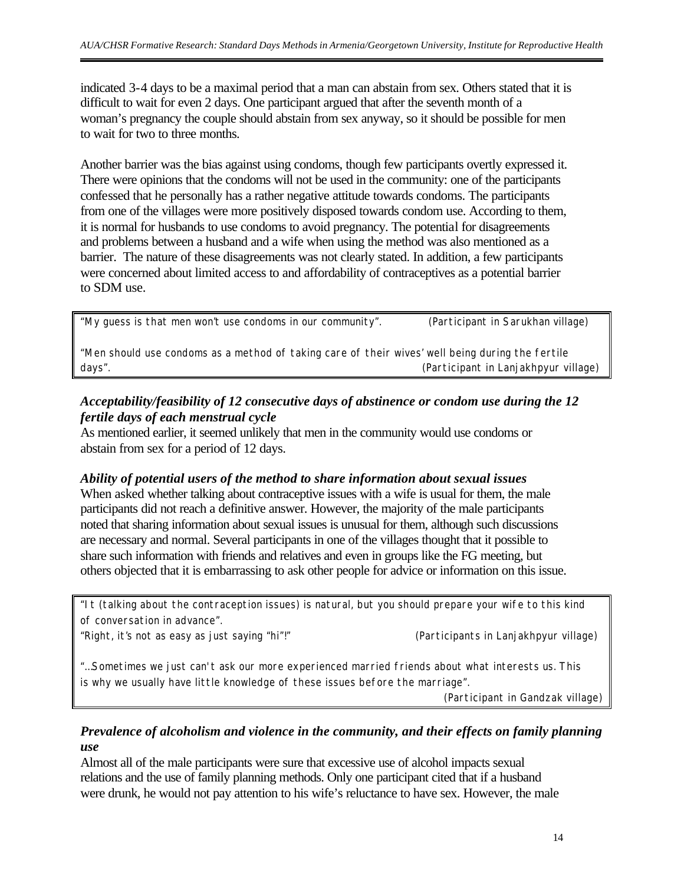indicated 3-4 days to be a maximal period that a man can abstain from sex. Others stated that it is difficult to wait for even 2 days. One participant argued that after the seventh month of a woman's pregnancy the couple should abstain from sex anyway, so it should be possible for men to wait for two to three months.

Another barrier was the bias against using condoms, though few participants overtly expressed it. There were opinions that the condoms will not be used in the community: one of the participants confessed that he personally has a rather negative attitude towards condoms. The participants from one of the villages were more positively disposed towards condom use. According to them, it is normal for husbands to use condoms to avoid pregnancy. The potential for disagreements and problems between a husband and a wife when using the method was also mentioned as a barrier. The nature of these disagreements was not clearly stated. In addition, a few participants were concerned about limited access to and affordability of contraceptives as a potential barrier to SDM use.

> "My guess is that men won't use condoms in our community". (Participant in Sarukhan village)
>
> "Men should use condoms as a method of taking care of their wives' well being during the fertile days". (Participant in Lanjakhpyur village)

### *Acceptability/feasibility of 12 consecutive days of abstinence or condom use during the 12 fertile days of each menstrual cycle*

As mentioned earlier, it seemed unlikely that men in the community would use condoms or abstain from sex for a period of 12 days.

### *Ability of potential users of the method to share information about sexual issues*

When asked whether talking about contraceptive issues with a wife is usual for them, the male participants did not reach a definitive answer. However, the majority of the male participants noted that sharing information about sexual issues is unusual for them, although such discussions are necessary and normal. Several participants in one of the villages thought that it possible to share such information with friends and relatives and even in groups like the FG meeting, but others objected that it is embarrassing to ask other people for advice or information on this issue.

> "It (talking about the contraception issues) is natural, but you should prepare your wife to this kind of conversation in advance".
> "Right, it's not as easy as just saying "hi"!" (Participants in Lanjakhpyur village)
>
> "…Sometimes we just can't ask our more experienced married friends about what interests us. This is why we usually have little knowledge of these issues before the marriage". (Participant in Gandzak village)

### *Prevalence of alcoholism and violence in the community, and their effects on family planning use*

Almost all of the male participants were sure that excessive use of alcohol impacts sexual relations and the use of family planning methods. Only one participant cited that if a husband were drunk, he would not pay attention to his wife's reluctance to have sex. However, the male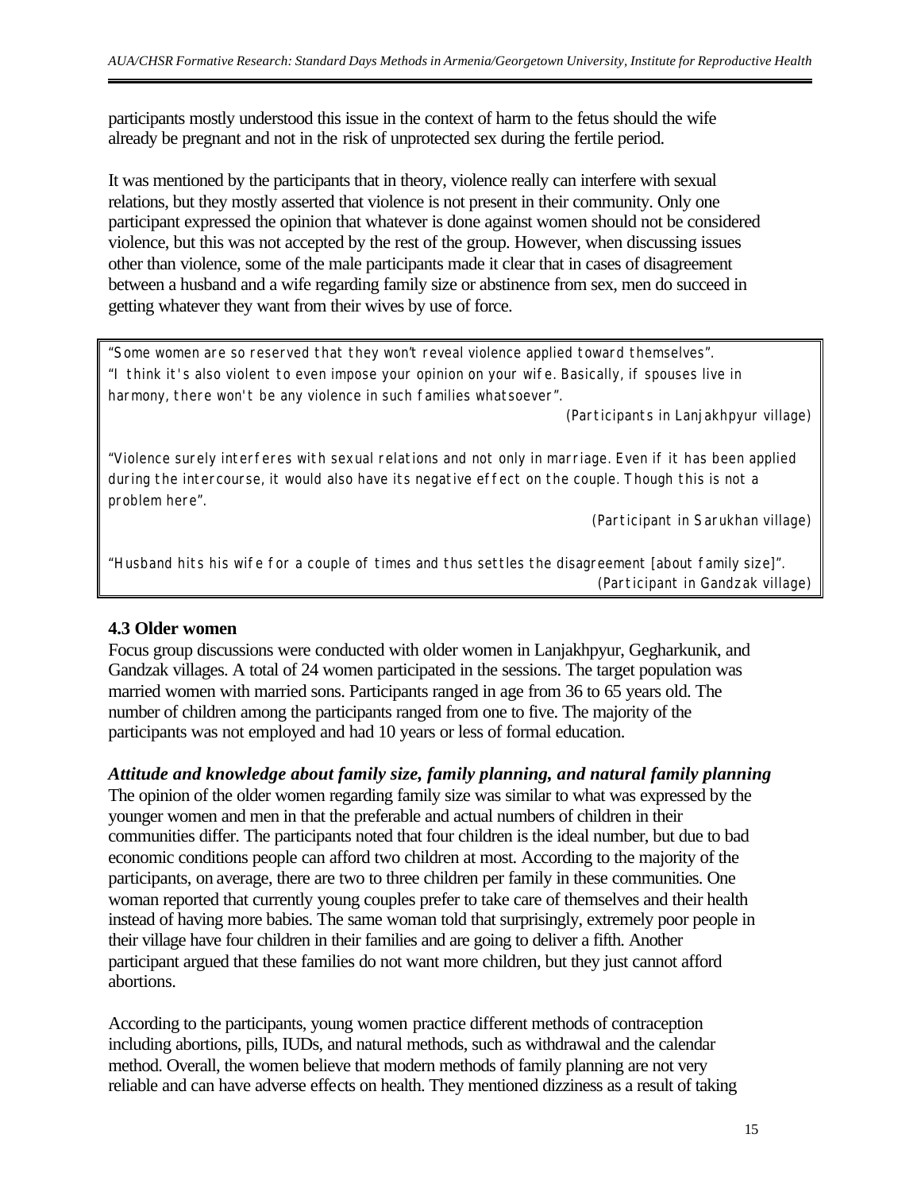participants mostly understood this issue in the context of harm to the fetus should the wife already be pregnant and not in the risk of unprotected sex during the fertile period.

It was mentioned by the participants that in theory, violence really can interfere with sexual relations, but they mostly asserted that violence is not present in their community. Only one participant expressed the opinion that whatever is done against women should not be considered violence, but this was not accepted by the rest of the group. However, when discussing issues other than violence, some of the male participants made it clear that in cases of disagreement between a husband and a wife regarding family size or abstinence from sex, men do succeed in getting whatever they want from their wives by use of force.

> "Some women are so reserved that they won't reveal violence applied toward themselves".
> "I think it's also violent to even impose your opinion on your wife. Basically, if spouses live in harmony, there won't be any violence in such families whatsoever".
>
> (Participants in Lanjakhpyur village)
>
> "Violence surely interferes with sexual relations and not only in marriage. Even if it has been applied during the intercourse, it would also have its negative effect on the couple. Though this is not a problem here".
>
> (Participant in Sarukhan village)
>
> "Husband hits his wife for a couple of times and thus settles the disagreement [about family size]".
>
> (Participant in Gandzak village)

### 4.3 Older women

Focus group discussions were conducted with older women in Lanjakhpyur, Gegharkunik, and Gandzak villages. A total of 24 women participated in the sessions. The target population was married women with married sons. Participants ranged in age from 36 to 65 years old. The number of children among the participants ranged from one to five. The majority of the participants was not employed and had 10 years or less of formal education.

#### *Attitude and knowledge about family size, family planning, and natural family planning*

The opinion of the older women regarding family size was similar to what was expressed by the younger women and men in that the preferable and actual numbers of children in their communities differ. The participants noted that four children is the ideal number, but due to bad economic conditions people can afford two children at most. According to the majority of the participants, on average, there are two to three children per family in these communities. One woman reported that currently young couples prefer to take care of themselves and their health instead of having more babies. The same woman told that surprisingly, extremely poor people in their village have four children in their families and are going to deliver a fifth. Another participant argued that these families do not want more children, but they just cannot afford abortions.

According to the participants, young women practice different methods of contraception including abortions, pills, IUDs, and natural methods, such as withdrawal and the calendar method. Overall, the women believe that modern methods of family planning are not very reliable and can have adverse effects on health. They mentioned dizziness as a result of taking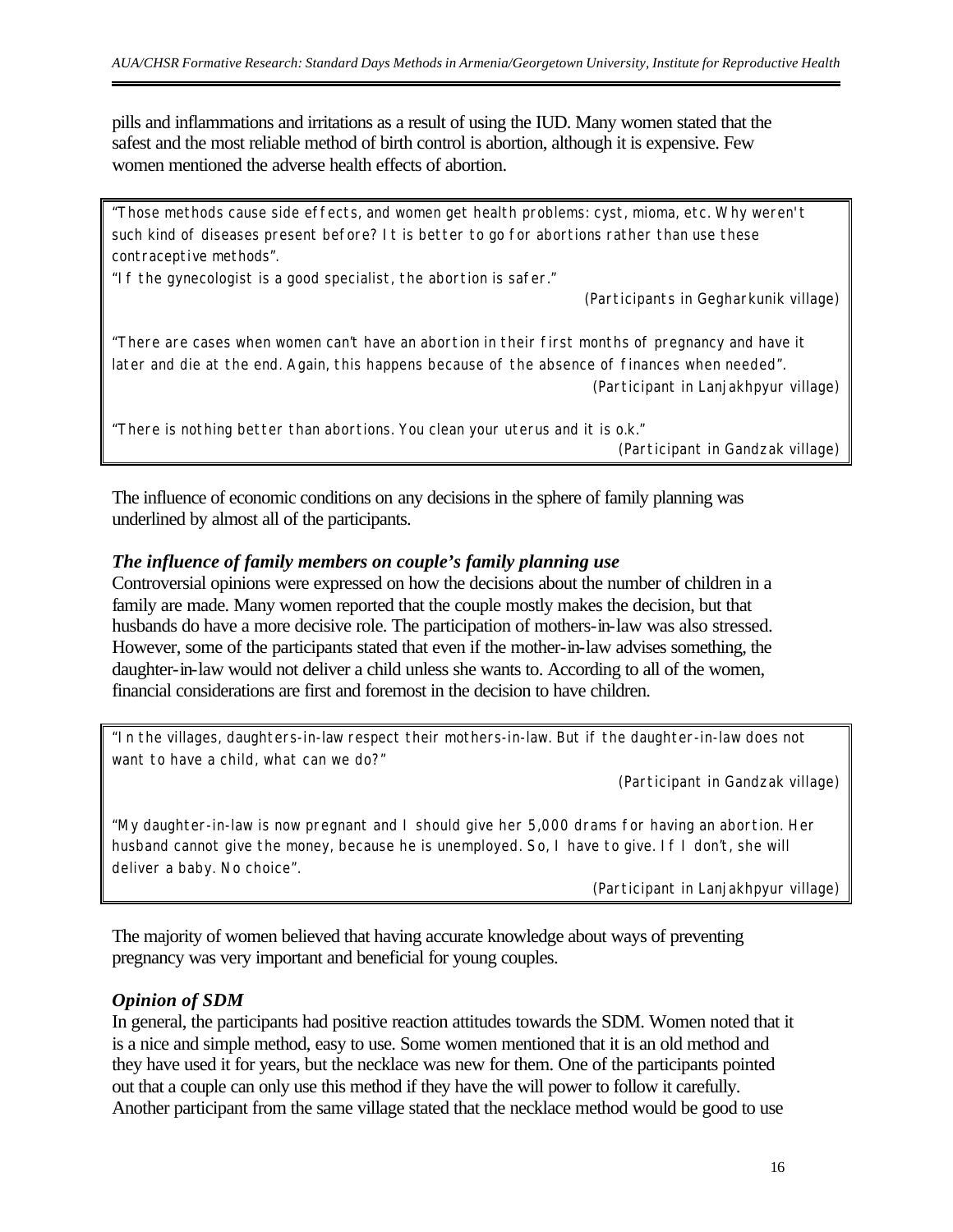pills and inflammations and irritations as a result of using the IUD. Many women stated that the safest and the most reliable method of birth control is abortion, although it is expensive. Few women mentioned the adverse health effects of abortion.

> "Those methods cause side effects, and women get health problems: cyst, mioma, etc. Why weren't such kind of diseases present before? It is better to go for abortions rather than use these contraceptive methods".
> "If the gynecologist is a good specialist, the abortion is safer."
>
> (Participants in Gegharkunik village)
>
> "There are cases when women can't have an abortion in their first months of pregnancy and have it later and die at the end. Again, this happens because of the absence of finances when needed".
>
> (Participant in Lanjakhpyur village)
>
> "There is nothing better than abortions. You clean your uterus and it is o.k."
>
> (Participant in Gandzak village)

The influence of economic conditions on any decisions in the sphere of family planning was underlined by almost all of the participants.

### *The influence of family members on couple's family planning use*

Controversial opinions were expressed on how the decisions about the number of children in a family are made. Many women reported that the couple mostly makes the decision, but that husbands do have a more decisive role. The participation of mothers-in-law was also stressed. However, some of the participants stated that even if the mother-in-law advises something, the daughter-in-law would not deliver a child unless she wants to. According to all of the women, financial considerations are first and foremost in the decision to have children.

> "In the villages, daughters-in-law respect their mothers-in-law. But if the daughter-in-law does not want to have a child, what can we do?"
>
> (Participant in Gandzak village)
>
> "My daughter-in-law is now pregnant and I should give her 5,000 drams for having an abortion. Her husband cannot give the money, because he is unemployed. So, I have to give. If I don't, she will deliver a baby. No choice".
>
> (Participant in Lanjakhpyur village)

The majority of women believed that having accurate knowledge about ways of preventing pregnancy was very important and beneficial for young couples.

### *Opinion of SDM*

In general, the participants had positive reaction attitudes towards the SDM. Women noted that it is a nice and simple method, easy to use. Some women mentioned that it is an old method and they have used it for years, but the necklace was new for them. One of the participants pointed out that a couple can only use this method if they have the will power to follow it carefully. Another participant from the same village stated that the necklace method would be good to use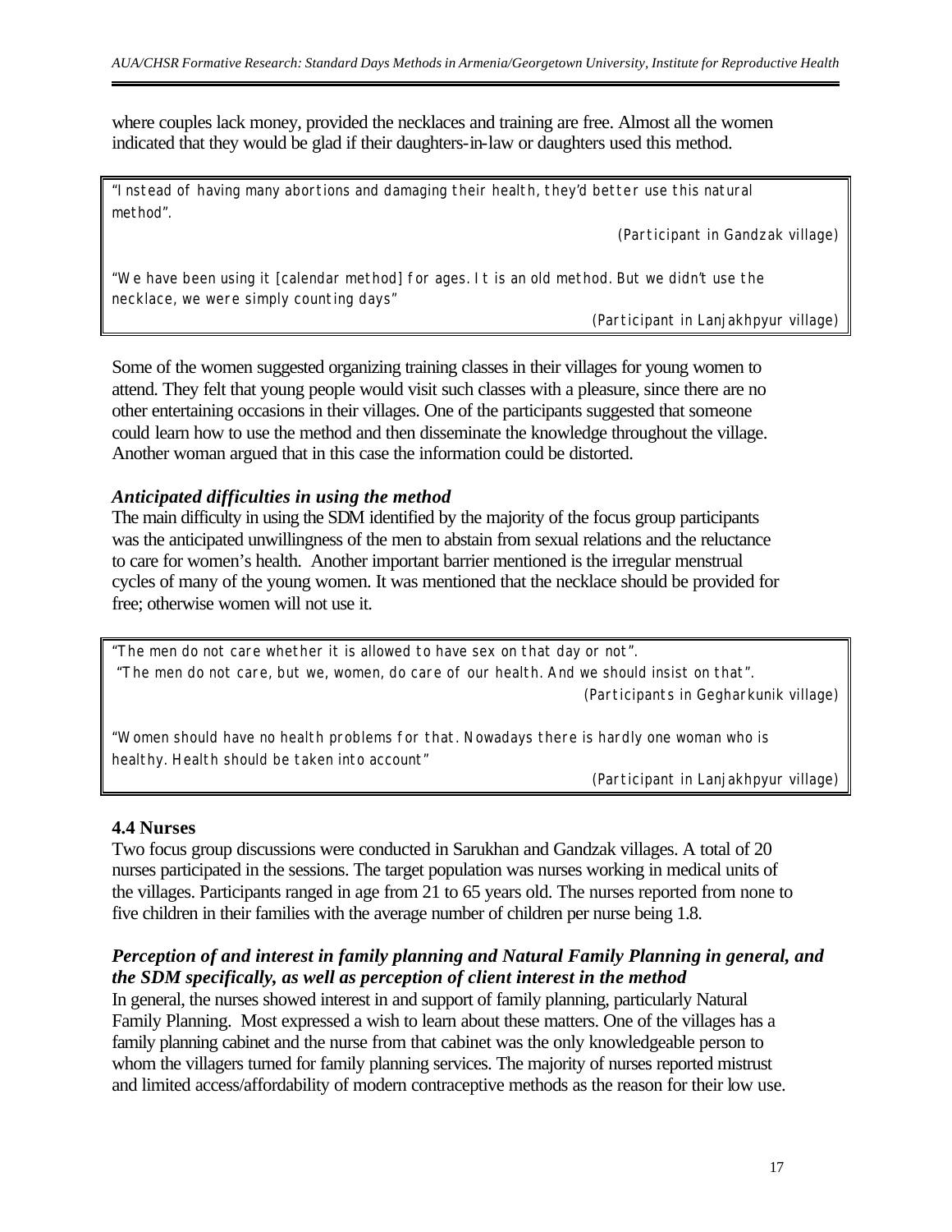where couples lack money, provided the necklaces and training are free. Almost all the women indicated that they would be glad if their daughters-in-law or daughters used this method.

> "Instead of having many abortions and damaging their health, they'd better use this natural method".
>
> (Participant in Gandzak village)
>
> "We have been using it [calendar method] for ages. It is an old method. But we didn't use the necklace, we were simply counting days"
>
> (Participant in Lanjakhpyur village)

Some of the women suggested organizing training classes in their villages for young women to attend. They felt that young people would visit such classes with a pleasure, since there are no other entertaining occasions in their villages. One of the participants suggested that someone could learn how to use the method and then disseminate the knowledge throughout the village. Another woman argued that in this case the information could be distorted.

### *Anticipated difficulties in using the method*

The main difficulty in using the SDM identified by the majority of the focus group participants was the anticipated unwillingness of the men to abstain from sexual relations and the reluctance to care for women's health. Another important barrier mentioned is the irregular menstrual cycles of many of the young women. It was mentioned that the necklace should be provided for free; otherwise women will not use it.

> "The men do not care whether it is allowed to have sex on that day or not".
> "The men do not care, but we, women, do care of our health. And we should insist on that".
>
> (Participants in Gegharkunik village)
>
> "Women should have no health problems for that. Nowadays there is hardly one woman who is healthy. Health should be taken into account"
>
> (Participant in Lanjakhpyur village)

## 4.4 Nurses

Two focus group discussions were conducted in Sarukhan and Gandzak villages. A total of 20 nurses participated in the sessions. The target population was nurses working in medical units of the villages. Participants ranged in age from 21 to 65 years old. The nurses reported from none to five children in their families with the average number of children per nurse being 1.8.

### *Perception of and interest in family planning and Natural Family Planning in general, and the SDM specifically, as well as perception of client interest in the method*

In general, the nurses showed interest in and support of family planning, particularly Natural Family Planning. Most expressed a wish to learn about these matters. One of the villages has a family planning cabinet and the nurse from that cabinet was the only knowledgeable person to whom the villagers turned for family planning services. The majority of nurses reported mistrust and limited access/affordability of modern contraceptive methods as the reason for their low use.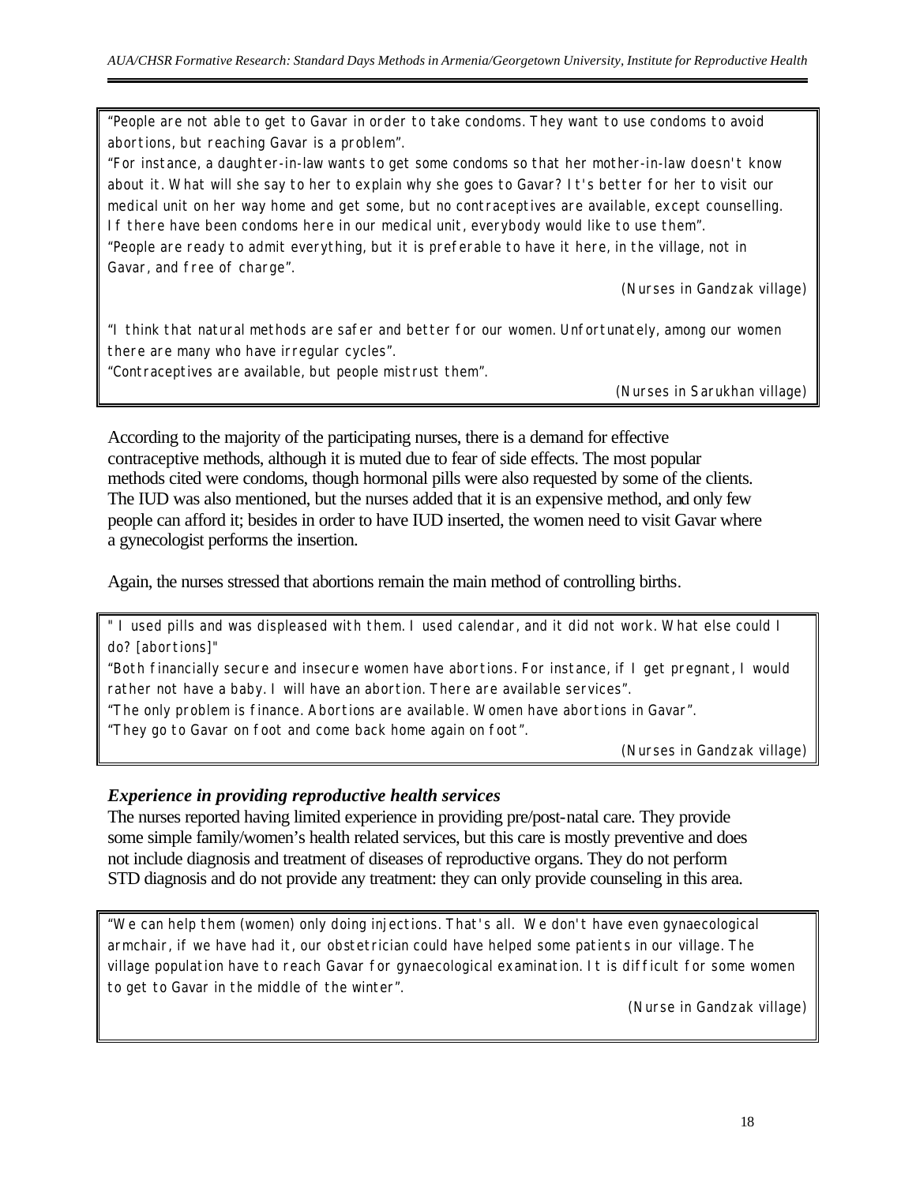"People are not able to get to Gavar in order to take condoms. They want to use condoms to avoid abortions, but reaching Gavar is a problem".
"For instance, a daughter-in-law wants to get some condoms so that her mother-in-law doesn't know about it. What will she say to her to explain why she goes to Gavar? It's better for her to visit our medical unit on her way home and get some, but no contraceptives are available, except counselling. If there have been condoms here in our medical unit, everybody would like to use them".
"People are ready to admit everything, but it is preferable to have it here, in the village, not in Gavar, and free of charge".

(Nurses in Gandzak village)

"I think that natural methods are safer and better for our women. Unfortunately, among our women there are many who have irregular cycles".
"Contraceptives are available, but people mistrust them".

(Nurses in Sarukhan village)

According to the majority of the participating nurses, there is a demand for effective contraceptive methods, although it is muted due to fear of side effects. The most popular methods cited were condoms, though hormonal pills were also requested by some of the clients. The IUD was also mentioned, but the nurses added that it is an expensive method, and only few people can afford it; besides in order to have IUD inserted, the women need to visit Gavar where a gynecologist performs the insertion.

Again, the nurses stressed that abortions remain the main method of controlling births.

" I used pills and was displeased with them. I used calendar, and it did not work. What else could I do? [abortions]"
"Both financially secure and insecure women have abortions. For instance, if I get pregnant, I would rather not have a baby. I will have an abortion. There are available services".
"The only problem is finance. Abortions are available. Women have abortions in Gavar".
"They go to Gavar on foot and come back home again on foot".

(Nurses in Gandzak village)

### *Experience in providing reproductive health services*

The nurses reported having limited experience in providing pre/post-natal care. They provide some simple family/women's health related services, but this care is mostly preventive and does not include diagnosis and treatment of diseases of reproductive organs. They do not perform STD diagnosis and do not provide any treatment: they can only provide counseling in this area.

"We can help them (women) only doing injections. That's all. We don't have even gynaecological armchair, if we have had it, our obstetrician could have helped some patients in our village. The village population have to reach Gavar for gynaecological examination. It is difficult for some women to get to Gavar in the middle of the winter".

(Nurse in Gandzak village)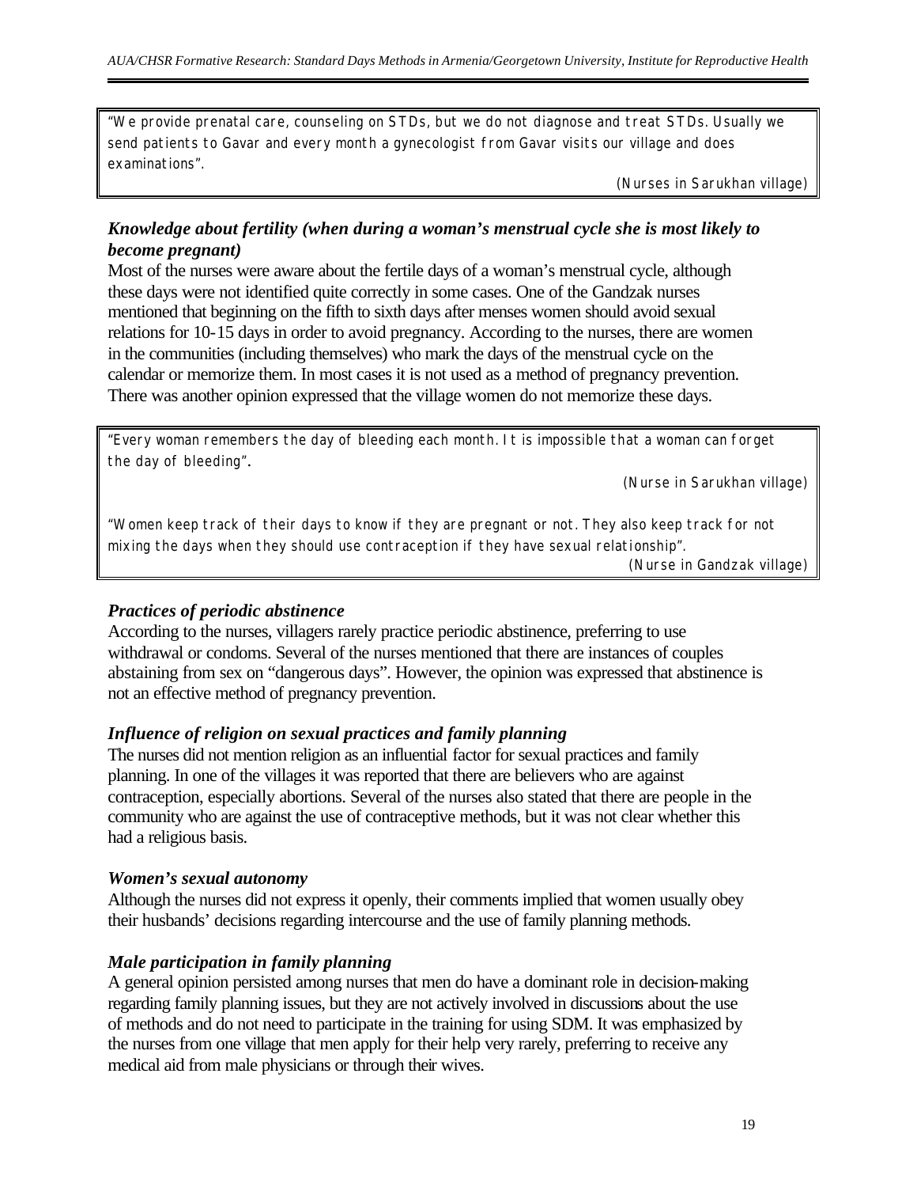"We provide prenatal care, counseling on STDs, but we do not diagnose and treat STDs. Usually we send patients to Gavar and every month a gynecologist from Gavar visits our village and does examinations".

(Nurses in Sarukhan village)

### *Knowledge about fertility (when during a woman's menstrual cycle she is most likely to become pregnant)*

Most of the nurses were aware about the fertile days of a woman's menstrual cycle, although these days were not identified quite correctly in some cases. One of the Gandzak nurses mentioned that beginning on the fifth to sixth days after menses women should avoid sexual relations for 10-15 days in order to avoid pregnancy. According to the nurses, there are women in the communities (including themselves) who mark the days of the menstrual cycle on the calendar or memorize them. In most cases it is not used as a method of pregnancy prevention. There was another opinion expressed that the village women do not memorize these days.

"Every woman remembers the day of bleeding each month. It is impossible that a woman can forget the day of bleeding".

(Nurse in Sarukhan village)

"Women keep track of their days to know if they are pregnant or not. They also keep track for not mixing the days when they should use contraception if they have sexual relationship".

(Nurse in Gandzak village)

### *Practices of periodic abstinence*

According to the nurses, villagers rarely practice periodic abstinence, preferring to use withdrawal or condoms. Several of the nurses mentioned that there are instances of couples abstaining from sex on "dangerous days". However, the opinion was expressed that abstinence is not an effective method of pregnancy prevention.

### *Influence of religion on sexual practices and family planning*

The nurses did not mention religion as an influential factor for sexual practices and family planning. In one of the villages it was reported that there are believers who are against contraception, especially abortions. Several of the nurses also stated that there are people in the community who are against the use of contraceptive methods, but it was not clear whether this had a religious basis.

### *Women's sexual autonomy*

Although the nurses did not express it openly, their comments implied that women usually obey their husbands' decisions regarding intercourse and the use of family planning methods.

### *Male participation in family planning*

A general opinion persisted among nurses that men do have a dominant role in decision-making regarding family planning issues, but they are not actively involved in discussions about the use of methods and do not need to participate in the training for using SDM. It was emphasized by the nurses from one village that men apply for their help very rarely, preferring to receive any medical aid from male physicians or through their wives.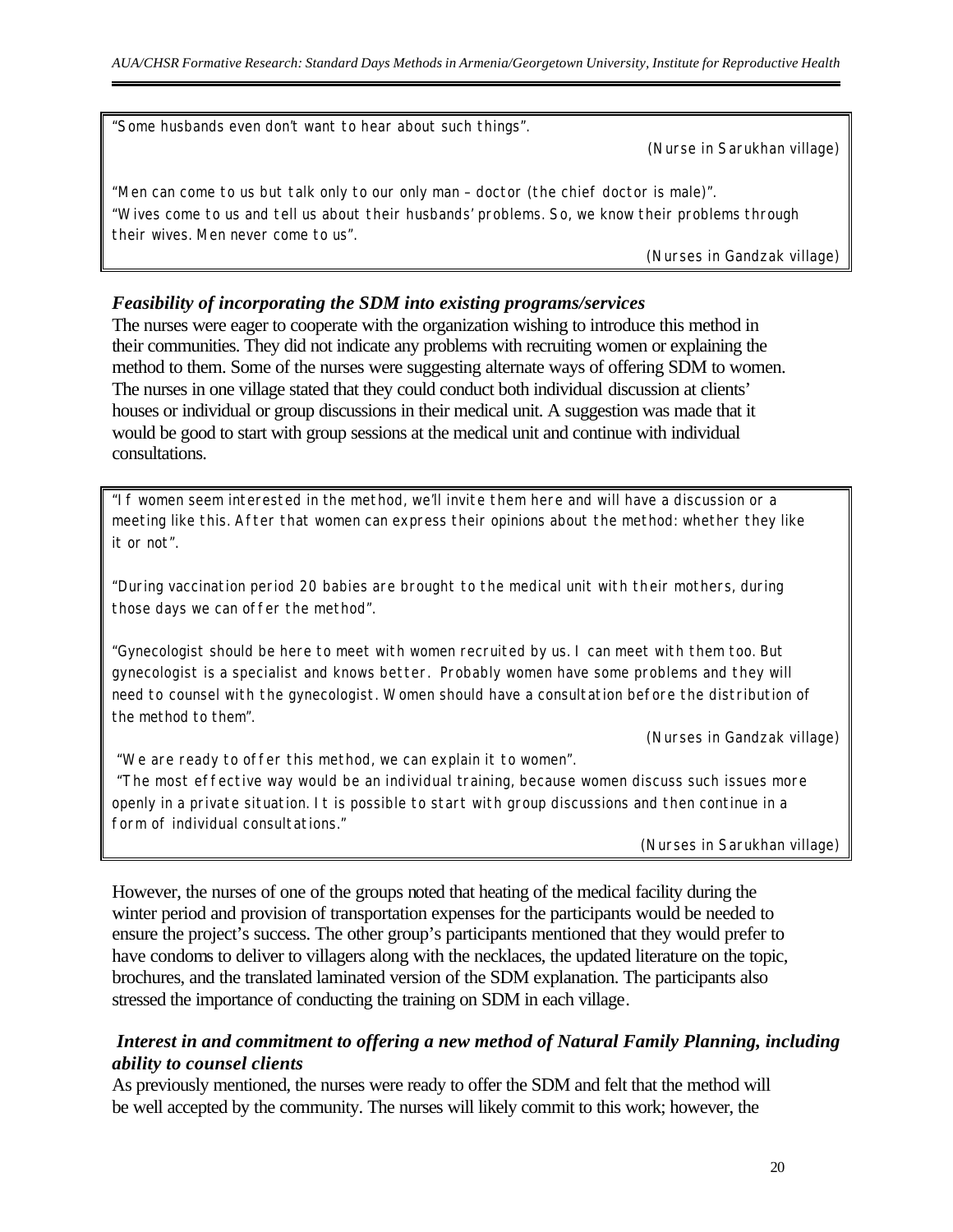"Some husbands even don't want to hear about such things".

(Nurse in Sarukhan village)

"Men can come to us but talk only to our only man – doctor (the chief doctor is male)".
"Wives come to us and tell us about their husbands' problems. So, we know their problems through their wives. Men never come to us".

(Nurses in Gandzak village)

### *Feasibility of incorporating the SDM into existing programs/services*

The nurses were eager to cooperate with the organization wishing to introduce this method in their communities. They did not indicate any problems with recruiting women or explaining the method to them. Some of the nurses were suggesting alternate ways of offering SDM to women. The nurses in one village stated that they could conduct both individual discussion at clients' houses or individual or group discussions in their medical unit. A suggestion was made that it would be good to start with group sessions at the medical unit and continue with individual consultations.

"If women seem interested in the method, we'll invite them here and will have a discussion or a meeting like this. After that women can express their opinions about the method: whether they like it or not".

"During vaccination period 20 babies are brought to the medical unit with their mothers, during those days we can offer the method".

"Gynecologist should be here to meet with women recruited by us. I can meet with them too. But gynecologist is a specialist and knows better. Probably women have some problems and they will need to counsel with the gynecologist. Women should have a consultation before the distribution of the method to them".

(Nurses in Gandzak village)

"We are ready to offer this method, we can explain it to women".
"The most effective way would be an individual training, because women discuss such issues more openly in a private situation. It is possible to start with group discussions and then continue in a form of individual consultations."

(Nurses in Sarukhan village)

However, the nurses of one of the groups noted that heating of the medical facility during the winter period and provision of transportation expenses for the participants would be needed to ensure the project's success. The other group's participants mentioned that they would prefer to have condoms to deliver to villagers along with the necklaces, the updated literature on the topic, brochures, and the translated laminated version of the SDM explanation. The participants also stressed the importance of conducting the training on SDM in each village.

### *Interest in and commitment to offering a new method of Natural Family Planning, including ability to counsel clients*

As previously mentioned, the nurses were ready to offer the SDM and felt that the method will be well accepted by the community. The nurses will likely commit to this work; however, the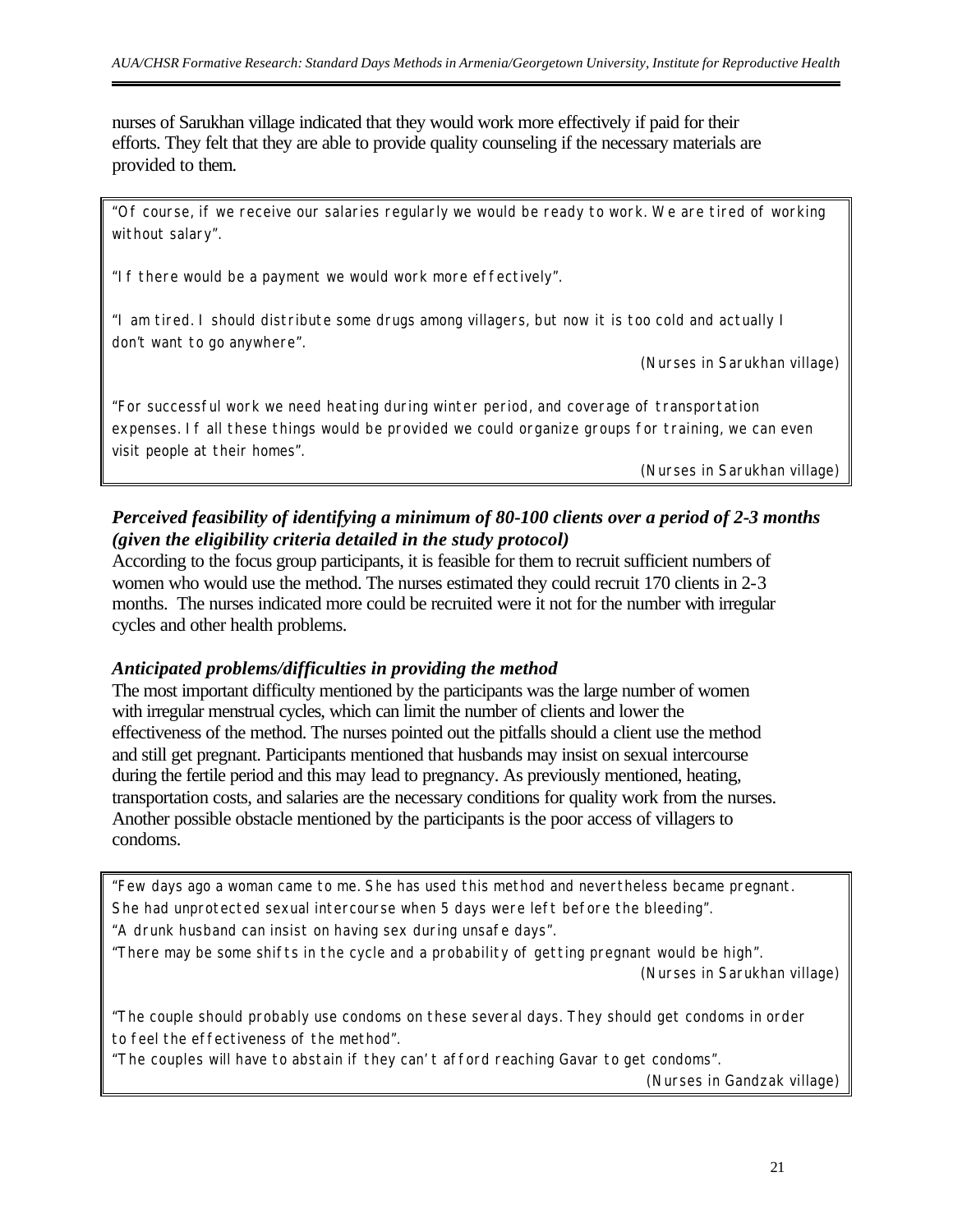nurses of Sarukhan village indicated that they would work more effectively if paid for their efforts. They felt that they are able to provide quality counseling if the necessary materials are provided to them.

> "Of course, if we receive our salaries regularly we would be ready to work. We are tired of working without salary".
>
> "If there would be a payment we would work more effectively".
>
> "I am tired. I should distribute some drugs among villagers, but now it is too cold and actually I don't want to go anywhere".
>
> (Nurses in Sarukhan village)
>
> "For successful work we need heating during winter period, and coverage of transportation expenses. If all these things would be provided we could organize groups for training, we can even visit people at their homes".
>
> (Nurses in Sarukhan village)

### *Perceived feasibility of identifying a minimum of 80-100 clients over a period of 2-3 months (given the eligibility criteria detailed in the study protocol)*

According to the focus group participants, it is feasible for them to recruit sufficient numbers of women who would use the method. The nurses estimated they could recruit 170 clients in 2-3 months. The nurses indicated more could be recruited were it not for the number with irregular cycles and other health problems.

### *Anticipated problems/difficulties in providing the method*

The most important difficulty mentioned by the participants was the large number of women with irregular menstrual cycles, which can limit the number of clients and lower the effectiveness of the method. The nurses pointed out the pitfalls should a client use the method and still get pregnant. Participants mentioned that husbands may insist on sexual intercourse during the fertile period and this may lead to pregnancy. As previously mentioned, heating, transportation costs, and salaries are the necessary conditions for quality work from the nurses. Another possible obstacle mentioned by the participants is the poor access of villagers to condoms.

> "Few days ago a woman came to me. She has used this method and nevertheless became pregnant. She had unprotected sexual intercourse when 5 days were left before the bleeding".
> "A drunk husband can insist on having sex during unsafe days".
> "There may be some shifts in the cycle and a probability of getting pregnant would be high".
>
> (Nurses in Sarukhan village)
>
> "The couple should probably use condoms on these several days. They should get condoms in order to feel the effectiveness of the method".
> "The couples will have to abstain if they can't afford reaching Gavar to get condoms".
>
> (Nurses in Gandzak village)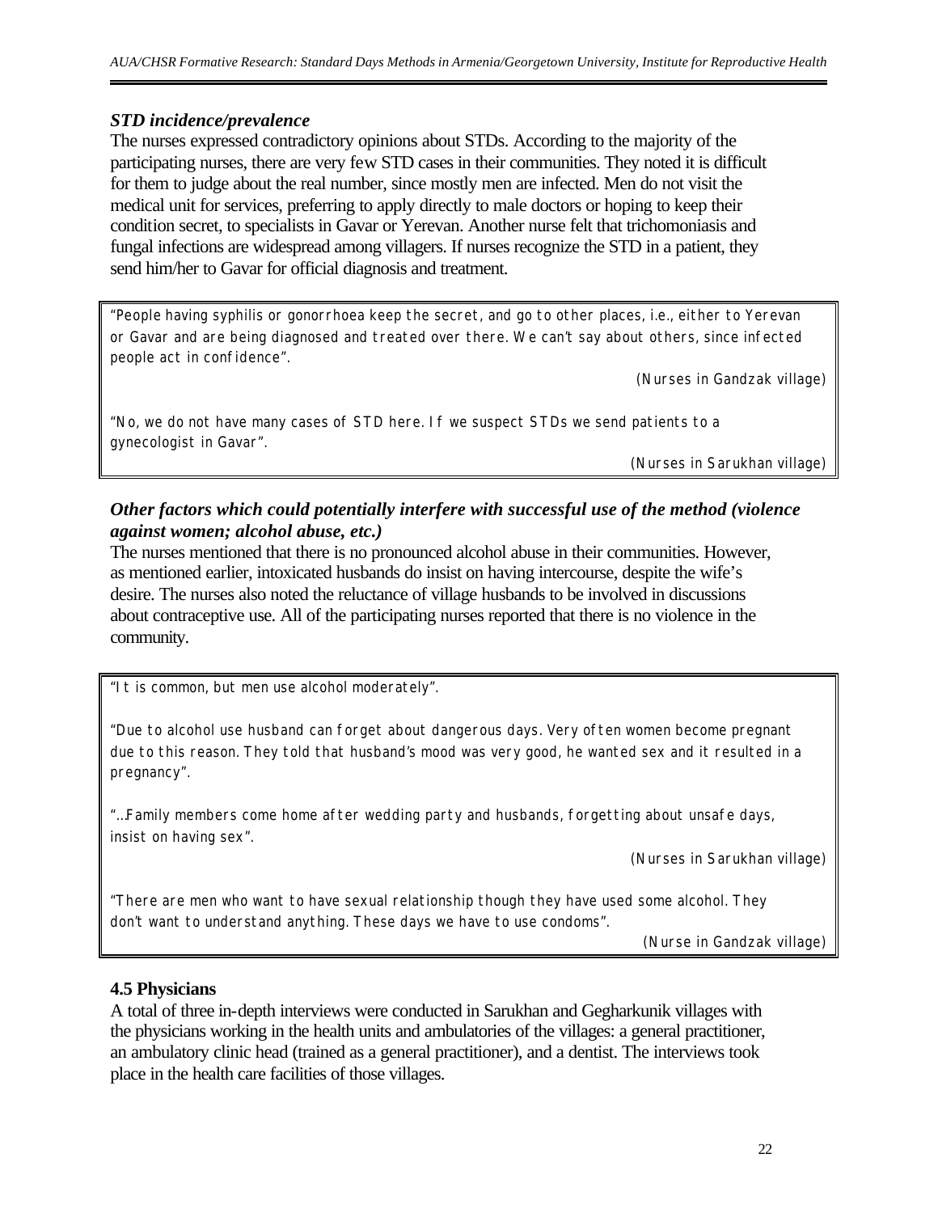### *STD incidence/prevalence*

The nurses expressed contradictory opinions about STDs. According to the majority of the participating nurses, there are very few STD cases in their communities. They noted it is difficult for them to judge about the real number, since mostly men are infected. Men do not visit the medical unit for services, preferring to apply directly to male doctors or hoping to keep their condition secret, to specialists in Gavar or Yerevan. Another nurse felt that trichomoniasis and fungal infections are widespread among villagers. If nurses recognize the STD in a patient, they send him/her to Gavar for official diagnosis and treatment.

> "People having syphilis or gonorrhoea keep the secret, and go to other places, i.e., either to Yerevan or Gavar and are being diagnosed and treated over there. We can't say about others, since infected people act in confidence".
>
> (Nurses in Gandzak village)
>
> "No, we do not have many cases of STD here. If we suspect STDs we send patients to a gynecologist in Gavar".
>
> (Nurses in Sarukhan village)

### *Other factors which could potentially interfere with successful use of the method (violence against women; alcohol abuse, etc.)*

The nurses mentioned that there is no pronounced alcohol abuse in their communities. However, as mentioned earlier, intoxicated husbands do insist on having intercourse, despite the wife's desire. The nurses also noted the reluctance of village husbands to be involved in discussions about contraceptive use. All of the participating nurses reported that there is no violence in the community.

> "It is common, but men use alcohol moderately".
>
> "Due to alcohol use husband can forget about dangerous days. Very often women become pregnant due to this reason. They told that husband's mood was very good, he wanted sex and it resulted in a pregnancy".
>
> "...Family members come home after wedding party and husbands, forgetting about unsafe days, insist on having sex".
>
> (Nurses in Sarukhan village)
>
> "There are men who want to have sexual relationship though they have used some alcohol. They don't want to understand anything. These days we have to use condoms".
>
> (Nurse in Gandzak village)

### 4.5 Physicians

A total of three in-depth interviews were conducted in Sarukhan and Gegharkunik villages with the physicians working in the health units and ambulatories of the villages: a general practitioner, an ambulatory clinic head (trained as a general practitioner), and a dentist. The interviews took place in the health care facilities of those villages.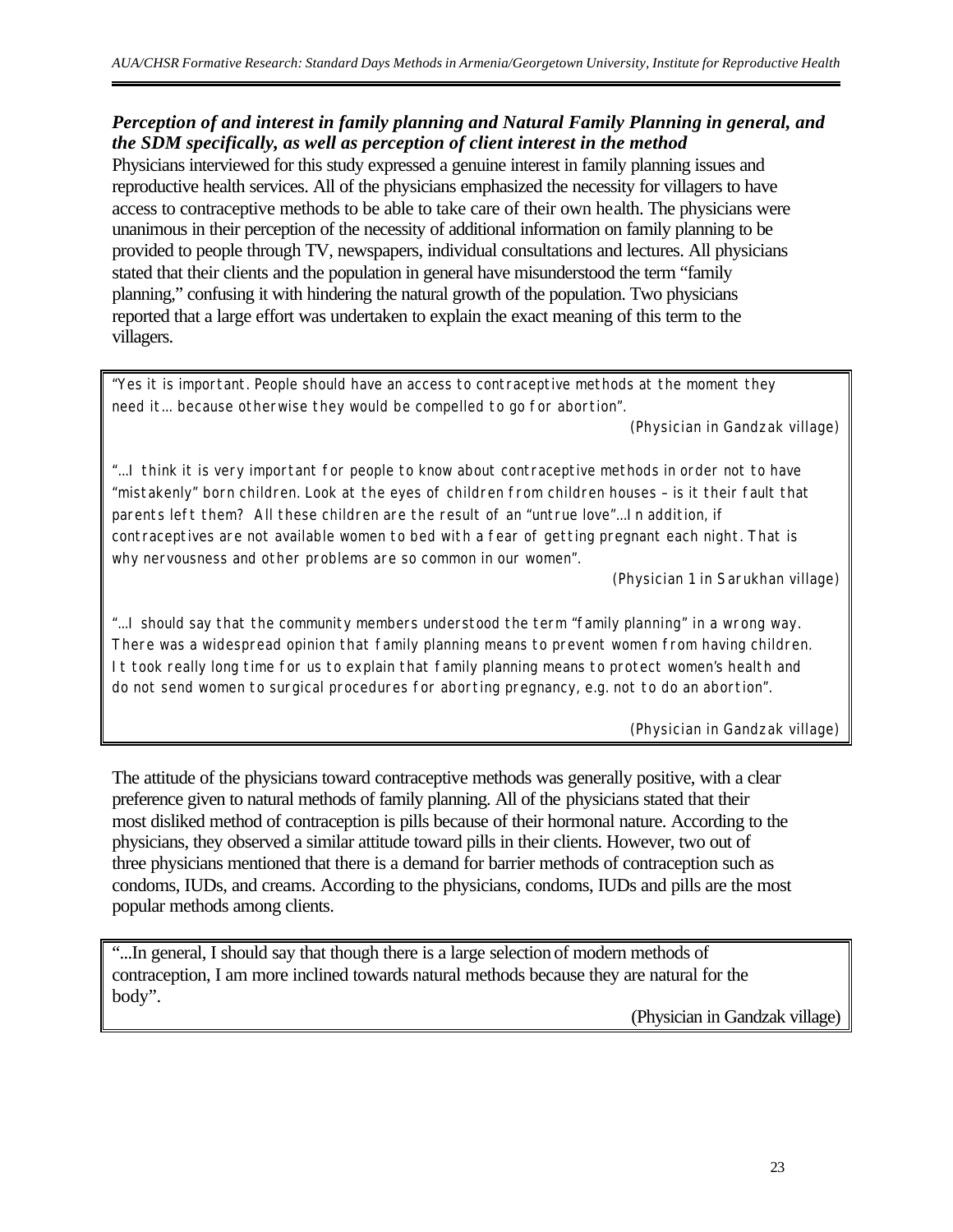### *Perception of and interest in family planning and Natural Family Planning in general, and the SDM specifically, as well as perception of client interest in the method*

Physicians interviewed for this study expressed a genuine interest in family planning issues and reproductive health services. All of the physicians emphasized the necessity for villagers to have access to contraceptive methods to be able to take care of their own health. The physicians were unanimous in their perception of the necessity of additional information on family planning to be provided to people through TV, newspapers, individual consultations and lectures. All physicians stated that their clients and the population in general have misunderstood the term "family planning," confusing it with hindering the natural growth of the population. Two physicians reported that a large effort was undertaken to explain the exact meaning of this term to the villagers.

> "Yes it is important. People should have an access to contraceptive methods at the moment they need it… because otherwise they would be compelled to go for abortion".
>
> (Physician in Gandzak village)
>
> "…I think it is very important for people to know about contraceptive methods in order not to have "mistakenly" born children. Look at the eyes of children from children houses – is it their fault that parents left them? All these children are the result of an "untrue love"…In addition, if contraceptives are not available women to bed with a fear of getting pregnant each night. That is why nervousness and other problems are so common in our women".
>
> (Physician 1 in Sarukhan village)
>
> "…I should say that the community members understood the term "family planning" in a wrong way. There was a widespread opinion that family planning means to prevent women from having children. It took really long time for us to explain that family planning means to protect women's health and do not send women to surgical procedures for aborting pregnancy, e.g. not to do an abortion".
>
> (Physician in Gandzak village)

The attitude of the physicians toward contraceptive methods was generally positive, with a clear preference given to natural methods of family planning. All of the physicians stated that their most disliked method of contraception is pills because of their hormonal nature. According to the physicians, they observed a similar attitude toward pills in their clients. However, two out of three physicians mentioned that there is a demand for barrier methods of contraception such as condoms, IUDs, and creams. According to the physicians, condoms, IUDs and pills are the most popular methods among clients.

> "...In general, I should say that though there is a large selection of modern methods of contraception, I am more inclined towards natural methods because they are natural for the body".
>
> (Physician in Gandzak village)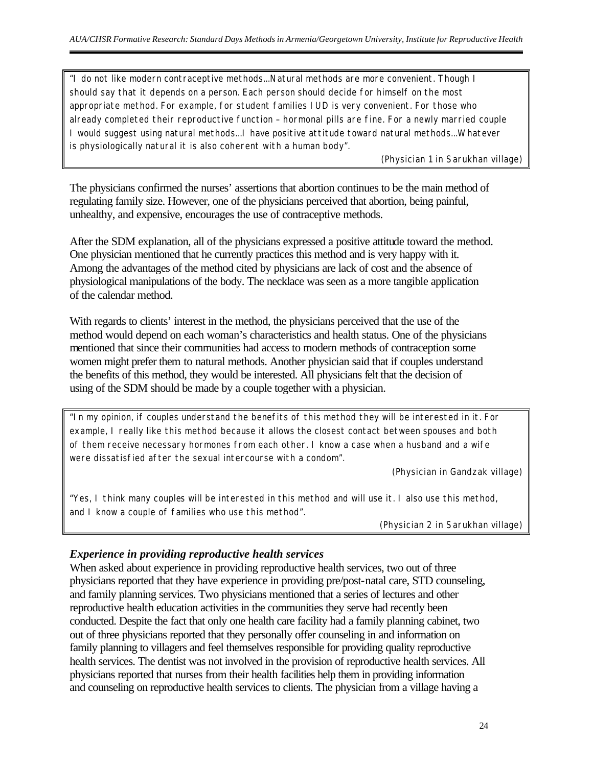"I do not like modern contraceptive methods…Natural methods are more convenient. Though I should say that it depends on a person. Each person should decide for himself on the most appropriate method. For example, for student families IUD is very convenient. For those who already completed their reproductive function – hormonal pills are fine. For a newly married couple I would suggest using natural methods…I have positive attitude toward natural methods…Whatever is physiologically natural it is also coherent with a human body".

(Physician 1 in Sarukhan village)

The physicians confirmed the nurses' assertions that abortion continues to be the main method of regulating family size. However, one of the physicians perceived that abortion, being painful, unhealthy, and expensive, encourages the use of contraceptive methods.

After the SDM explanation, all of the physicians expressed a positive attitude toward the method. One physician mentioned that he currently practices this method and is very happy with it. Among the advantages of the method cited by physicians are lack of cost and the absence of physiological manipulations of the body. The necklace was seen as a more tangible application of the calendar method.

With regards to clients' interest in the method, the physicians perceived that the use of the method would depend on each woman's characteristics and health status. One of the physicians mentioned that since their communities had access to modern methods of contraception some women might prefer them to natural methods. Another physician said that if couples understand the benefits of this method, they would be interested. All physicians felt that the decision of using of the SDM should be made by a couple together with a physician.

"In my opinion, if couples understand the benefits of this method they will be interested in it. For example, I really like this method because it allows the closest contact between spouses and both of them receive necessary hormones from each other. I know a case when a husband and a wife were dissatisfied after the sexual intercourse with a condom".

(Physician in Gandzak village)

"Yes, I think many couples will be interested in this method and will use it. I also use this method, and I know a couple of families who use this method".

(Physician 2 in Sarukhan village)

### *Experience in providing reproductive health services*

When asked about experience in providing reproductive health services, two out of three physicians reported that they have experience in providing pre/post-natal care, STD counseling, and family planning services. Two physicians mentioned that a series of lectures and other reproductive health education activities in the communities they serve had recently been conducted. Despite the fact that only one health care facility had a family planning cabinet, two out of three physicians reported that they personally offer counseling in and information on family planning to villagers and feel themselves responsible for providing quality reproductive health services. The dentist was not involved in the provision of reproductive health services. All physicians reported that nurses from their health facilities help them in providing information and counseling on reproductive health services to clients. The physician from a village having a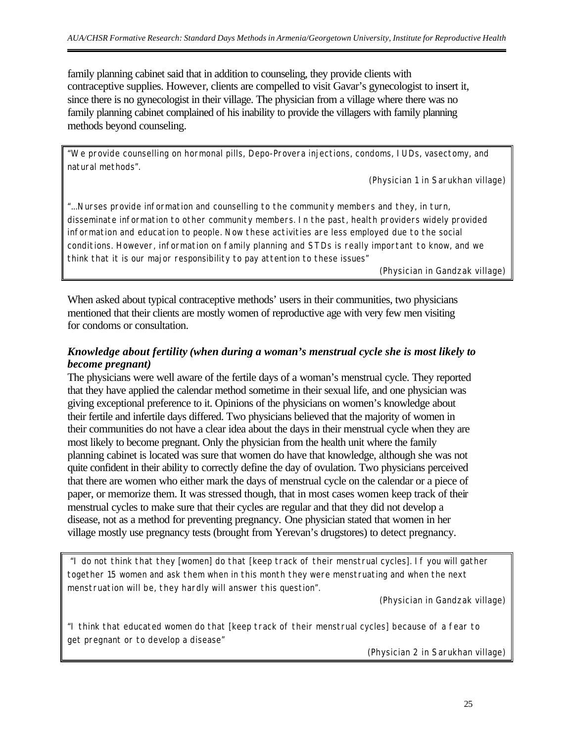family planning cabinet said that in addition to counseling, they provide clients with contraceptive supplies. However, clients are compelled to visit Gavar's gynecologist to insert it, since there is no gynecologist in their village. The physician from a village where there was no family planning cabinet complained of his inability to provide the villagers with family planning methods beyond counseling.

> "We provide counselling on hormonal pills, Depo-Provera injections, condoms, IUDs, vasectomy, and natural methods".
>
> (Physician 1 in Sarukhan village)
>
> "...Nurses provide information and counselling to the community members and they, in turn, disseminate information to other community members. In the past, health providers widely provided information and education to people. Now these activities are less employed due to the social conditions. However, information on family planning and STDs is really important to know, and we think that it is our major responsibility to pay attention to these issues"
>
> (Physician in Gandzak village)

When asked about typical contraceptive methods' users in their communities, two physicians mentioned that their clients are mostly women of reproductive age with very few men visiting for condoms or consultation.

### *Knowledge about fertility (when during a woman's menstrual cycle she is most likely to become pregnant)*

The physicians were well aware of the fertile days of a woman's menstrual cycle. They reported that they have applied the calendar method sometime in their sexual life, and one physician was giving exceptional preference to it. Opinions of the physicians on women's knowledge about their fertile and infertile days differed. Two physicians believed that the majority of women in their communities do not have a clear idea about the days in their menstrual cycle when they are most likely to become pregnant. Only the physician from the health unit where the family planning cabinet is located was sure that women do have that knowledge, although she was not quite confident in their ability to correctly define the day of ovulation. Two physicians perceived that there are women who either mark the days of menstrual cycle on the calendar or a piece of paper, or memorize them. It was stressed though, that in most cases women keep track of their menstrual cycles to make sure that their cycles are regular and that they did not develop a disease, not as a method for preventing pregnancy. One physician stated that women in her village mostly use pregnancy tests (brought from Yerevan's drugstores) to detect pregnancy.

> "I do not think that they [women] do that [keep track of their menstrual cycles]. If you will gather together 15 women and ask them when in this month they were menstruating and when the next menstruation will be, they hardly will answer this question".
>
> (Physician in Gandzak village)
>
> "I think that educated women do that [keep track of their menstrual cycles] because of a fear to get pregnant or to develop a disease"
>
> (Physician 2 in Sarukhan village)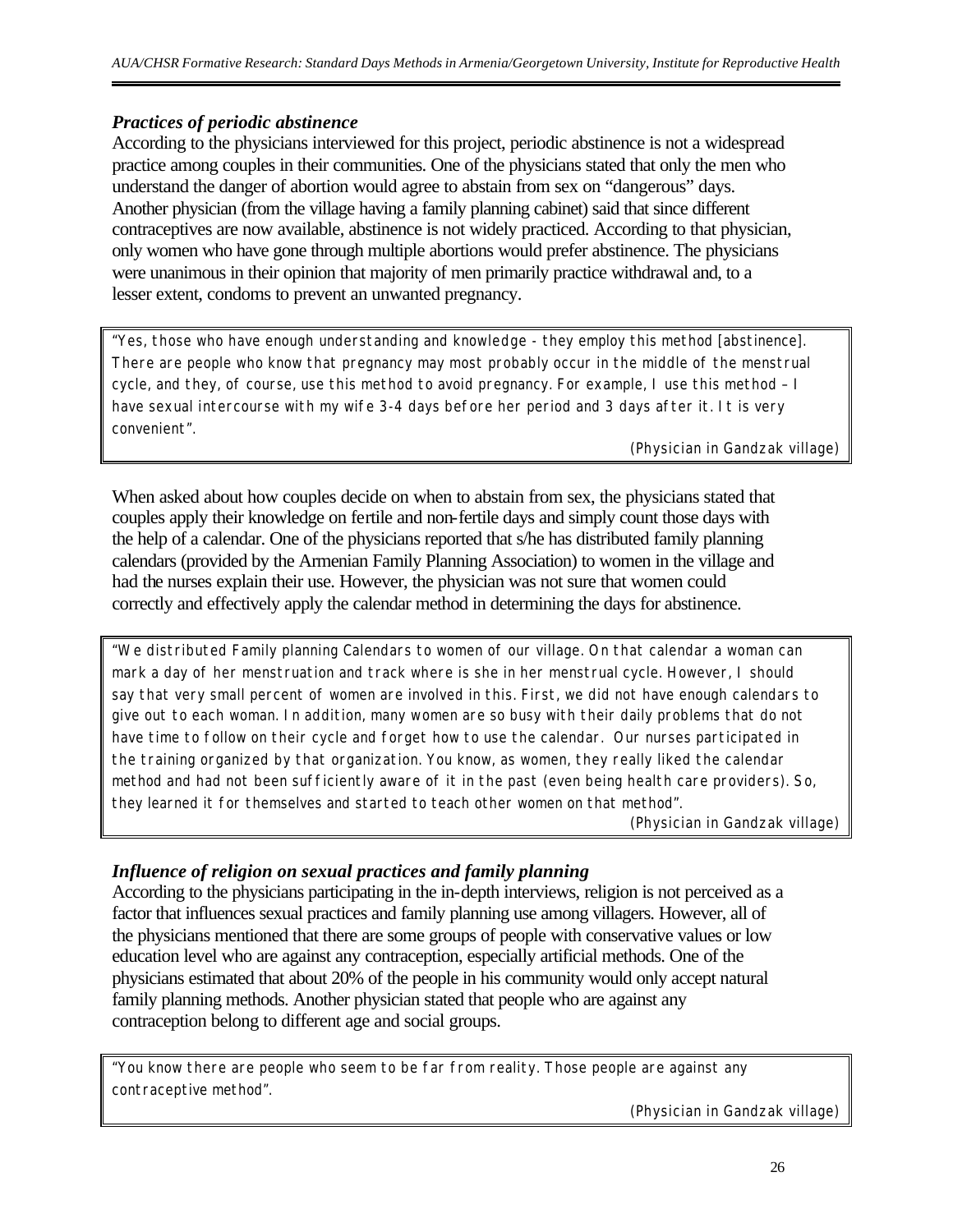### *Practices of periodic abstinence*

According to the physicians interviewed for this project, periodic abstinence is not a widespread practice among couples in their communities. One of the physicians stated that only the men who understand the danger of abortion would agree to abstain from sex on "dangerous" days. Another physician (from the village having a family planning cabinet) said that since different contraceptives are now available, abstinence is not widely practiced. According to that physician, only women who have gone through multiple abortions would prefer abstinence. The physicians were unanimous in their opinion that majority of men primarily practice withdrawal and, to a lesser extent, condoms to prevent an unwanted pregnancy.

> "Yes, those who have enough understanding and knowledge - they employ this method [abstinence]. There are people who know that pregnancy may most probably occur in the middle of the menstrual cycle, and they, of course, use this method to avoid pregnancy. For example, I use this method – I have sexual intercourse with my wife 3-4 days before her period and 3 days after it. It is very convenient".
>
> (Physician in Gandzak village)

When asked about how couples decide on when to abstain from sex, the physicians stated that couples apply their knowledge on fertile and non-fertile days and simply count those days with the help of a calendar. One of the physicians reported that s/he has distributed family planning calendars (provided by the Armenian Family Planning Association) to women in the village and had the nurses explain their use. However, the physician was not sure that women could correctly and effectively apply the calendar method in determining the days for abstinence.

> "We distributed Family planning Calendars to women of our village. On that calendar a woman can mark a day of her menstruation and track where is she in her menstrual cycle. However, I should say that very small percent of women are involved in this. First, we did not have enough calendars to give out to each woman. In addition, many women are so busy with their daily problems that do not have time to follow on their cycle and forget how to use the calendar. Our nurses participated in the training organized by that organization. You know, as women, they really liked the calendar method and had not been sufficiently aware of it in the past (even being health care providers). So, they learned it for themselves and started to teach other women on that method".
>
> (Physician in Gandzak village)

### *Influence of religion on sexual practices and family planning*

According to the physicians participating in the in-depth interviews, religion is not perceived as a factor that influences sexual practices and family planning use among villagers. However, all of the physicians mentioned that there are some groups of people with conservative values or low education level who are against any contraception, especially artificial methods. One of the physicians estimated that about 20% of the people in his community would only accept natural family planning methods. Another physician stated that people who are against any contraception belong to different age and social groups.

> "You know there are people who seem to be far from reality. Those people are against any contraceptive method".
>
> (Physician in Gandzak village)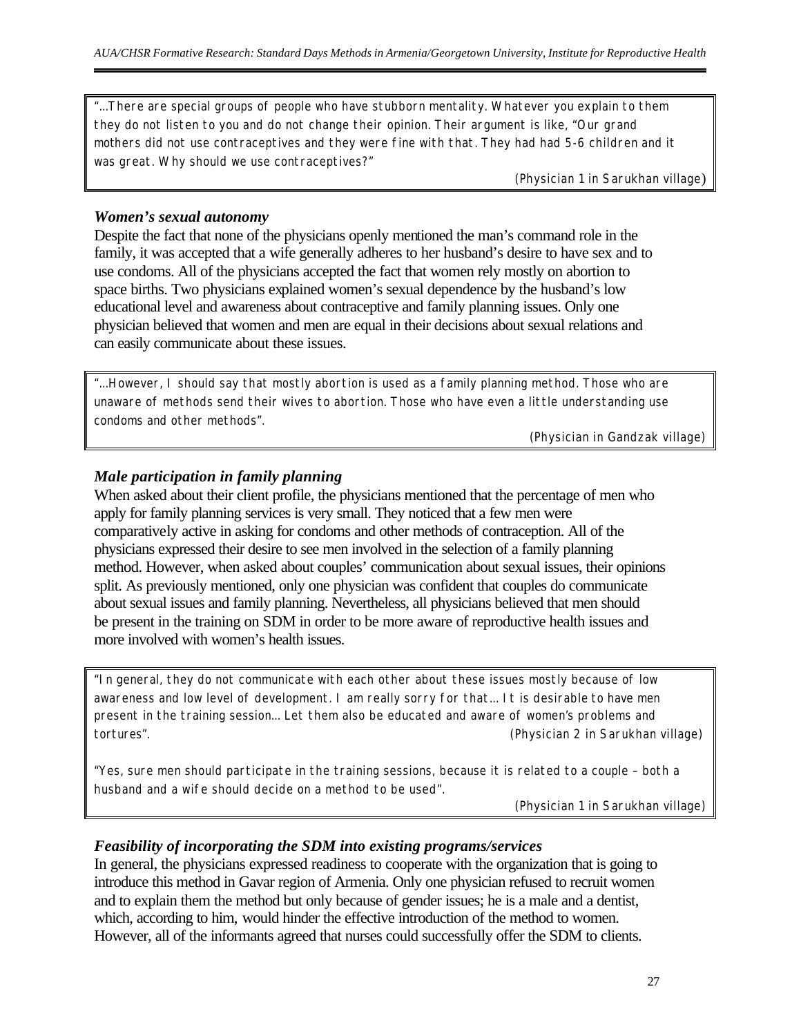"...There are special groups of people who have stubborn mentality. Whatever you explain to them they do not listen to you and do not change their opinion. Their argument is like, "Our grand mothers did not use contraceptives and they were fine with that. They had had 5-6 children and it was great. Why should we use contraceptives?"

(Physician 1 in Sarukhan village)

### *Women's sexual autonomy*

Despite the fact that none of the physicians openly mentioned the man's command role in the family, it was accepted that a wife generally adheres to her husband's desire to have sex and to use condoms. All of the physicians accepted the fact that women rely mostly on abortion to space births. Two physicians explained women's sexual dependence by the husband's low educational level and awareness about contraceptive and family planning issues. Only one physician believed that women and men are equal in their decisions about sexual relations and can easily communicate about these issues.

"...However, I should say that mostly abortion is used as a family planning method. Those who are unaware of methods send their wives to abortion. Those who have even a little understanding use condoms and other methods".

(Physician in Gandzak village)

### *Male participation in family planning*

When asked about their client profile, the physicians mentioned that the percentage of men who apply for family planning services is very small. They noticed that a few men were comparatively active in asking for condoms and other methods of contraception. All of the physicians expressed their desire to see men involved in the selection of a family planning method. However, when asked about couples' communication about sexual issues, their opinions split. As previously mentioned, only one physician was confident that couples do communicate about sexual issues and family planning. Nevertheless, all physicians believed that men should be present in the training on SDM in order to be more aware of reproductive health issues and more involved with women's health issues.

"In general, they do not communicate with each other about these issues mostly because of low awareness and low level of development. I am really sorry for that... It is desirable to have men present in the training session... Let them also be educated and aware of women's problems and tortures". (Physician 2 in Sarukhan village)

"Yes, sure men should participate in the training sessions, because it is related to a couple – both a husband and a wife should decide on a method to be used".

(Physician 1 in Sarukhan village)

### *Feasibility of incorporating the SDM into existing programs/services*

In general, the physicians expressed readiness to cooperate with the organization that is going to introduce this method in Gavar region of Armenia. Only one physician refused to recruit women and to explain them the method but only because of gender issues; he is a male and a dentist, which, according to him, would hinder the effective introduction of the method to women. However, all of the informants agreed that nurses could successfully offer the SDM to clients.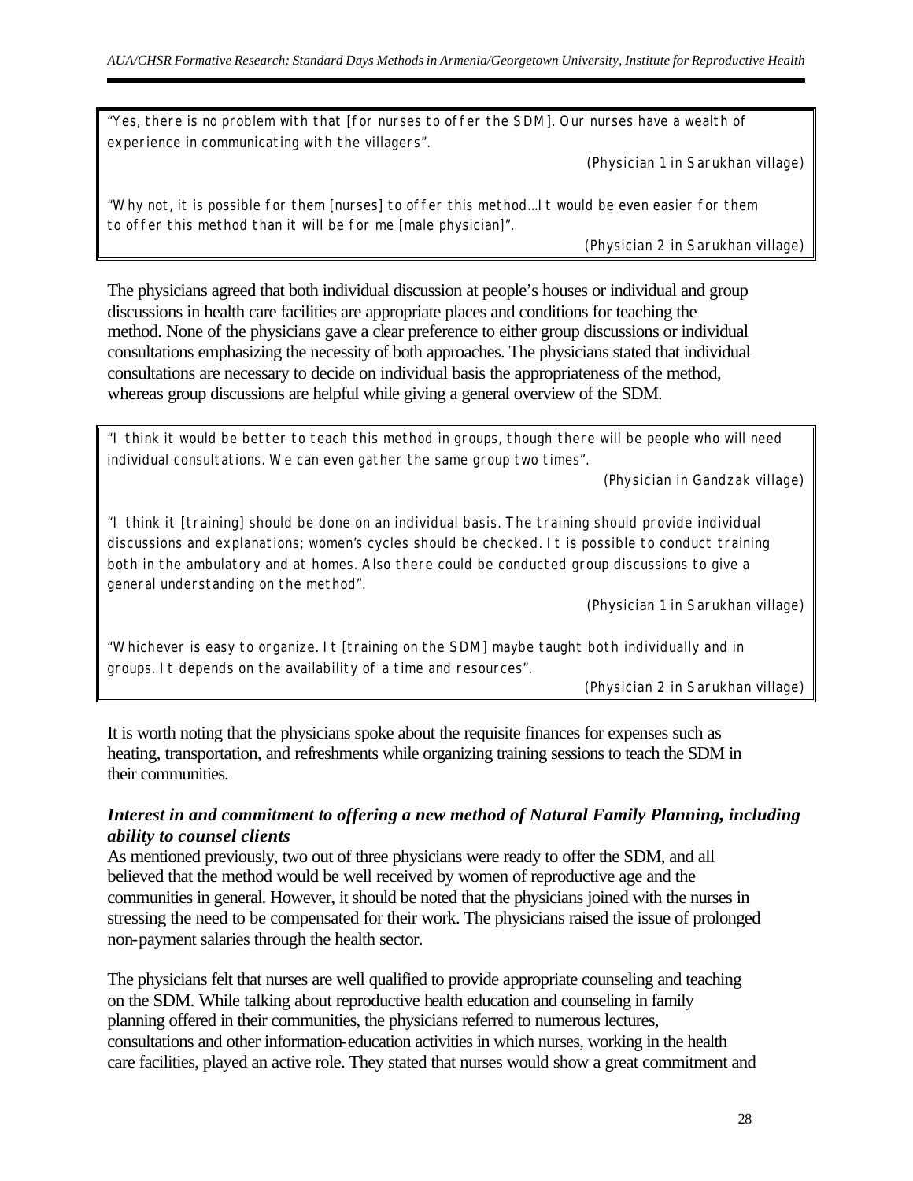"Yes, there is no problem with that [for nurses to offer the SDM]. Our nurses have a wealth of experience in communicating with the villagers".

(Physician 1 in Sarukhan village)

"Why not, it is possible for them [nurses] to offer this method…It would be even easier for them to offer this method than it will be for me [male physician]".

(Physician 2 in Sarukhan village)

The physicians agreed that both individual discussion at people's houses or individual and group discussions in health care facilities are appropriate places and conditions for teaching the method. None of the physicians gave a clear preference to either group discussions or individual consultations emphasizing the necessity of both approaches. The physicians stated that individual consultations are necessary to decide on individual basis the appropriateness of the method, whereas group discussions are helpful while giving a general overview of the SDM.

"I think it would be better to teach this method in groups, though there will be people who will need individual consultations. We can even gather the same group two times".

(Physician in Gandzak village)

"I think it [training] should be done on an individual basis. The training should provide individual discussions and explanations; women's cycles should be checked. It is possible to conduct training both in the ambulatory and at homes. Also there could be conducted group discussions to give a general understanding on the method".

(Physician 1 in Sarukhan village)

"Whichever is easy to organize. It [training on the SDM] maybe taught both individually and in groups. It depends on the availability of a time and resources".

(Physician 2 in Sarukhan village)

It is worth noting that the physicians spoke about the requisite finances for expenses such as heating, transportation, and refreshments while organizing training sessions to teach the SDM in their communities.

### *Interest in and commitment to offering a new method of Natural Family Planning, including ability to counsel clients*

As mentioned previously, two out of three physicians were ready to offer the SDM, and all believed that the method would be well received by women of reproductive age and the communities in general. However, it should be noted that the physicians joined with the nurses in stressing the need to be compensated for their work. The physicians raised the issue of prolonged non-payment salaries through the health sector.

The physicians felt that nurses are well qualified to provide appropriate counseling and teaching on the SDM. While talking about reproductive health education and counseling in family planning offered in their communities, the physicians referred to numerous lectures, consultations and other information-education activities in which nurses, working in the health care facilities, played an active role. They stated that nurses would show a great commitment and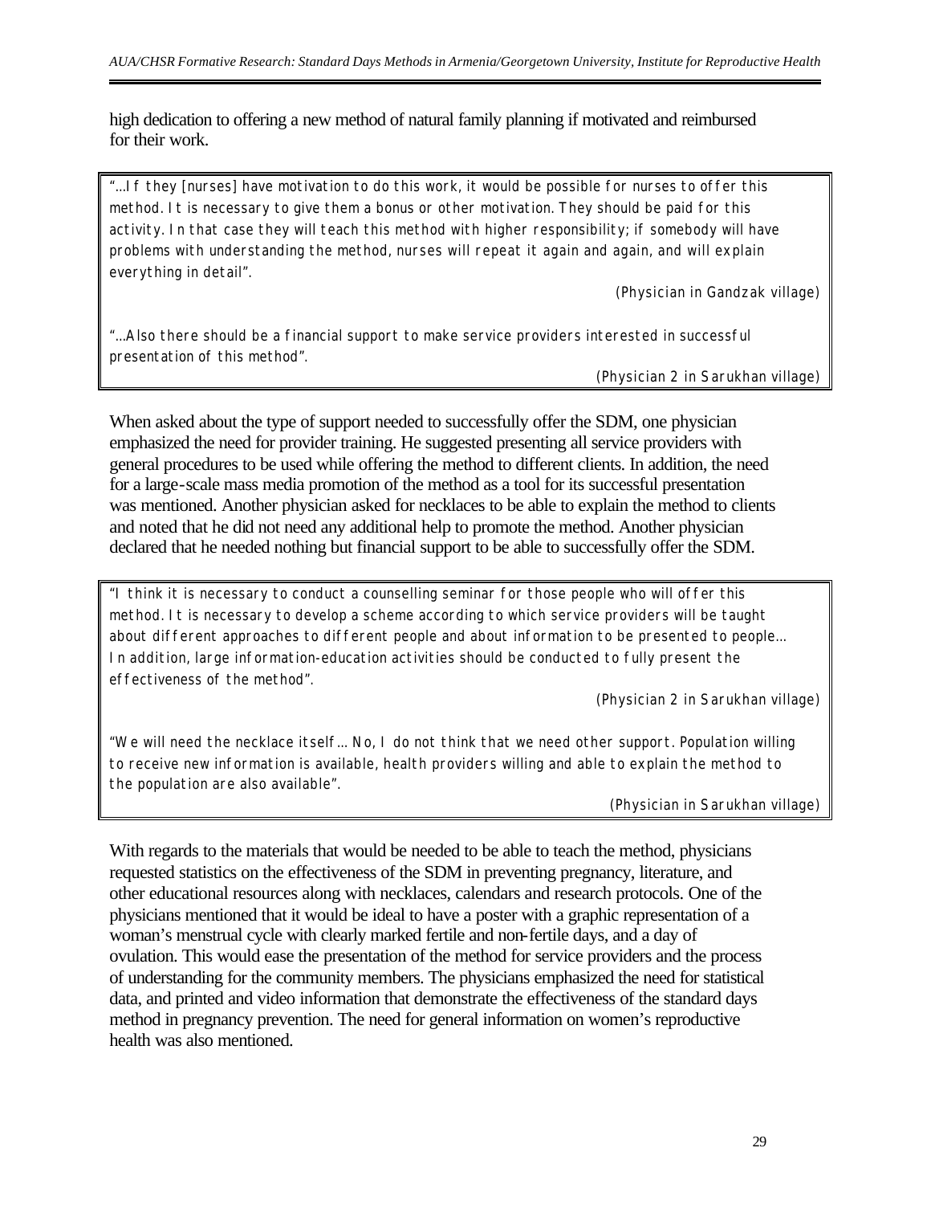high dedication to offering a new method of natural family planning if motivated and reimbursed for their work.

> "…If they [nurses] have motivation to do this work, it would be possible for nurses to offer this method. It is necessary to give them a bonus or other motivation. They should be paid for this activity. In that case they will teach this method with higher responsibility; if somebody will have problems with understanding the method, nurses will repeat it again and again, and will explain everything in detail".
>
> (Physician in Gandzak village)
>
> "…Also there should be a financial support to make service providers interested in successful presentation of this method".
>
> (Physician 2 in Sarukhan village)

When asked about the type of support needed to successfully offer the SDM, one physician emphasized the need for provider training. He suggested presenting all service providers with general procedures to be used while offering the method to different clients. In addition, the need for a large-scale mass media promotion of the method as a tool for its successful presentation was mentioned. Another physician asked for necklaces to be able to explain the method to clients and noted that he did not need any additional help to promote the method. Another physician declared that he needed nothing but financial support to be able to successfully offer the SDM.

> "I think it is necessary to conduct a counselling seminar for those people who will offer this method. It is necessary to develop a scheme according to which service providers will be taught about different approaches to different people and about information to be presented to people… In addition, large information-education activities should be conducted to fully present the effectiveness of the method".
>
> (Physician 2 in Sarukhan village)
>
> "We will need the necklace itself… No, I do not think that we need other support. Population willing to receive new information is available, health providers willing and able to explain the method to the population are also available".
>
> (Physician in Sarukhan village)

With regards to the materials that would be needed to be able to teach the method, physicians requested statistics on the effectiveness of the SDM in preventing pregnancy, literature, and other educational resources along with necklaces, calendars and research protocols. One of the physicians mentioned that it would be ideal to have a poster with a graphic representation of a woman's menstrual cycle with clearly marked fertile and non-fertile days, and a day of ovulation. This would ease the presentation of the method for service providers and the process of understanding for the community members. The physicians emphasized the need for statistical data, and printed and video information that demonstrate the effectiveness of the standard days method in pregnancy prevention. The need for general information on women's reproductive health was also mentioned.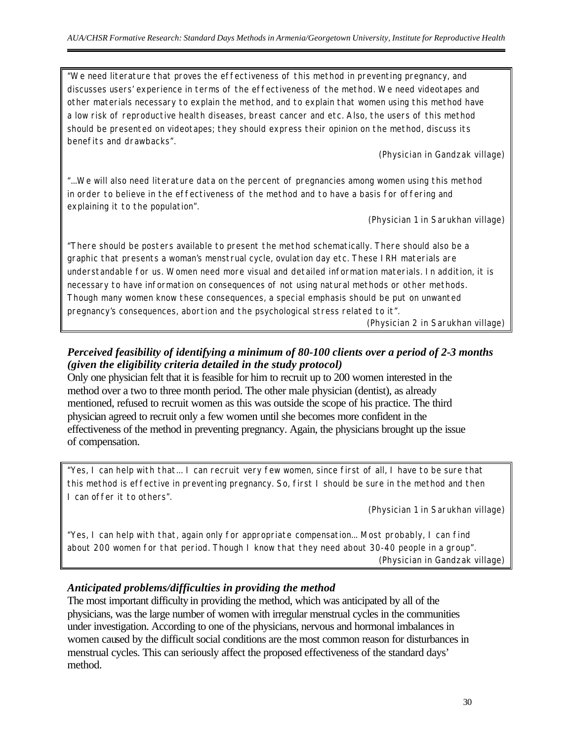"We need literature that proves the effectiveness of this method in preventing pregnancy, and discusses users' experience in terms of the effectiveness of the method. We need videotapes and other materials necessary to explain the method, and to explain that women using this method have a low risk of reproductive health diseases, breast cancer and etc. Also, the users of this method should be presented on videotapes; they should express their opinion on the method, discuss its benefits and drawbacks".

(Physician in Gandzak village)

"…We will also need literature data on the percent of pregnancies among women using this method in order to believe in the effectiveness of the method and to have a basis for offering and explaining it to the population".

(Physician 1 in Sarukhan village)

"There should be posters available to present the method schematically. There should also be a graphic that presents a woman's menstrual cycle, ovulation day etc. These IRH materials are understandable for us. Women need more visual and detailed information materials. In addition, it is necessary to have information on consequences of not using natural methods or other methods. Though many women know these consequences, a special emphasis should be put on unwanted pregnancy's consequences, abortion and the psychological stress related to it".

(Physician 2 in Sarukhan village)

### *Perceived feasibility of identifying a minimum of 80-100 clients over a period of 2-3 months (given the eligibility criteria detailed in the study protocol)*

Only one physician felt that it is feasible for him to recruit up to 200 women interested in the method over a two to three month period. The other male physician (dentist), as already mentioned, refused to recruit women as this was outside the scope of his practice. The third physician agreed to recruit only a few women until she becomes more confident in the effectiveness of the method in preventing pregnancy. Again, the physicians brought up the issue of compensation.

"Yes, I can help with that… I can recruit very few women, since first of all, I have to be sure that this method is effective in preventing pregnancy. So, first I should be sure in the method and then I can offer it to others".

(Physician 1 in Sarukhan village)

"Yes, I can help with that, again only for appropriate compensation… Most probably, I can find about 200 women for that period. Though I know that they need about 30-40 people in a group".

(Physician in Gandzak village)

### *Anticipated problems/difficulties in providing the method*

The most important difficulty in providing the method, which was anticipated by all of the physicians, was the large number of women with irregular menstrual cycles in the communities under investigation. According to one of the physicians, nervous and hormonal imbalances in women caused by the difficult social conditions are the most common reason for disturbances in menstrual cycles. This can seriously affect the proposed effectiveness of the standard days' method.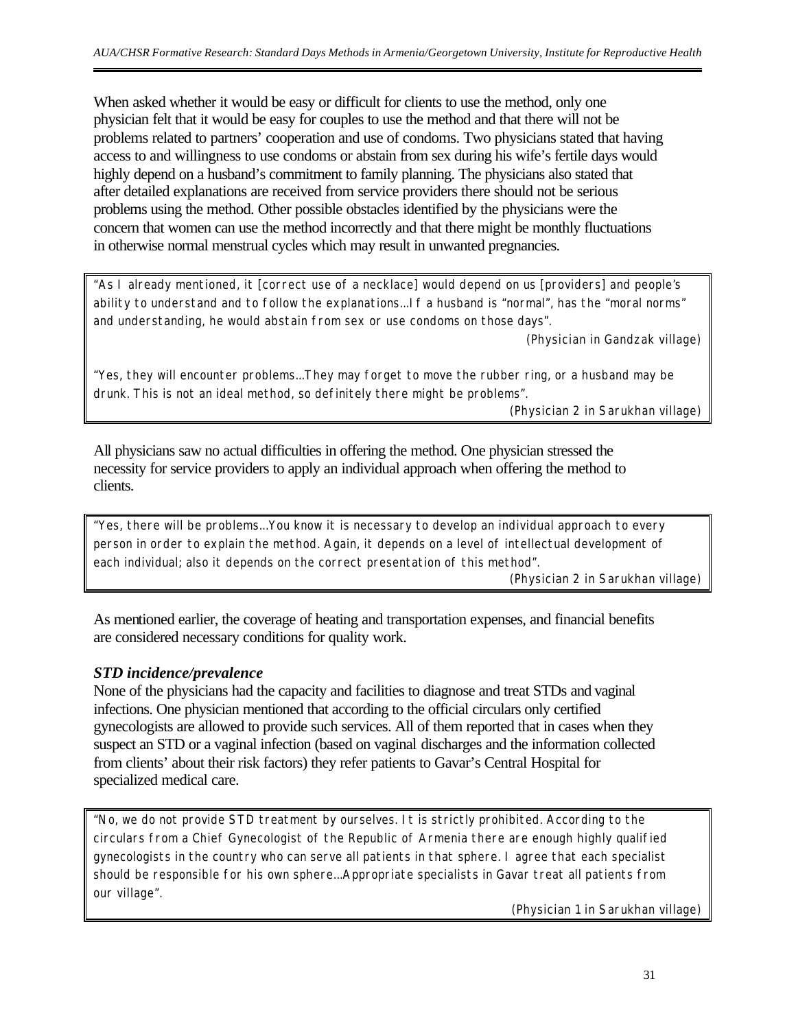When asked whether it would be easy or difficult for clients to use the method, only one physician felt that it would be easy for couples to use the method and that there will not be problems related to partners' cooperation and use of condoms. Two physicians stated that having access to and willingness to use condoms or abstain from sex during his wife's fertile days would highly depend on a husband's commitment to family planning. The physicians also stated that after detailed explanations are received from service providers there should not be serious problems using the method. Other possible obstacles identified by the physicians were the concern that women can use the method incorrectly and that there might be monthly fluctuations in otherwise normal menstrual cycles which may result in unwanted pregnancies.

> "As I already mentioned, it [correct use of a necklace] would depend on us [providers] and people's ability to understand and to follow the explanations…If a husband is "normal", has the "moral norms" and understanding, he would abstain from sex or use condoms on those days".
>
> (Physician in Gandzak village)
>
> "Yes, they will encounter problems…They may forget to move the rubber ring, or a husband may be drunk. This is not an ideal method, so definitely there might be problems".
>
> (Physician 2 in Sarukhan village)

All physicians saw no actual difficulties in offering the method. One physician stressed the necessity for service providers to apply an individual approach when offering the method to clients.

> "Yes, there will be problems…You know it is necessary to develop an individual approach to every person in order to explain the method. Again, it depends on a level of intellectual development of each individual; also it depends on the correct presentation of this method".
>
> (Physician 2 in Sarukhan village)

As mentioned earlier, the coverage of heating and transportation expenses, and financial benefits are considered necessary conditions for quality work.

### *STD incidence/prevalence*

None of the physicians had the capacity and facilities to diagnose and treat STDs and vaginal infections. One physician mentioned that according to the official circulars only certified gynecologists are allowed to provide such services. All of them reported that in cases when they suspect an STD or a vaginal infection (based on vaginal discharges and the information collected from clients' about their risk factors) they refer patients to Gavar's Central Hospital for specialized medical care.

> "No, we do not provide STD treatment by ourselves. It is strictly prohibited. According to the circulars from a Chief Gynecologist of the Republic of Armenia there are enough highly qualified gynecologists in the country who can serve all patients in that sphere. I agree that each specialist should be responsible for his own sphere…Appropriate specialists in Gavar treat all patients from our village".
>
> (Physician 1 in Sarukhan village)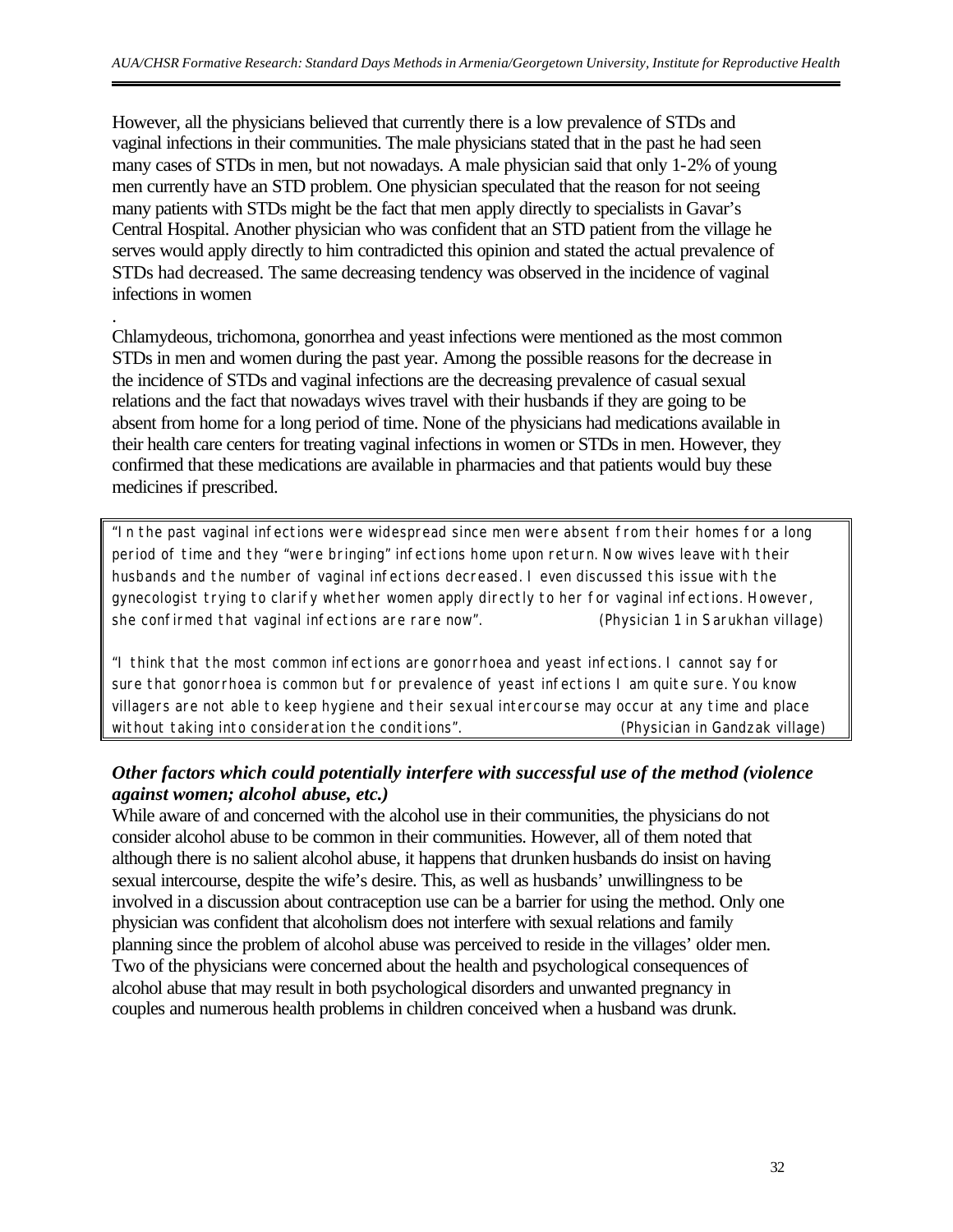However, all the physicians believed that currently there is a low prevalence of STDs and vaginal infections in their communities. The male physicians stated that in the past he had seen many cases of STDs in men, but not nowadays. A male physician said that only 1-2% of young men currently have an STD problem. One physician speculated that the reason for not seeing many patients with STDs might be the fact that men apply directly to specialists in Gavar's Central Hospital. Another physician who was confident that an STD patient from the village he serves would apply directly to him contradicted this opinion and stated the actual prevalence of STDs had decreased. The same decreasing tendency was observed in the incidence of vaginal infections in women

.

Chlamydeous, trichomona, gonorrhea and yeast infections were mentioned as the most common STDs in men and women during the past year. Among the possible reasons for the decrease in the incidence of STDs and vaginal infections are the decreasing prevalence of casual sexual relations and the fact that nowadays wives travel with their husbands if they are going to be absent from home for a long period of time. None of the physicians had medications available in their health care centers for treating vaginal infections in women or STDs in men. However, they confirmed that these medications are available in pharmacies and that patients would buy these medicines if prescribed.

> "In the past vaginal infections were widespread since men were absent from their homes for a long period of time and they "were bringing" infections home upon return. Now wives leave with their husbands and the number of vaginal infections decreased. I even discussed this issue with the gynecologist trying to clarify whether women apply directly to her for vaginal infections. However, she confirmed that vaginal infections are rare now". (Physician 1 in Sarukhan village)
>
> "I think that the most common infections are gonorrhoea and yeast infections. I cannot say for sure that gonorrhoea is common but for prevalence of yeast infections I am quite sure. You know villagers are not able to keep hygiene and their sexual intercourse may occur at any time and place without taking into consideration the conditions". (Physician in Gandzak village)

### *Other factors which could potentially interfere with successful use of the method (violence against women; alcohol abuse, etc.)*

While aware of and concerned with the alcohol use in their communities, the physicians do not consider alcohol abuse to be common in their communities. However, all of them noted that although there is no salient alcohol abuse, it happens that drunken husbands do insist on having sexual intercourse, despite the wife's desire. This, as well as husbands' unwillingness to be involved in a discussion about contraception use can be a barrier for using the method. Only one physician was confident that alcoholism does not interfere with sexual relations and family planning since the problem of alcohol abuse was perceived to reside in the villages' older men. Two of the physicians were concerned about the health and psychological consequences of alcohol abuse that may result in both psychological disorders and unwanted pregnancy in couples and numerous health problems in children conceived when a husband was drunk.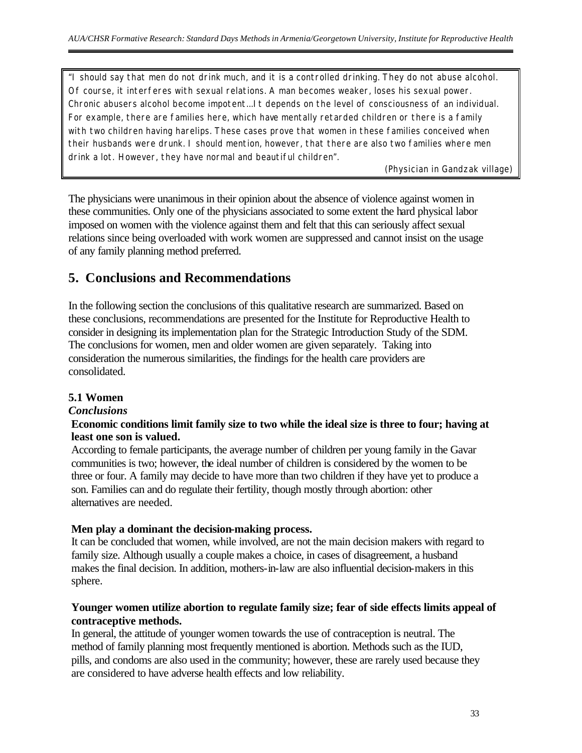> "I should say that men do not drink much, and it is a controlled drinking. They do not abuse alcohol. Of course, it interferes with sexual relations. A man becomes weaker, loses his sexual power. Chronic abusers alcohol become impotent…It depends on the level of consciousness of an individual. For example, there are families here, which have mentally retarded children or there is a family with two children having harelips. These cases prove that women in these families conceived when their husbands were drunk. I should mention, however, that there are also two families where men drink a lot. However, they have normal and beautiful children".
>
> (Physician in Gandzak village)

The physicians were unanimous in their opinion about the absence of violence against women in these communities. Only one of the physicians associated to some extent the hard physical labor imposed on women with the violence against them and felt that this can seriously affect sexual relations since being overloaded with work women are suppressed and cannot insist on the usage of any family planning method preferred.

## 5. Conclusions and Recommendations

In the following section the conclusions of this qualitative research are summarized. Based on these conclusions, recommendations are presented for the Institute for Reproductive Health to consider in designing its implementation plan for the Strategic Introduction Study of the SDM. The conclusions for women, men and older women are given separately. Taking into consideration the numerous similarities, the findings for the health care providers are consolidated.

### 5.1 Women

***Conclusions***

**Economic conditions limit family size to two while the ideal size is three to four; having at least one son is valued.**

According to female participants, the average number of children per young family in the Gavar communities is two; however, the ideal number of children is considered by the women to be three or four. A family may decide to have more than two children if they have yet to produce a son. Families can and do regulate their fertility, though mostly through abortion: other alternatives are needed.

**Men play a dominant the decision-making process.**

It can be concluded that women, while involved, are not the main decision makers with regard to family size. Although usually a couple makes a choice, in cases of disagreement, a husband makes the final decision. In addition, mothers-in-law are also influential decision-makers in this sphere.

**Younger women utilize abortion to regulate family size; fear of side effects limits appeal of contraceptive methods.**

In general, the attitude of younger women towards the use of contraception is neutral. The method of family planning most frequently mentioned is abortion. Methods such as the IUD, pills, and condoms are also used in the community; however, these are rarely used because they are considered to have adverse health effects and low reliability.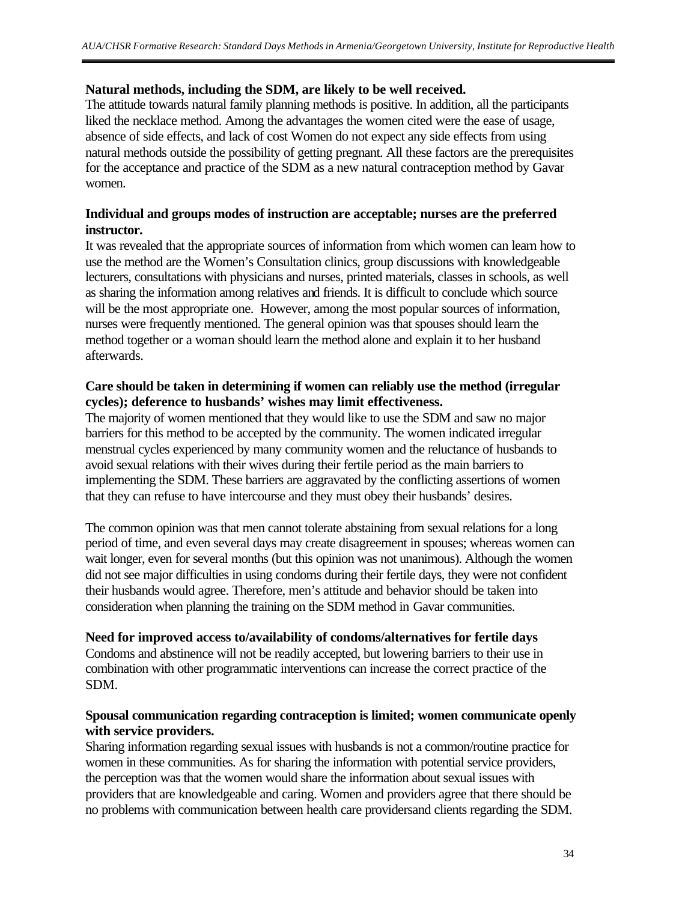**Natural methods, including the SDM, are likely to be well received.**

The attitude towards natural family planning methods is positive. In addition, all the participants liked the necklace method. Among the advantages the women cited were the ease of usage, absence of side effects, and lack of cost Women do not expect any side effects from using natural methods outside the possibility of getting pregnant. All these factors are the prerequisites for the acceptance and practice of the SDM as a new natural contraception method by Gavar women.

**Individual and groups modes of instruction are acceptable; nurses are the preferred instructor.**

It was revealed that the appropriate sources of information from which women can learn how to use the method are the Women's Consultation clinics, group discussions with knowledgeable lecturers, consultations with physicians and nurses, printed materials, classes in schools, as well as sharing the information among relatives and friends. It is difficult to conclude which source will be the most appropriate one. However, among the most popular sources of information, nurses were frequently mentioned. The general opinion was that spouses should learn the method together or a woman should learn the method alone and explain it to her husband afterwards.

**Care should be taken in determining if women can reliably use the method (irregular cycles); deference to husbands' wishes may limit effectiveness.**

The majority of women mentioned that they would like to use the SDM and saw no major barriers for this method to be accepted by the community. The women indicated irregular menstrual cycles experienced by many community women and the reluctance of husbands to avoid sexual relations with their wives during their fertile period as the main barriers to implementing the SDM. These barriers are aggravated by the conflicting assertions of women that they can refuse to have intercourse and they must obey their husbands' desires.

The common opinion was that men cannot tolerate abstaining from sexual relations for a long period of time, and even several days may create disagreement in spouses; whereas women can wait longer, even for several months (but this opinion was not unanimous). Although the women did not see major difficulties in using condoms during their fertile days, they were not confident their husbands would agree. Therefore, men's attitude and behavior should be taken into consideration when planning the training on the SDM method in Gavar communities.

**Need for improved access to/availability of condoms/alternatives for fertile days**

Condoms and abstinence will not be readily accepted, but lowering barriers to their use in combination with other programmatic interventions can increase the correct practice of the SDM.

**Spousal communication regarding contraception is limited; women communicate openly with service providers.**

Sharing information regarding sexual issues with husbands is not a common/routine practice for women in these communities. As for sharing the information with potential service providers, the perception was that the women would share the information about sexual issues with providers that are knowledgeable and caring. Women and providers agree that there should be no problems with communication between health care providersand clients regarding the SDM.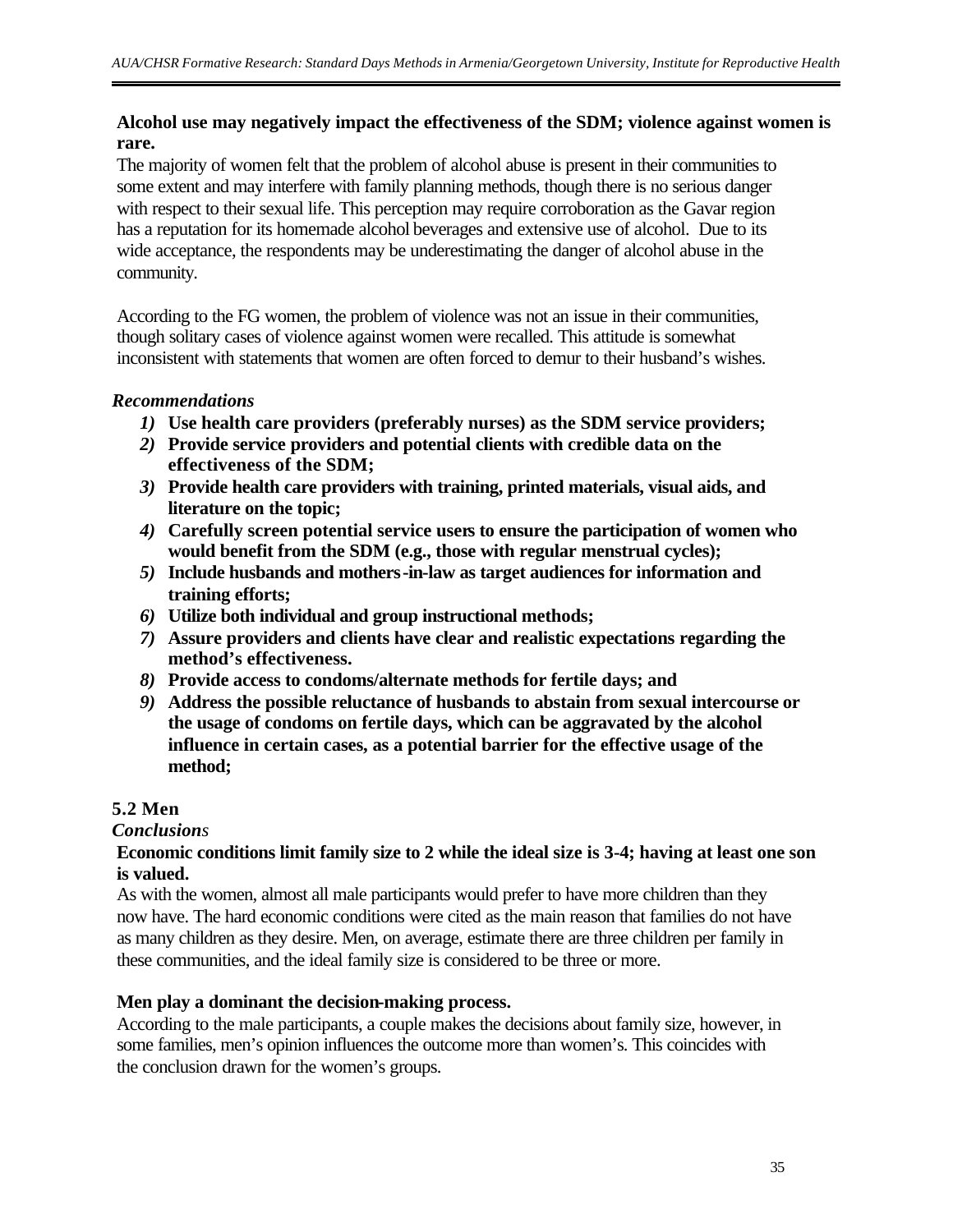**Alcohol use may negatively impact the effectiveness of the SDM; violence against women is rare.**

The majority of women felt that the problem of alcohol abuse is present in their communities to some extent and may interfere with family planning methods, though there is no serious danger with respect to their sexual life. This perception may require corroboration as the Gavar region has a reputation for its homemade alcohol beverages and extensive use of alcohol. Due to its wide acceptance, the respondents may be underestimating the danger of alcohol abuse in the community.

According to the FG women, the problem of violence was not an issue in their communities, though solitary cases of violence against women were recalled. This attitude is somewhat inconsistent with statements that women are often forced to demur to their husband's wishes.

*Recommendations*

1) **Use health care providers (preferably nurses) as the SDM service providers;**
2) **Provide service providers and potential clients with credible data on the effectiveness of the SDM;**
3) **Provide health care providers with training, printed materials, visual aids, and literature on the topic;**
4) **Carefully screen potential service users to ensure the participation of women who would benefit from the SDM (e.g., those with regular menstrual cycles);**
5) **Include husbands and mothers-in-law as target audiences for information and training efforts;**
6) **Utilize both individual and group instructional methods;**
7) **Assure providers and clients have clear and realistic expectations regarding the method's effectiveness.**
8) **Provide access to condoms/alternate methods for fertile days; and**
9) **Address the possible reluctance of husbands to abstain from sexual intercourse or the usage of condoms on fertile days, which can be aggravated by the alcohol influence in certain cases, as a potential barrier for the effective usage of the method;**

## 5.2 Men

*Conclusions*

**Economic conditions limit family size to 2 while the ideal size is 3-4; having at least one son is valued.**

As with the women, almost all male participants would prefer to have more children than they now have. The hard economic conditions were cited as the main reason that families do not have as many children as they desire. Men, on average, estimate there are three children per family in these communities, and the ideal family size is considered to be three or more.

**Men play a dominant the decision-making process.**

According to the male participants, a couple makes the decisions about family size, however, in some families, men's opinion influences the outcome more than women's. This coincides with the conclusion drawn for the women's groups.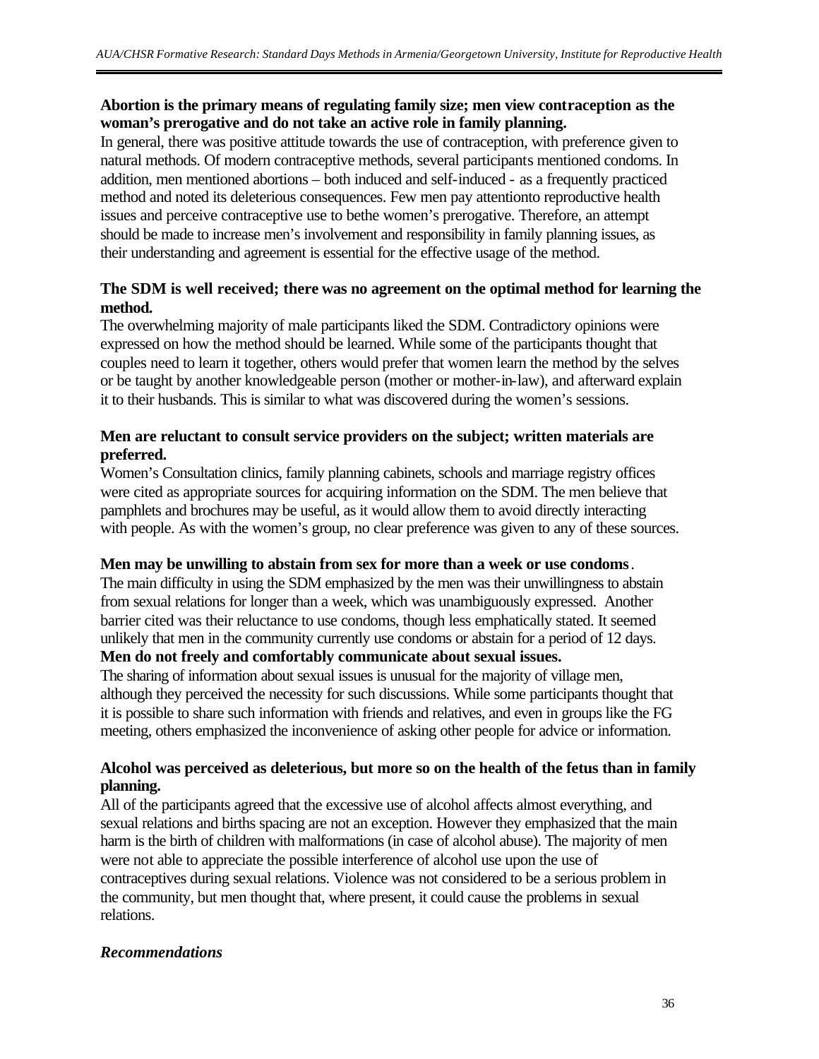**Abortion is the primary means of regulating family size; men view contraception as the woman's prerogative and do not take an active role in family planning.**

In general, there was positive attitude towards the use of contraception, with preference given to natural methods. Of modern contraceptive methods, several participants mentioned condoms. In addition, men mentioned abortions – both induced and self-induced - as a frequently practiced method and noted its deleterious consequences. Few men pay attentionto reproductive health issues and perceive contraceptive use to bethe women's prerogative. Therefore, an attempt should be made to increase men's involvement and responsibility in family planning issues, as their understanding and agreement is essential for the effective usage of the method.

**The SDM is well received; there was no agreement on the optimal method for learning the method.**

The overwhelming majority of male participants liked the SDM. Contradictory opinions were expressed on how the method should be learned. While some of the participants thought that couples need to learn it together, others would prefer that women learn the method by the selves or be taught by another knowledgeable person (mother or mother-in-law), and afterward explain it to their husbands. This is similar to what was discovered during the women's sessions.

**Men are reluctant to consult service providers on the subject; written materials are preferred.**

Women's Consultation clinics, family planning cabinets, schools and marriage registry offices were cited as appropriate sources for acquiring information on the SDM. The men believe that pamphlets and brochures may be useful, as it would allow them to avoid directly interacting with people. As with the women's group, no clear preference was given to any of these sources.

**Men may be unwilling to abstain from sex for more than a week or use condoms**.

The main difficulty in using the SDM emphasized by the men was their unwillingness to abstain from sexual relations for longer than a week, which was unambiguously expressed. Another barrier cited was their reluctance to use condoms, though less emphatically stated. It seemed unlikely that men in the community currently use condoms or abstain for a period of 12 days.

**Men do not freely and comfortably communicate about sexual issues.**

The sharing of information about sexual issues is unusual for the majority of village men, although they perceived the necessity for such discussions. While some participants thought that it is possible to share such information with friends and relatives, and even in groups like the FG meeting, others emphasized the inconvenience of asking other people for advice or information.

**Alcohol was perceived as deleterious, but more so on the health of the fetus than in family planning.**

All of the participants agreed that the excessive use of alcohol affects almost everything, and sexual relations and births spacing are not an exception. However they emphasized that the main harm is the birth of children with malformations (in case of alcohol abuse). The majority of men were not able to appreciate the possible interference of alcohol use upon the use of contraceptives during sexual relations. Violence was not considered to be a serious problem in the community, but men thought that, where present, it could cause the problems in sexual relations.

### *Recommendations*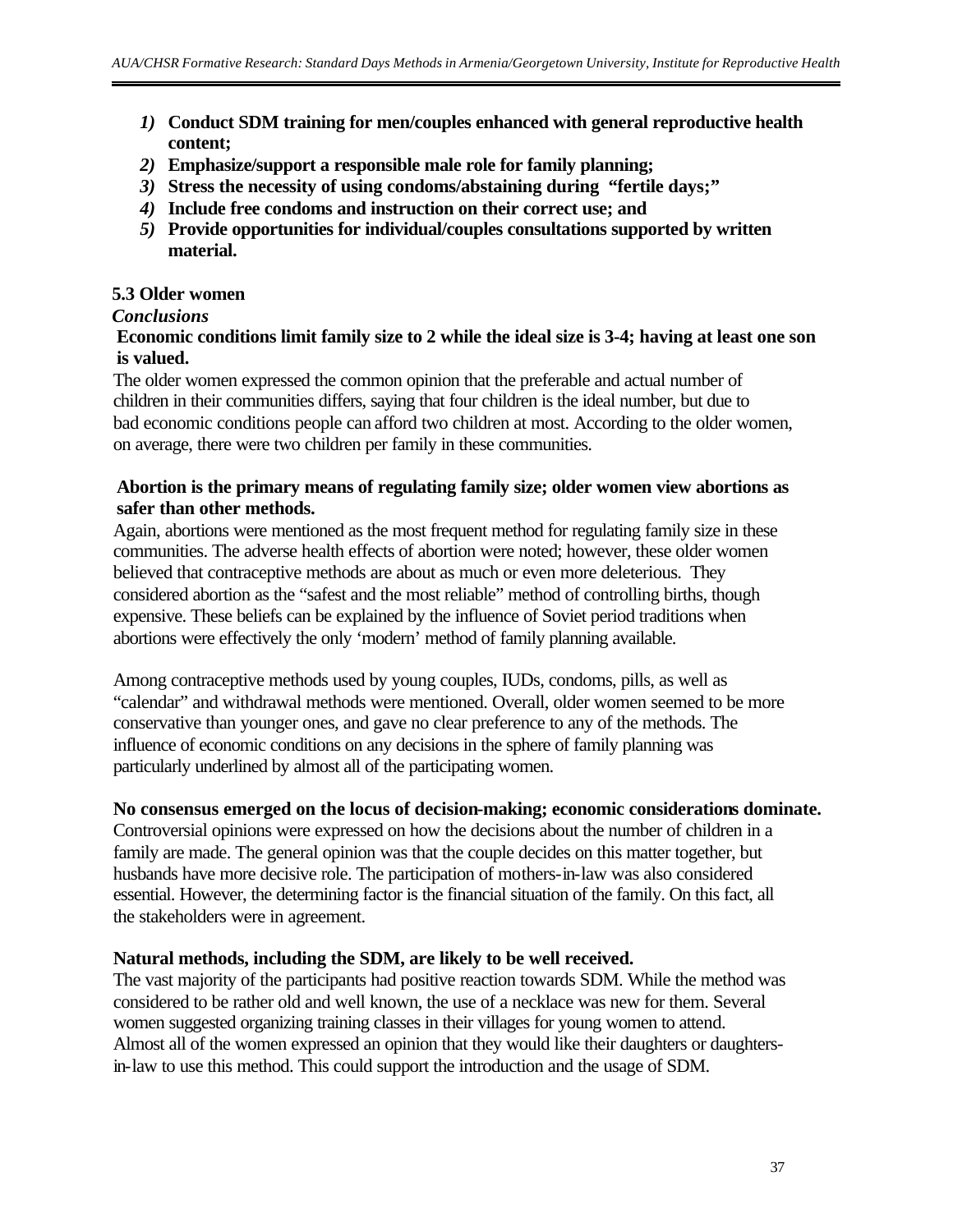1) **Conduct SDM training for men/couples enhanced with general reproductive health content;**
2) **Emphasize/support a responsible male role for family planning;**
3) **Stress the necessity of using condoms/abstaining during "fertile days;"**
4) **Include free condoms and instruction on their correct use; and**
5) **Provide opportunities for individual/couples consultations supported by written material.**

### 5.3 Older women

***Conclusions***

**Economic conditions limit family size to 2 while the ideal size is 3-4; having at least one son is valued.**

The older women expressed the common opinion that the preferable and actual number of children in their communities differs, saying that four children is the ideal number, but due to bad economic conditions people can afford two children at most. According to the older women, on average, there were two children per family in these communities.

**Abortion is the primary means of regulating family size; older women view abortions as safer than other methods.**

Again, abortions were mentioned as the most frequent method for regulating family size in these communities. The adverse health effects of abortion were noted; however, these older women believed that contraceptive methods are about as much or even more deleterious. They considered abortion as the "safest and the most reliable" method of controlling births, though expensive. These beliefs can be explained by the influence of Soviet period traditions when abortions were effectively the only 'modern' method of family planning available.

Among contraceptive methods used by young couples, IUDs, condoms, pills, as well as "calendar" and withdrawal methods were mentioned. Overall, older women seemed to be more conservative than younger ones, and gave no clear preference to any of the methods. The influence of economic conditions on any decisions in the sphere of family planning was particularly underlined by almost all of the participating women.

**No consensus emerged on the locus of decision-making; economic considerations dominate.**

Controversial opinions were expressed on how the decisions about the number of children in a family are made. The general opinion was that the couple decides on this matter together, but husbands have more decisive role. The participation of mothers-in-law was also considered essential. However, the determining factor is the financial situation of the family. On this fact, all the stakeholders were in agreement.

**Natural methods, including the SDM, are likely to be well received.**

The vast majority of the participants had positive reaction towards SDM. While the method was considered to be rather old and well known, the use of a necklace was new for them. Several women suggested organizing training classes in their villages for young women to attend. Almost all of the women expressed an opinion that they would like their daughters or daughters-in-law to use this method. This could support the introduction and the usage of SDM.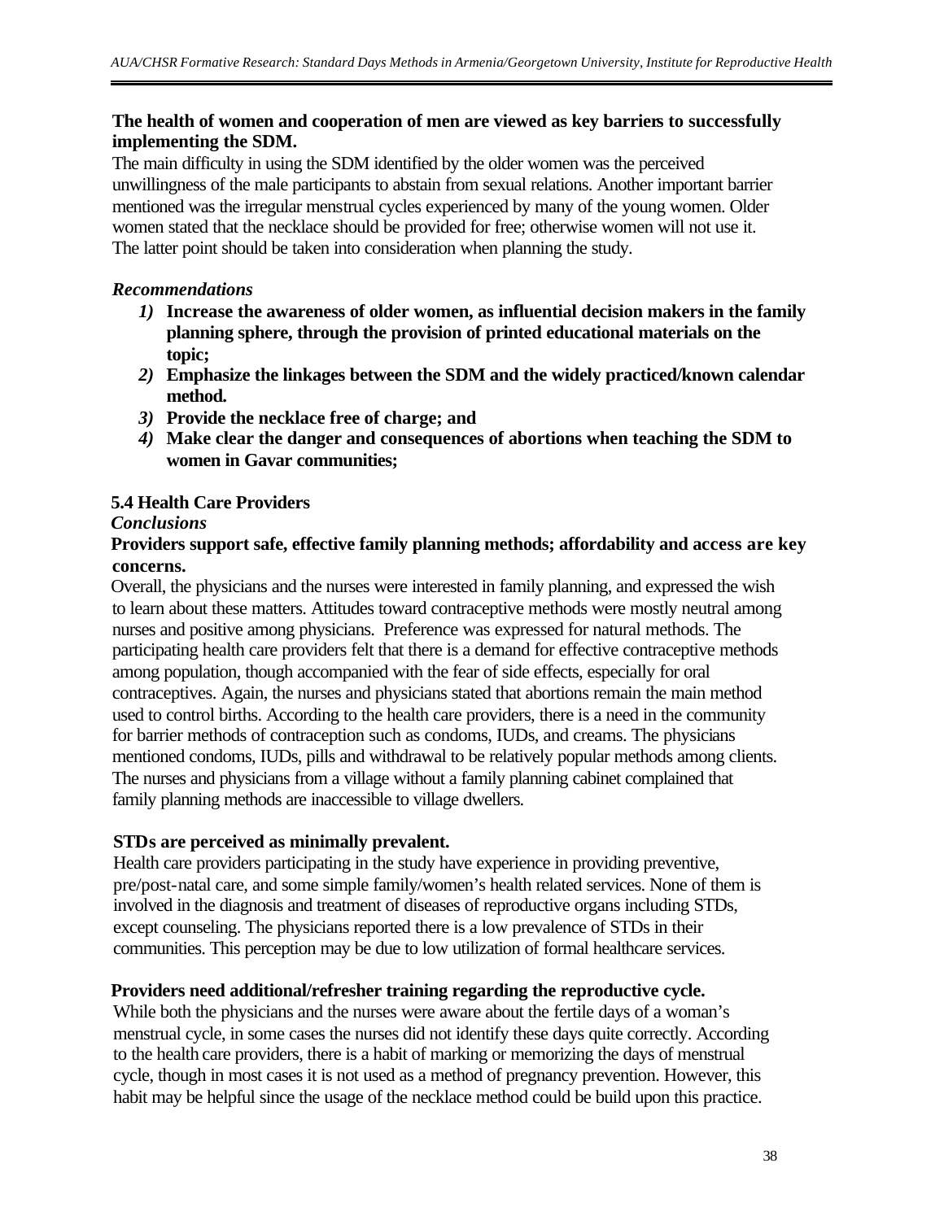**The health of women and cooperation of men are viewed as key barriers to successfully implementing the SDM.**

The main difficulty in using the SDM identified by the older women was the perceived unwillingness of the male participants to abstain from sexual relations. Another important barrier mentioned was the irregular menstrual cycles experienced by many of the young women. Older women stated that the necklace should be provided for free; otherwise women will not use it. The latter point should be taken into consideration when planning the study.

*Recommendations*

1) **Increase the awareness of older women, as influential decision makers in the family planning sphere, through the provision of printed educational materials on the topic;**
2) **Emphasize the linkages between the SDM and the widely practiced/known calendar method.**
3) **Provide the necklace free of charge; and**
4) **Make clear the danger and consequences of abortions when teaching the SDM to women in Gavar communities;**

### 5.4 Health Care Providers

*Conclusions*

**Providers support safe, effective family planning methods; affordability and access are key concerns.**

Overall, the physicians and the nurses were interested in family planning, and expressed the wish to learn about these matters. Attitudes toward contraceptive methods were mostly neutral among nurses and positive among physicians. Preference was expressed for natural methods. The participating health care providers felt that there is a demand for effective contraceptive methods among population, though accompanied with the fear of side effects, especially for oral contraceptives. Again, the nurses and physicians stated that abortions remain the main method used to control births. According to the health care providers, there is a need in the community for barrier methods of contraception such as condoms, IUDs, and creams. The physicians mentioned condoms, IUDs, pills and withdrawal to be relatively popular methods among clients. The nurses and physicians from a village without a family planning cabinet complained that family planning methods are inaccessible to village dwellers.

**STDs are perceived as minimally prevalent.**

Health care providers participating in the study have experience in providing preventive, pre/post-natal care, and some simple family/women's health related services. None of them is involved in the diagnosis and treatment of diseases of reproductive organs including STDs, except counseling. The physicians reported there is a low prevalence of STDs in their communities. This perception may be due to low utilization of formal healthcare services.

**Providers need additional/refresher training regarding the reproductive cycle.**

While both the physicians and the nurses were aware about the fertile days of a woman's menstrual cycle, in some cases the nurses did not identify these days quite correctly. According to the health care providers, there is a habit of marking or memorizing the days of menstrual cycle, though in most cases it is not used as a method of pregnancy prevention. However, this habit may be helpful since the usage of the necklace method could be build upon this practice.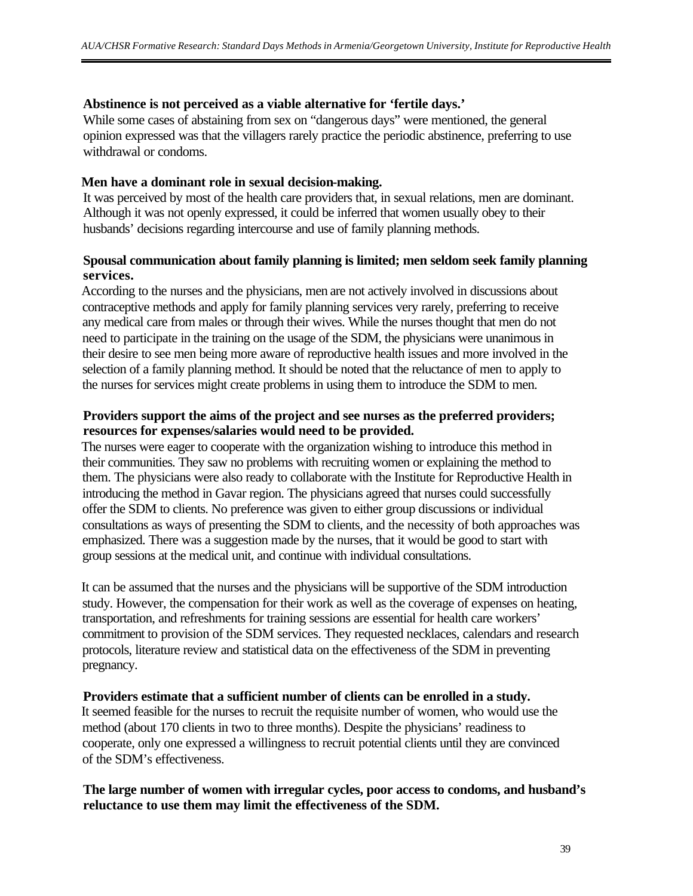**Abstinence is not perceived as a viable alternative for 'fertile days.'**

While some cases of abstaining from sex on "dangerous days" were mentioned, the general opinion expressed was that the villagers rarely practice the periodic abstinence, preferring to use withdrawal or condoms.

**Men have a dominant role in sexual decision-making.**

It was perceived by most of the health care providers that, in sexual relations, men are dominant. Although it was not openly expressed, it could be inferred that women usually obey to their husbands' decisions regarding intercourse and use of family planning methods.

**Spousal communication about family planning is limited; men seldom seek family planning services.**

According to the nurses and the physicians, men are not actively involved in discussions about contraceptive methods and apply for family planning services very rarely, preferring to receive any medical care from males or through their wives. While the nurses thought that men do not need to participate in the training on the usage of the SDM, the physicians were unanimous in their desire to see men being more aware of reproductive health issues and more involved in the selection of a family planning method. It should be noted that the reluctance of men to apply to the nurses for services might create problems in using them to introduce the SDM to men.

**Providers support the aims of the project and see nurses as the preferred providers; resources for expenses/salaries would need to be provided.**

The nurses were eager to cooperate with the organization wishing to introduce this method in their communities. They saw no problems with recruiting women or explaining the method to them. The physicians were also ready to collaborate with the Institute for Reproductive Health in introducing the method in Gavar region. The physicians agreed that nurses could successfully offer the SDM to clients. No preference was given to either group discussions or individual consultations as ways of presenting the SDM to clients, and the necessity of both approaches was emphasized. There was a suggestion made by the nurses, that it would be good to start with group sessions at the medical unit, and continue with individual consultations.

It can be assumed that the nurses and the physicians will be supportive of the SDM introduction study. However, the compensation for their work as well as the coverage of expenses on heating, transportation, and refreshments for training sessions are essential for health care workers' commitment to provision of the SDM services. They requested necklaces, calendars and research protocols, literature review and statistical data on the effectiveness of the SDM in preventing pregnancy.

**Providers estimate that a sufficient number of clients can be enrolled in a study.**

It seemed feasible for the nurses to recruit the requisite number of women, who would use the method (about 170 clients in two to three months). Despite the physicians' readiness to cooperate, only one expressed a willingness to recruit potential clients until they are convinced of the SDM's effectiveness.

**The large number of women with irregular cycles, poor access to condoms, and husband's reluctance to use them may limit the effectiveness of the SDM.**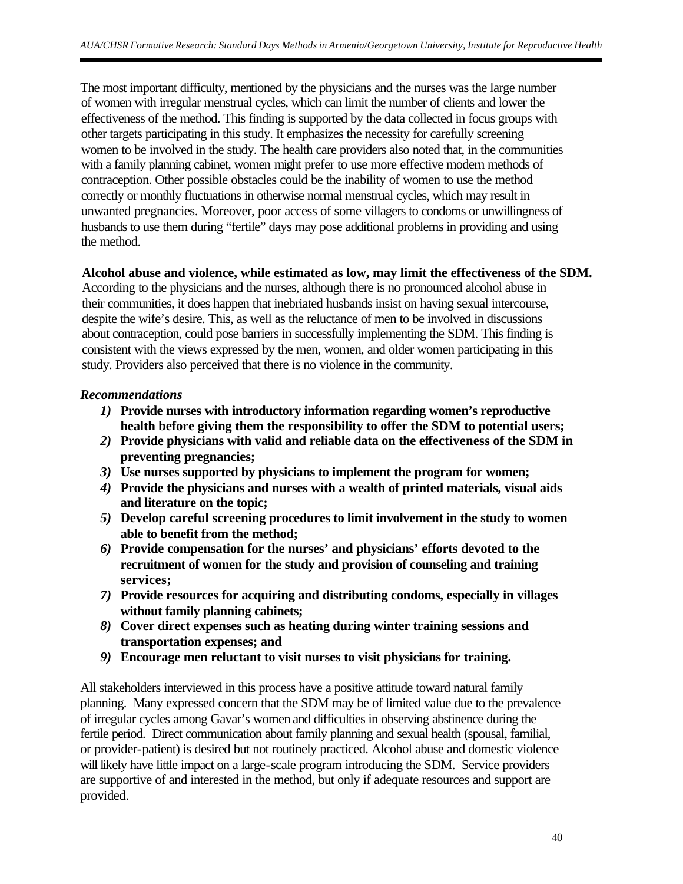The most important difficulty, mentioned by the physicians and the nurses was the large number of women with irregular menstrual cycles, which can limit the number of clients and lower the effectiveness of the method. This finding is supported by the data collected in focus groups with other targets participating in this study. It emphasizes the necessity for carefully screening women to be involved in the study. The health care providers also noted that, in the communities with a family planning cabinet, women might prefer to use more effective modern methods of contraception. Other possible obstacles could be the inability of women to use the method correctly or monthly fluctuations in otherwise normal menstrual cycles, which may result in unwanted pregnancies. Moreover, poor access of some villagers to condoms or unwillingness of husbands to use them during "fertile" days may pose additional problems in providing and using the method.

**Alcohol abuse and violence, while estimated as low, may limit the effectiveness of the SDM.** According to the physicians and the nurses, although there is no pronounced alcohol abuse in their communities, it does happen that inebriated husbands insist on having sexual intercourse, despite the wife's desire. This, as well as the reluctance of men to be involved in discussions about contraception, could pose barriers in successfully implementing the SDM. This finding is consistent with the views expressed by the men, women, and older women participating in this study. Providers also perceived that there is no violence in the community.

***Recommendations***

1) **Provide nurses with introductory information regarding women's reproductive health before giving them the responsibility to offer the SDM to potential users;**
2) **Provide physicians with valid and reliable data on the effectiveness of the SDM in preventing pregnancies;**
3) **Use nurses supported by physicians to implement the program for women;**
4) **Provide the physicians and nurses with a wealth of printed materials, visual aids and literature on the topic;**
5) **Develop careful screening procedures to limit involvement in the study to women able to benefit from the method;**
6) **Provide compensation for the nurses' and physicians' efforts devoted to the recruitment of women for the study and provision of counseling and training services;**
7) **Provide resources for acquiring and distributing condoms, especially in villages without family planning cabinets;**
8) **Cover direct expenses such as heating during winter training sessions and transportation expenses; and**
9) **Encourage men reluctant to visit nurses to visit physicians for training.**

All stakeholders interviewed in this process have a positive attitude toward natural family planning. Many expressed concern that the SDM may be of limited value due to the prevalence of irregular cycles among Gavar's women and difficulties in observing abstinence during the fertile period. Direct communication about family planning and sexual health (spousal, familial, or provider-patient) is desired but not routinely practiced. Alcohol abuse and domestic violence will likely have little impact on a large-scale program introducing the SDM. Service providers are supportive of and interested in the method, but only if adequate resources and support are provided.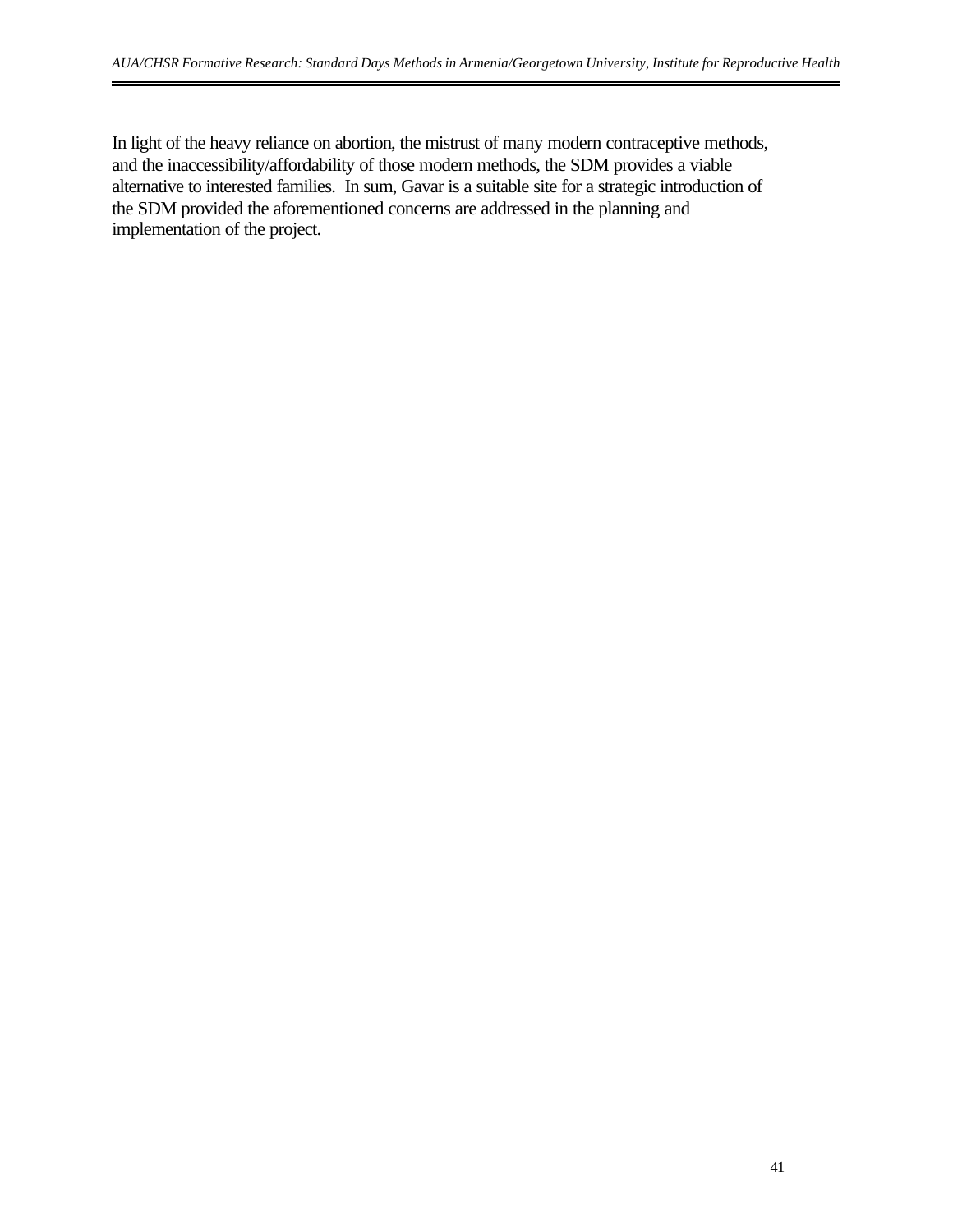In light of the heavy reliance on abortion, the mistrust of many modern contraceptive methods, and the inaccessibility/affordability of those modern methods, the SDM provides a viable alternative to interested families. In sum, Gavar is a suitable site for a strategic introduction of the SDM provided the aforementioned concerns are addressed in the planning and implementation of the project.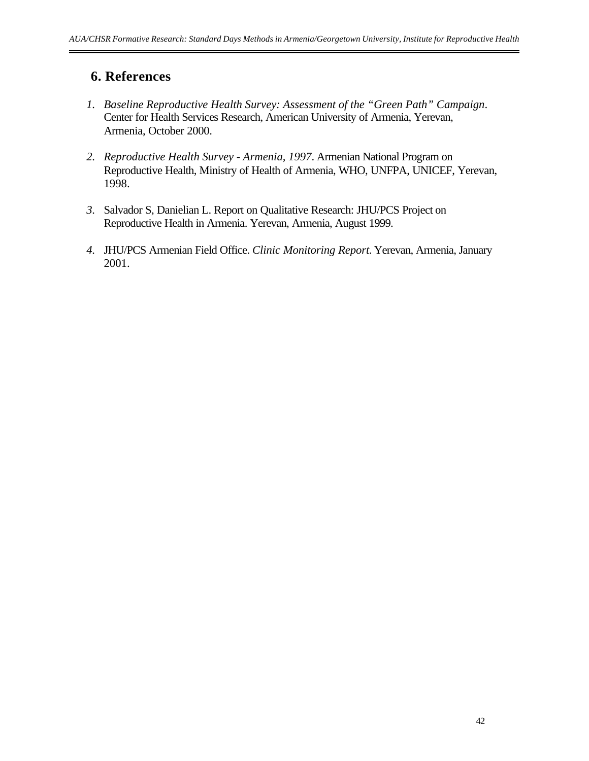## 6. References

1. *Baseline Reproductive Health Survey: Assessment of the "Green Path" Campaign*. Center for Health Services Research, American University of Armenia, Yerevan, Armenia, October 2000.

2. *Reproductive Health Survey - Armenia, 1997*. Armenian National Program on Reproductive Health, Ministry of Health of Armenia, WHO, UNFPA, UNICEF, Yerevan, 1998.

3. Salvador S, Danielian L. Report on Qualitative Research: JHU/PCS Project on Reproductive Health in Armenia. Yerevan, Armenia, August 1999.

4. JHU/PCS Armenian Field Office. *Clinic Monitoring Report*. Yerevan, Armenia, January 2001.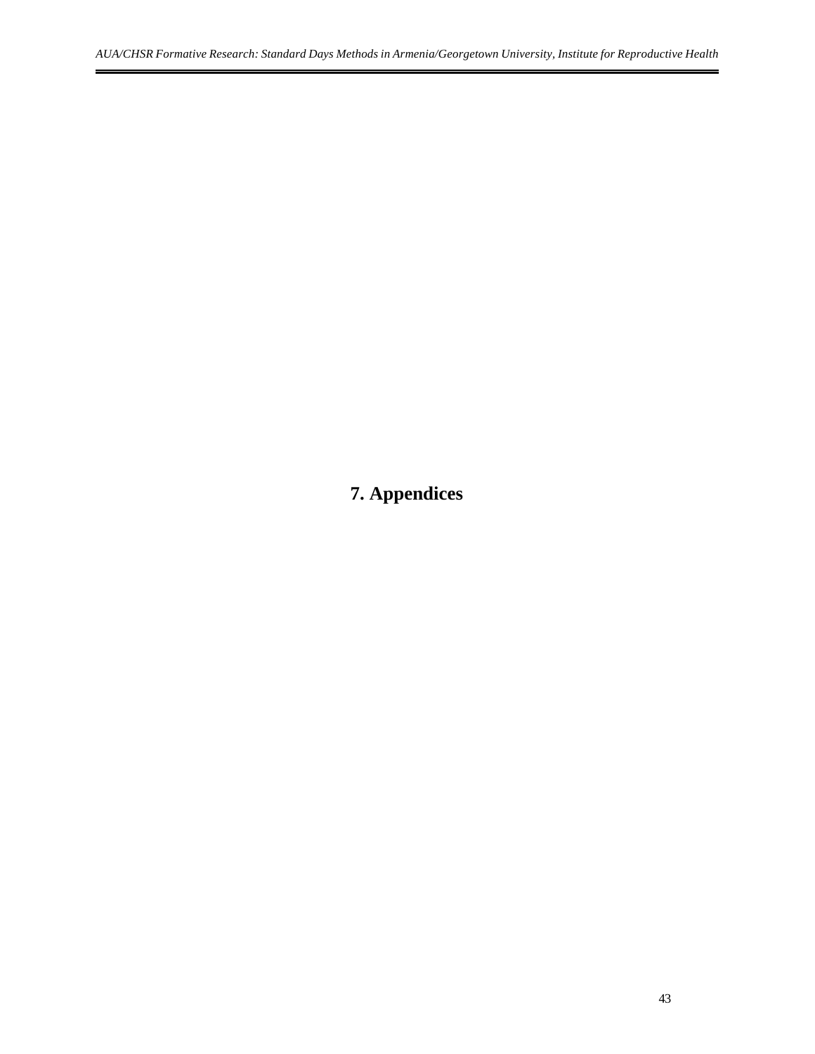# 7. Appendices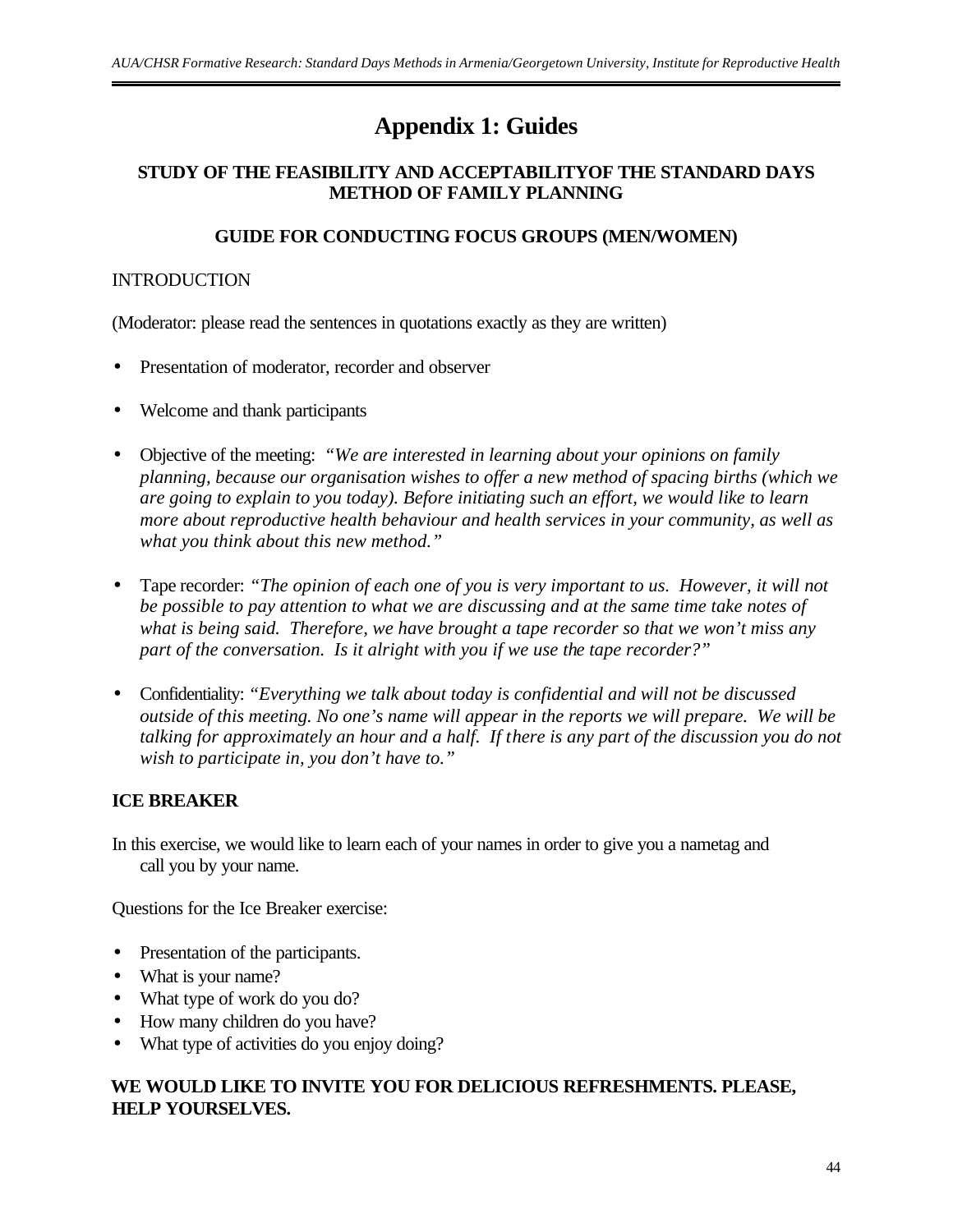# Appendix 1: Guides

**STUDY OF THE FEASIBILITY AND ACCEPTABILITYOF THE STANDARD DAYS METHOD OF FAMILY PLANNING**

**GUIDE FOR CONDUCTING FOCUS GROUPS (MEN/WOMEN)**

INTRODUCTION

(Moderator: please read the sentences in quotations exactly as they are written)

- Presentation of moderator, recorder and observer
- Welcome and thank participants
- Objective of the meeting: *"We are interested in learning about your opinions on family planning, because our organisation wishes to offer a new method of spacing births (which we are going to explain to you today). Before initiating such an effort, we would like to learn more about reproductive health behaviour and health services in your community, as well as what you think about this new method."*
- Tape recorder: *"The opinion of each one of you is very important to us. However, it will not be possible to pay attention to what we are discussing and at the same time take notes of what is being said. Therefore, we have brought a tape recorder so that we won't miss any part of the conversation. Is it alright with you if we use the tape recorder?"*
- Confidentiality: *"Everything we talk about today is confidential and will not be discussed outside of this meeting. No one's name will appear in the reports we will prepare. We will be talking for approximately an hour and a half. If there is any part of the discussion you do not wish to participate in, you don't have to."*

**ICE BREAKER**

In this exercise, we would like to learn each of your names in order to give you a nametag and call you by your name.

Questions for the Ice Breaker exercise:

- Presentation of the participants.
- What is your name?
- What type of work do you do?
- How many children do you have?
- What type of activities do you enjoy doing?

**WE WOULD LIKE TO INVITE YOU FOR DELICIOUS REFRESHMENTS. PLEASE, HELP YOURSELVES.**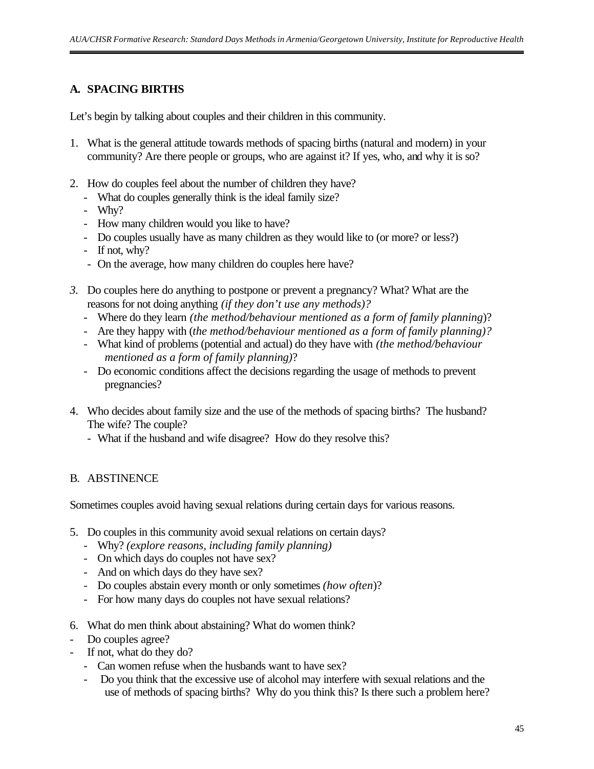## A. SPACING BIRTHS

Let's begin by talking about couples and their children in this community.

1. What is the general attitude towards methods of spacing births (natural and modern) in your community? Are there people or groups, who are against it? If yes, who, and why it is so?

2. How do couples feel about the number of children they have?
   - What do couples generally think is the ideal family size?
   - Why?
   - How many children would you like to have?
   - Do couples usually have as many children as they would like to (or more? or less?)
   - If not, why?
   - On the average, how many children do couples here have?

3. Do couples here do anything to postpone or prevent a pregnancy? What? What are the reasons for not doing anything *(if they don't use any methods)?*
   - Where do they learn *(the method/behaviour mentioned as a form of family planning*)?
   - Are they happy with (*the method/behaviour mentioned as a form of family planning)?*
   - What kind of problems (potential and actual) do they have with *(the method/behaviour mentioned as a form of family planning)*?
   - Do economic conditions affect the decisions regarding the usage of methods to prevent pregnancies?

4. Who decides about family size and the use of the methods of spacing births? The husband? The wife? The couple?
   - What if the husband and wife disagree? How do they resolve this?

## B. ABSTINENCE

Sometimes couples avoid having sexual relations during certain days for various reasons.

5. Do couples in this community avoid sexual relations on certain days?
   - Why? *(explore reasons, including family planning)*
   - On which days do couples not have sex?
   - And on which days do they have sex?
   - Do couples abstain every month or only sometimes *(how often*)?
   - For how many days do couples not have sexual relations?

6. What do men think about abstaining? What do women think?

- Do couples agree?
- If not, what do they do?
   - Can women refuse when the husbands want to have sex?
   - Do you think that the excessive use of alcohol may interfere with sexual relations and the use of methods of spacing births? Why do you think this? Is there such a problem here?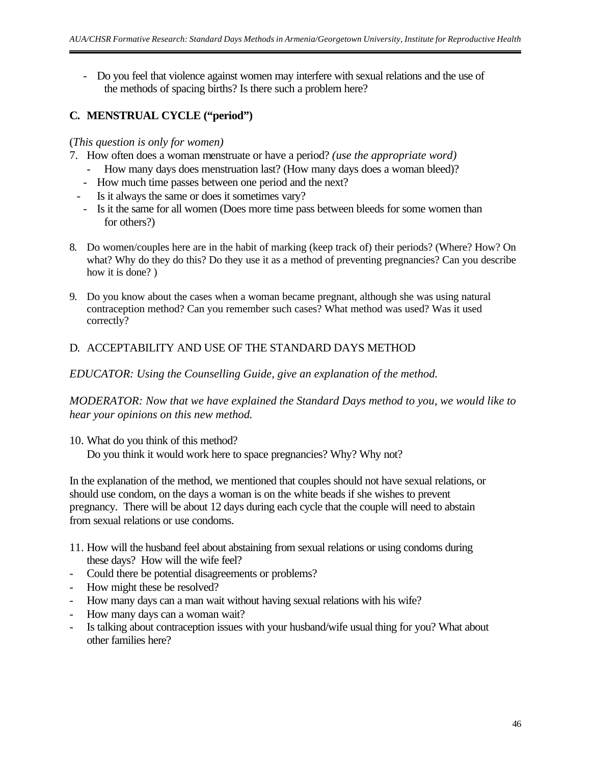- Do you feel that violence against women may interfere with sexual relations and the use of the methods of spacing births? Is there such a problem here?

## C. MENSTRUAL CYCLE ("period")

(*This question is only for women)*

7. How often does a woman menstruate or have a period? *(use the appropriate word)*
   - How many days does menstruation last? (How many days does a woman bleed)?
   - How much time passes between one period and the next?
   - Is it always the same or does it sometimes vary?
   - Is it the same for all women (Does more time pass between bleeds for some women than for others?)

8. Do women/couples here are in the habit of marking (keep track of) their periods? (Where? How? On what? Why do they do this? Do they use it as a method of preventing pregnancies? Can you describe how it is done? )

9. Do you know about the cases when a woman became pregnant, although she was using natural contraception method? Can you remember such cases? What method was used? Was it used correctly?

## D. ACCEPTABILITY AND USE OF THE STANDARD DAYS METHOD

*EDUCATOR: Using the Counselling Guide, give an explanation of the method.*

*MODERATOR: Now that we have explained the Standard Days method to you, we would like to hear your opinions on this new method.*

10. What do you think of this method?
    Do you think it would work here to space pregnancies? Why? Why not?

In the explanation of the method, we mentioned that couples should not have sexual relations, or should use condom, on the days a woman is on the white beads if she wishes to prevent pregnancy. There will be about 12 days during each cycle that the couple will need to abstain from sexual relations or use condoms.

11. How will the husband feel about abstaining from sexual relations or using condoms during these days? How will the wife feel?
- Could there be potential disagreements or problems?
- How might these be resolved?
- How many days can a man wait without having sexual relations with his wife?
- How many days can a woman wait?
- Is talking about contraception issues with your husband/wife usual thing for you? What about other families here?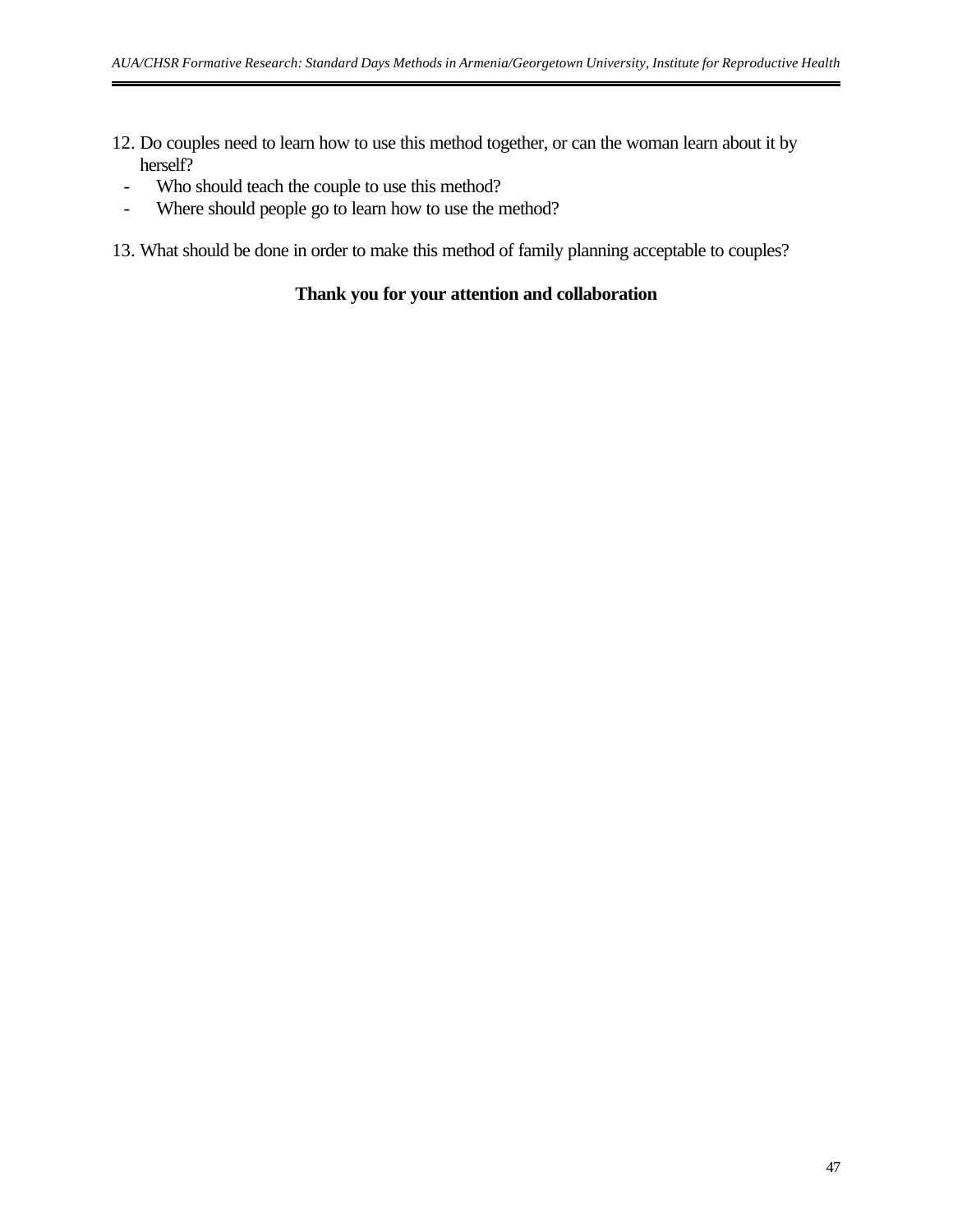12. Do couples need to learn how to use this method together, or can the woman learn about it by herself?
   - Who should teach the couple to use this method?
   - Where should people go to learn how to use the method?

13. What should be done in order to make this method of family planning acceptable to couples?

**Thank you for your attention and collaboration**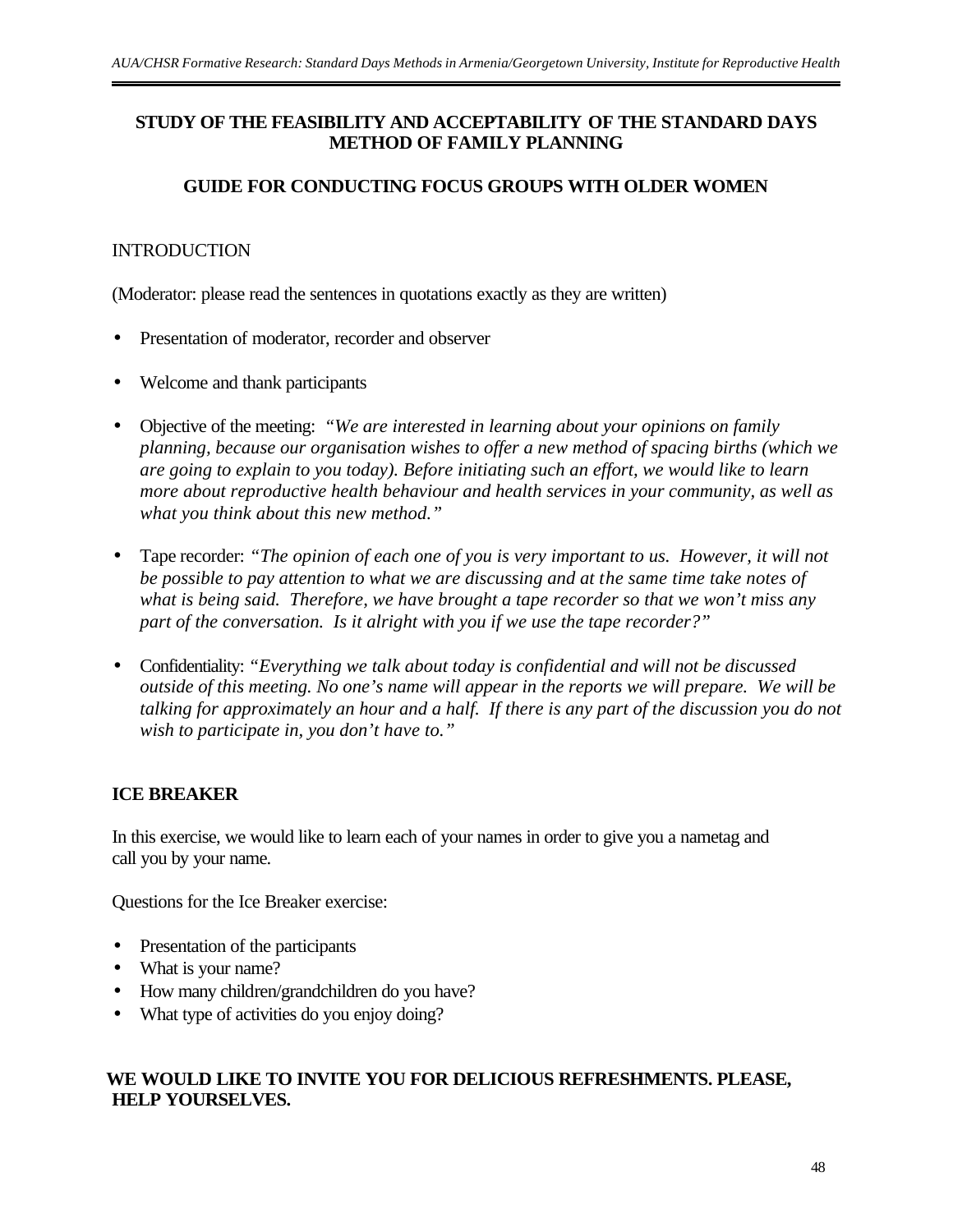**STUDY OF THE FEASIBILITY AND ACCEPTABILITY OF THE STANDARD DAYS METHOD OF FAMILY PLANNING**

**GUIDE FOR CONDUCTING FOCUS GROUPS WITH OLDER WOMEN**

INTRODUCTION

(Moderator: please read the sentences in quotations exactly as they are written)

- Presentation of moderator, recorder and observer
- Welcome and thank participants
- Objective of the meeting: *"We are interested in learning about your opinions on family planning, because our organisation wishes to offer a new method of spacing births (which we are going to explain to you today). Before initiating such an effort, we would like to learn more about reproductive health behaviour and health services in your community, as well as what you think about this new method."*
- Tape recorder: *"The opinion of each one of you is very important to us. However, it will not be possible to pay attention to what we are discussing and at the same time take notes of what is being said. Therefore, we have brought a tape recorder so that we won't miss any part of the conversation. Is it alright with you if we use the tape recorder?"*
- Confidentiality: *"Everything we talk about today is confidential and will not be discussed outside of this meeting. No one's name will appear in the reports we will prepare. We will be talking for approximately an hour and a half. If there is any part of the discussion you do not wish to participate in, you don't have to."*

**ICE BREAKER**

In this exercise, we would like to learn each of your names in order to give you a nametag and call you by your name.

Questions for the Ice Breaker exercise:

- Presentation of the participants
- What is your name?
- How many children/grandchildren do you have?
- What type of activities do you enjoy doing?

**WE WOULD LIKE TO INVITE YOU FOR DELICIOUS REFRESHMENTS. PLEASE, HELP YOURSELVES.**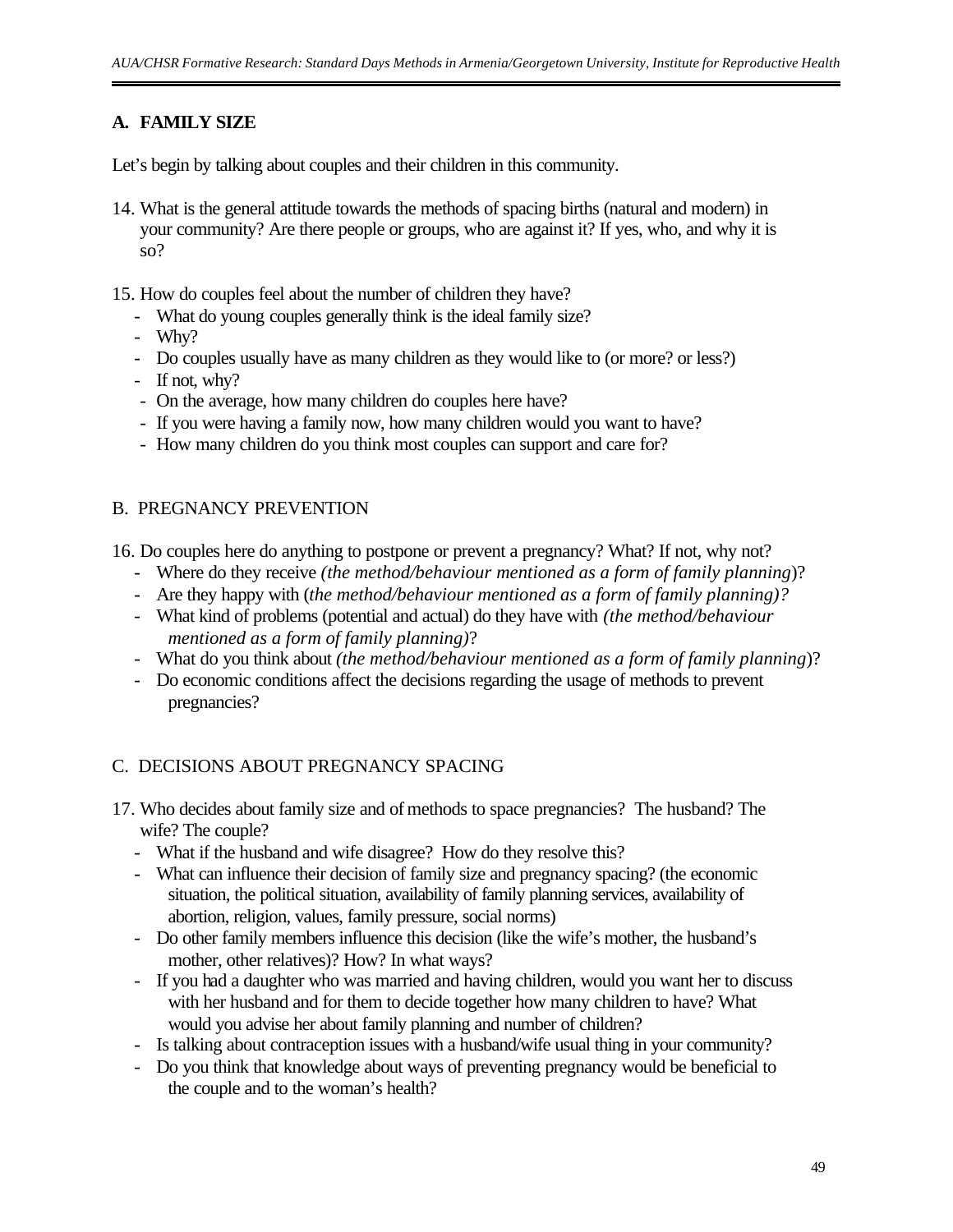## A. FAMILY SIZE

Let's begin by talking about couples and their children in this community.

14. What is the general attitude towards the methods of spacing births (natural and modern) in your community? Are there people or groups, who are against it? If yes, who, and why it is so?

15. How do couples feel about the number of children they have?
    - What do young couples generally think is the ideal family size?
    - Why?
    - Do couples usually have as many children as they would like to (or more? or less?)
    - If not, why?
    - On the average, how many children do couples here have?
    - If you were having a family now, how many children would you want to have?
    - How many children do you think most couples can support and care for?

## B. PREGNANCY PREVENTION

16. Do couples here do anything to postpone or prevent a pregnancy? What? If not, why not?
    - Where do they receive *(the method/behaviour mentioned as a form of family planning)*?
    - Are they happy with (*the method/behaviour mentioned as a form of family planning)?*
    - What kind of problems (potential and actual) do they have with *(the method/behaviour mentioned as a form of family planning)*?
    - What do you think about *(the method/behaviour mentioned as a form of family planning*)?
    - Do economic conditions affect the decisions regarding the usage of methods to prevent pregnancies?

## C. DECISIONS ABOUT PREGNANCY SPACING

17. Who decides about family size and of methods to space pregnancies? The husband? The wife? The couple?
    - What if the husband and wife disagree? How do they resolve this?
    - What can influence their decision of family size and pregnancy spacing? (the economic situation, the political situation, availability of family planning services, availability of abortion, religion, values, family pressure, social norms)
    - Do other family members influence this decision (like the wife's mother, the husband's mother, other relatives)? How? In what ways?
    - If you had a daughter who was married and having children, would you want her to discuss with her husband and for them to decide together how many children to have? What would you advise her about family planning and number of children?
    - Is talking about contraception issues with a husband/wife usual thing in your community?
    - Do you think that knowledge about ways of preventing pregnancy would be beneficial to the couple and to the woman's health?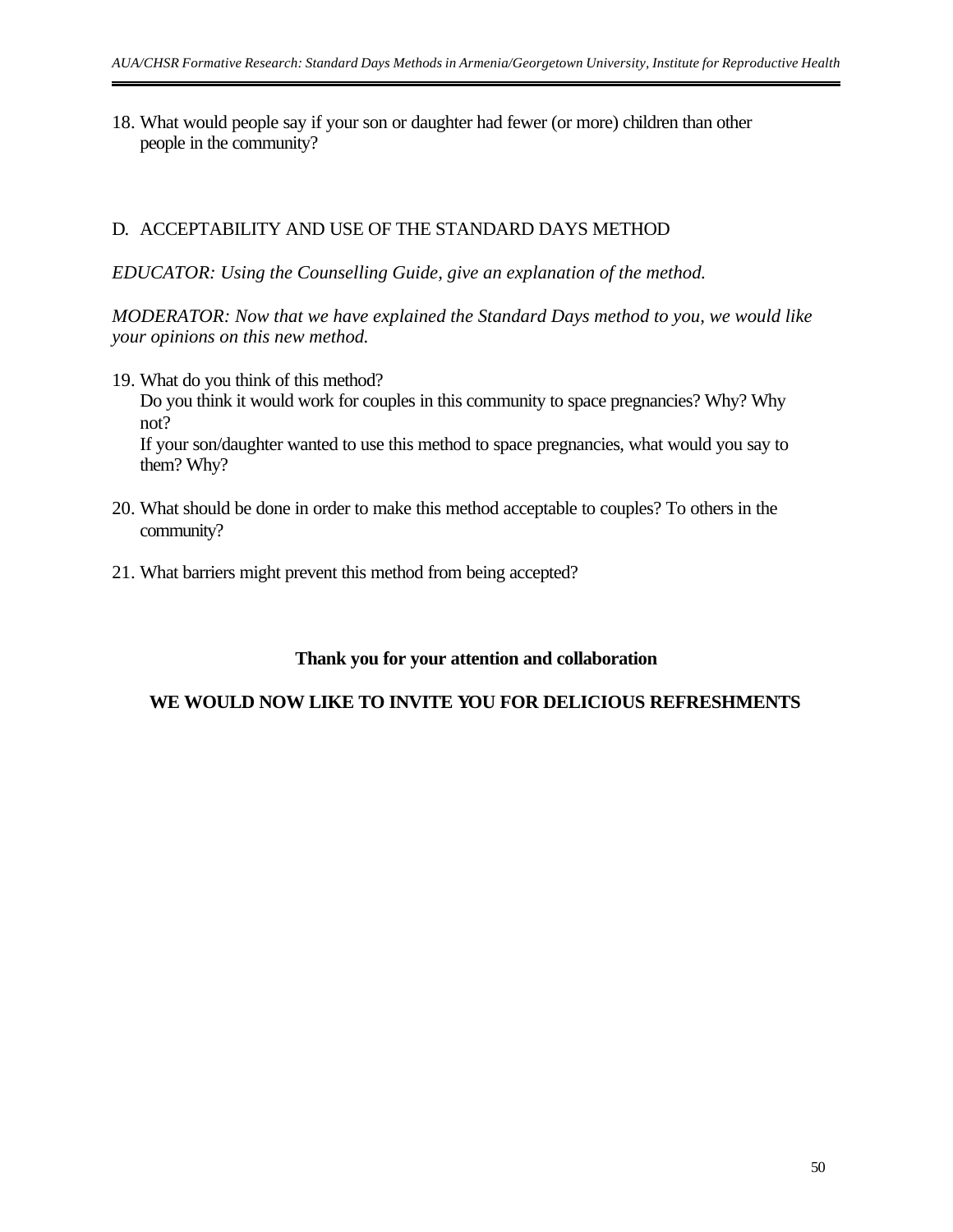18. What would people say if your son or daughter had fewer (or more) children than other people in the community?

## D. ACCEPTABILITY AND USE OF THE STANDARD DAYS METHOD

*EDUCATOR: Using the Counselling Guide, give an explanation of the method.*

*MODERATOR: Now that we have explained the Standard Days method to you, we would like your opinions on this new method.*

19. What do you think of this method?
    Do you think it would work for couples in this community to space pregnancies? Why? Why not?
    If your son/daughter wanted to use this method to space pregnancies, what would you say to them? Why?

20. What should be done in order to make this method acceptable to couples? To others in the community?

21. What barriers might prevent this method from being accepted?

**Thank you for your attention and collaboration**

**WE WOULD NOW LIKE TO INVITE YOU FOR DELICIOUS REFRESHMENTS**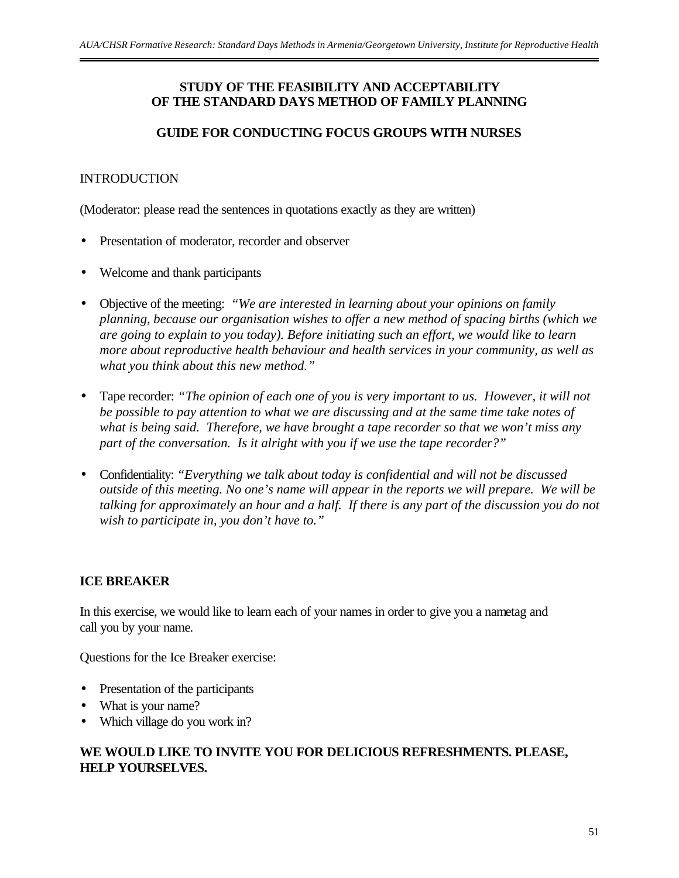**STUDY OF THE FEASIBILITY AND ACCEPTABILITY OF THE STANDARD DAYS METHOD OF FAMILY PLANNING**

**GUIDE FOR CONDUCTING FOCUS GROUPS WITH NURSES**

INTRODUCTION

(Moderator: please read the sentences in quotations exactly as they are written)

- Presentation of moderator, recorder and observer
- Welcome and thank participants
- Objective of the meeting: *"We are interested in learning about your opinions on family planning, because our organisation wishes to offer a new method of spacing births (which we are going to explain to you today). Before initiating such an effort, we would like to learn more about reproductive health behaviour and health services in your community, as well as what you think about this new method."*
- Tape recorder: *"The opinion of each one of you is very important to us. However, it will not be possible to pay attention to what we are discussing and at the same time take notes of what is being said. Therefore, we have brought a tape recorder so that we won't miss any part of the conversation. Is it alright with you if we use the tape recorder?"*
- Confidentiality: *"Everything we talk about today is confidential and will not be discussed outside of this meeting. No one's name will appear in the reports we will prepare. We will be talking for approximately an hour and a half. If there is any part of the discussion you do not wish to participate in, you don't have to."*

**ICE BREAKER**

In this exercise, we would like to learn each of your names in order to give you a nametag and call you by your name.

Questions for the Ice Breaker exercise:

- Presentation of the participants
- What is your name?
- Which village do you work in?

**WE WOULD LIKE TO INVITE YOU FOR DELICIOUS REFRESHMENTS. PLEASE, HELP YOURSELVES.**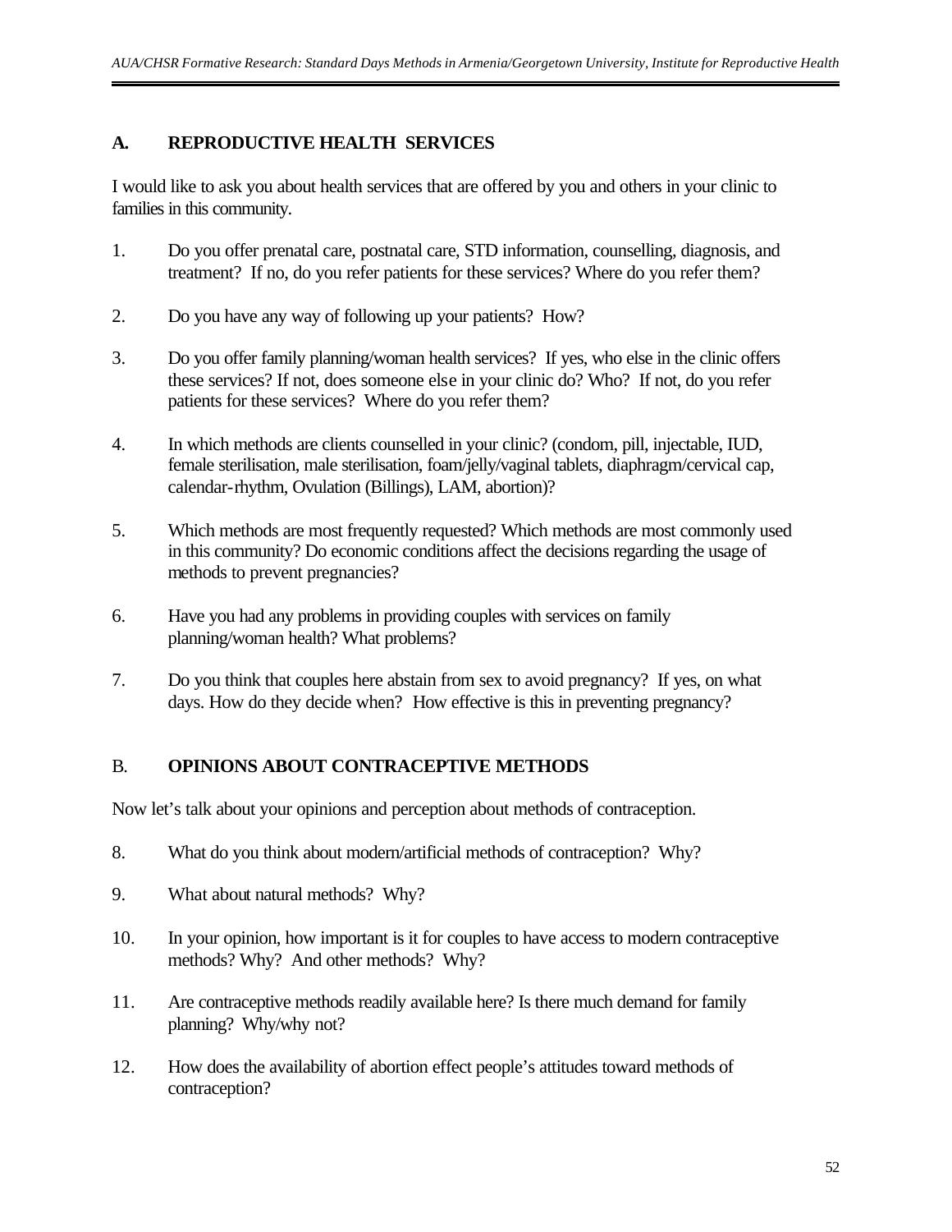## A. REPRODUCTIVE HEALTH SERVICES

I would like to ask you about health services that are offered by you and others in your clinic to families in this community.

1. Do you offer prenatal care, postnatal care, STD information, counselling, diagnosis, and treatment? If no, do you refer patients for these services? Where do you refer them?

2. Do you have any way of following up your patients? How?

3. Do you offer family planning/woman health services? If yes, who else in the clinic offers these services? If not, does someone else in your clinic do? Who? If not, do you refer patients for these services? Where do you refer them?

4. In which methods are clients counselled in your clinic? (condom, pill, injectable, IUD, female sterilisation, male sterilisation, foam/jelly/vaginal tablets, diaphragm/cervical cap, calendar-rhythm, Ovulation (Billings), LAM, abortion)?

5. Which methods are most frequently requested? Which methods are most commonly used in this community? Do economic conditions affect the decisions regarding the usage of methods to prevent pregnancies?

6. Have you had any problems in providing couples with services on family planning/woman health? What problems?

7. Do you think that couples here abstain from sex to avoid pregnancy? If yes, on what days. How do they decide when? How effective is this in preventing pregnancy?

## B. OPINIONS ABOUT CONTRACEPTIVE METHODS

Now let's talk about your opinions and perception about methods of contraception.

8. What do you think about modern/artificial methods of contraception? Why?

9. What about natural methods? Why?

10. In your opinion, how important is it for couples to have access to modern contraceptive methods? Why? And other methods? Why?

11. Are contraceptive methods readily available here? Is there much demand for family planning? Why/why not?

12. How does the availability of abortion effect people's attitudes toward methods of contraception?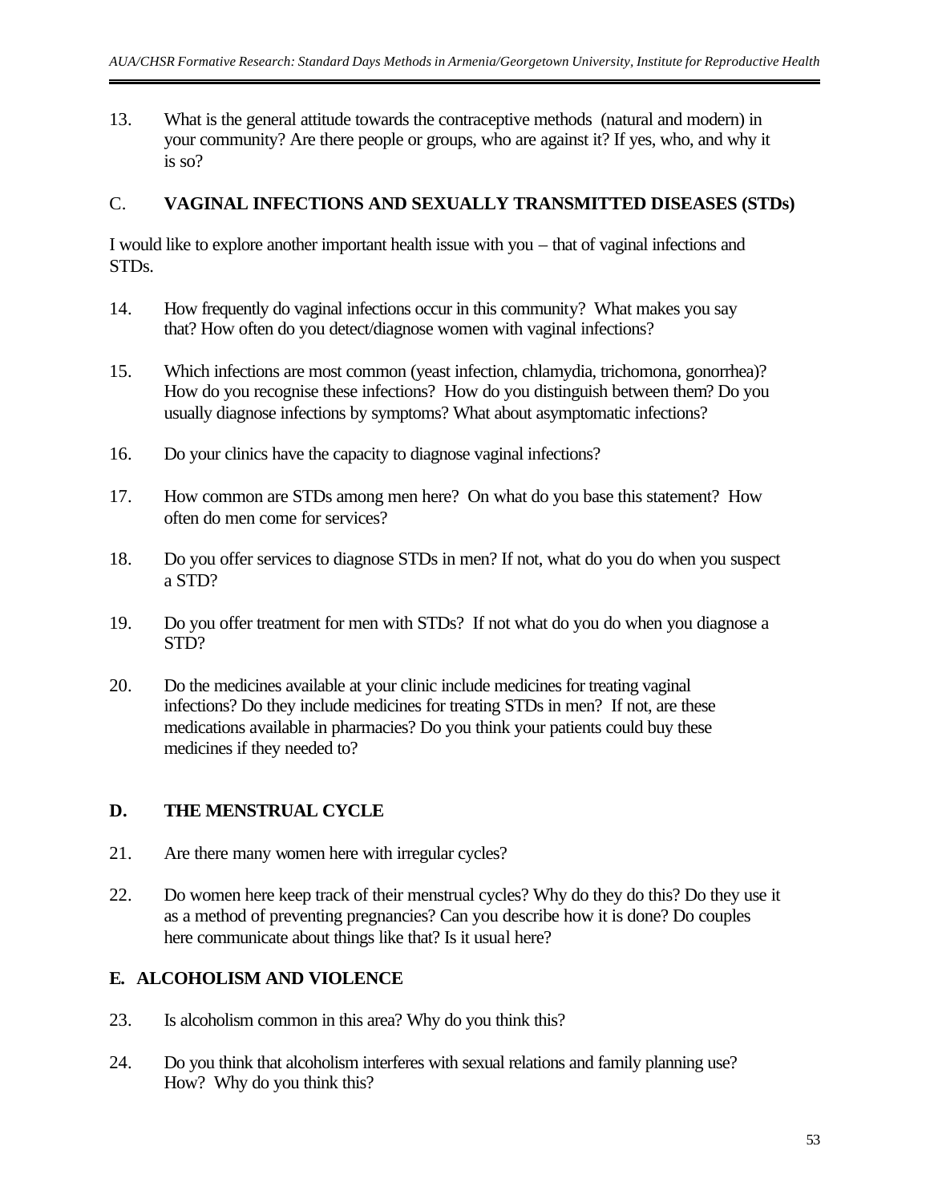13. What is the general attitude towards the contraceptive methods (natural and modern) in your community? Are there people or groups, who are against it? If yes, who, and why it is so?

## C. VAGINAL INFECTIONS AND SEXUALLY TRANSMITTED DISEASES (STDs)

I would like to explore another important health issue with you – that of vaginal infections and STDs.

14. How frequently do vaginal infections occur in this community? What makes you say that? How often do you detect/diagnose women with vaginal infections?

15. Which infections are most common (yeast infection, chlamydia, trichomona, gonorrhea)? How do you recognise these infections? How do you distinguish between them? Do you usually diagnose infections by symptoms? What about asymptomatic infections?

16. Do your clinics have the capacity to diagnose vaginal infections?

17. How common are STDs among men here? On what do you base this statement? How often do men come for services?

18. Do you offer services to diagnose STDs in men? If not, what do you do when you suspect a STD?

19. Do you offer treatment for men with STDs? If not what do you do when you diagnose a STD?

20. Do the medicines available at your clinic include medicines for treating vaginal infections? Do they include medicines for treating STDs in men? If not, are these medications available in pharmacies? Do you think your patients could buy these medicines if they needed to?

## D. THE MENSTRUAL CYCLE

21. Are there many women here with irregular cycles?

22. Do women here keep track of their menstrual cycles? Why do they do this? Do they use it as a method of preventing pregnancies? Can you describe how it is done? Do couples here communicate about things like that? Is it usual here?

## E. ALCOHOLISM AND VIOLENCE

23. Is alcoholism common in this area? Why do you think this?

24. Do you think that alcoholism interferes with sexual relations and family planning use? How? Why do you think this?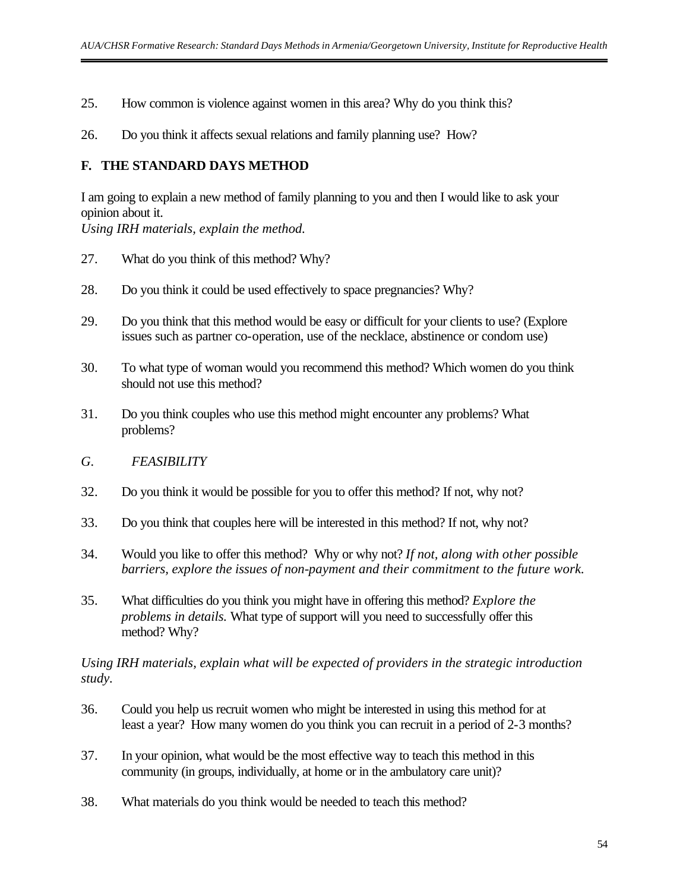25. How common is violence against women in this area? Why do you think this?

26. Do you think it affects sexual relations and family planning use? How?

## F. THE STANDARD DAYS METHOD

I am going to explain a new method of family planning to you and then I would like to ask your opinion about it.
*Using IRH materials, explain the method.*

27. What do you think of this method? Why?

28. Do you think it could be used effectively to space pregnancies? Why?

29. Do you think that this method would be easy or difficult for your clients to use? (Explore issues such as partner co-operation, use of the necklace, abstinence or condom use)

30. To what type of woman would you recommend this method? Which women do you think should not use this method?

31. Do you think couples who use this method might encounter any problems? What problems?

## *G. FEASIBILITY*

32. Do you think it would be possible for you to offer this method? If not, why not?

33. Do you think that couples here will be interested in this method? If not, why not?

34. Would you like to offer this method? Why or why not? *If not, along with other possible barriers, explore the issues of non-payment and their commitment to the future work.*

35. What difficulties do you think you might have in offering this method? *Explore the problems in details.* What type of support will you need to successfully offer this method? Why?

*Using IRH materials, explain what will be expected of providers in the strategic introduction study.*

36. Could you help us recruit women who might be interested in using this method for at least a year? How many women do you think you can recruit in a period of 2-3 months?

37. In your opinion, what would be the most effective way to teach this method in this community (in groups, individually, at home or in the ambulatory care unit)?

38. What materials do you think would be needed to teach this method?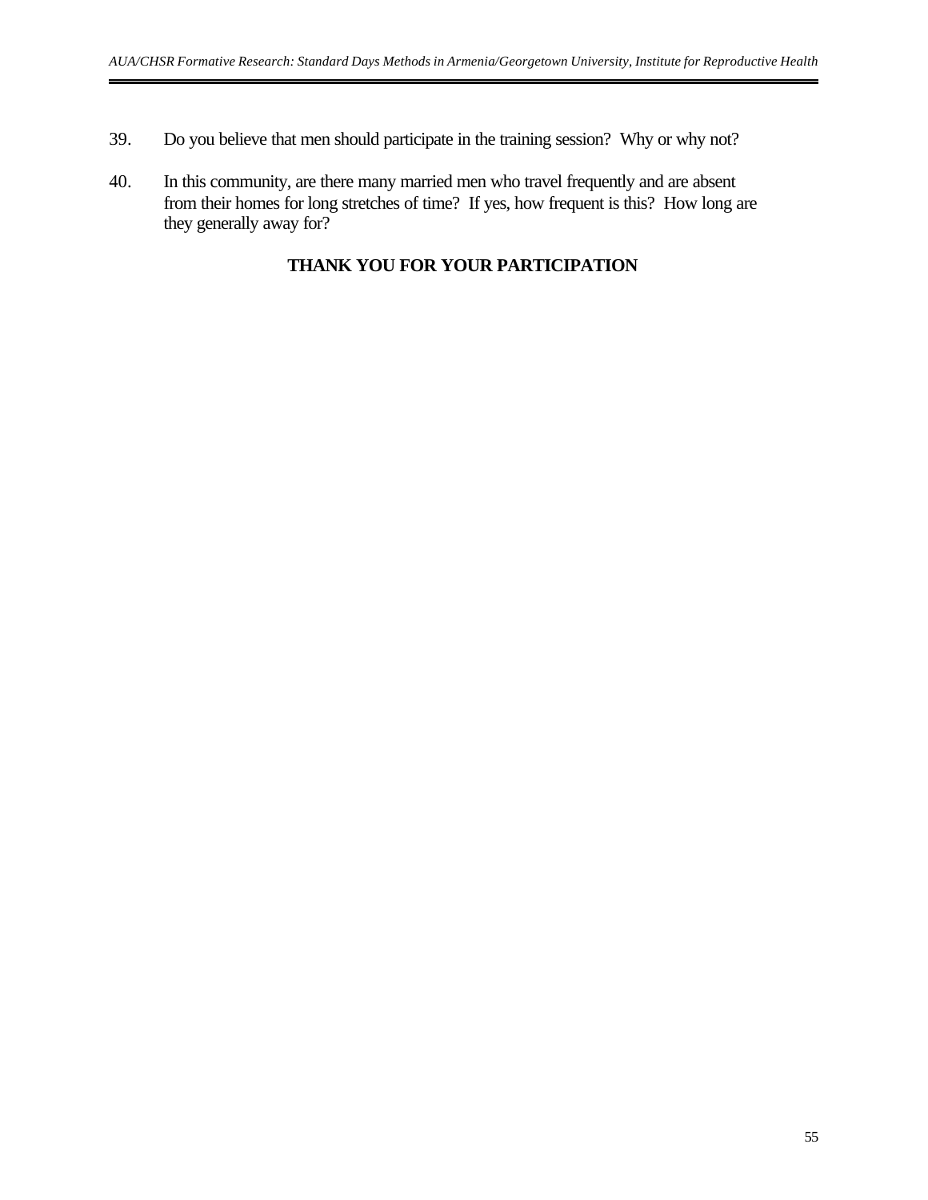39. Do you believe that men should participate in the training session? Why or why not?

40. In this community, are there many married men who travel frequently and are absent from their homes for long stretches of time? If yes, how frequent is this? How long are they generally away for?

**THANK YOU FOR YOUR PARTICIPATION**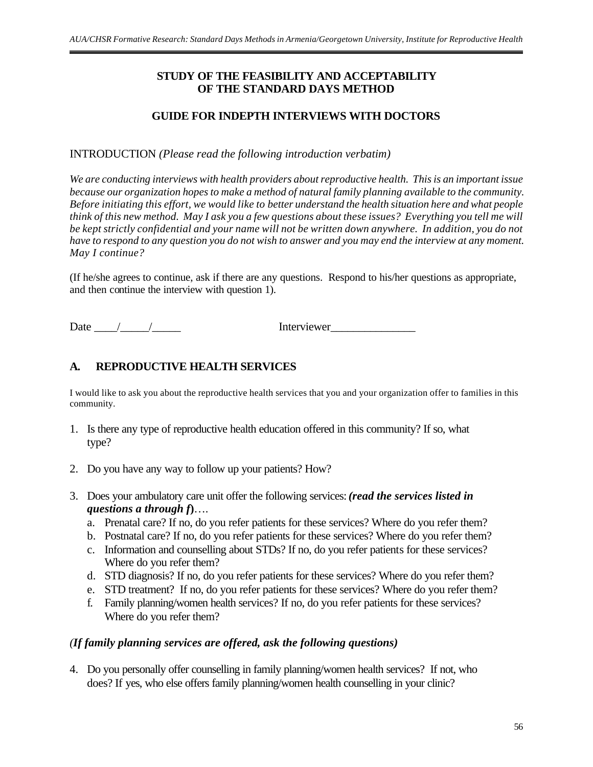**STUDY OF THE FEASIBILITY AND ACCEPTABILITY OF THE STANDARD DAYS METHOD**

**GUIDE FOR INDEPTH INTERVIEWS WITH DOCTORS**

INTRODUCTION *(Please read the following introduction verbatim)*

*We are conducting interviews with health providers about reproductive health. This is an important issue because our organization hopes to make a method of natural family planning available to the community. Before initiating this effort, we would like to better understand the health situation here and what people think of this new method. May I ask you a few questions about these issues? Everything you tell me will be kept strictly confidential and your name will not be written down anywhere. In addition, you do not have to respond to any question you do not wish to answer and you may end the interview at any moment. May I continue?*

(If he/she agrees to continue, ask if there are any questions. Respond to his/her questions as appropriate, and then continue the interview with question 1).

Date ____/_____/_____ Interviewer_______________

## A. REPRODUCTIVE HEALTH SERVICES

I would like to ask you about the reproductive health services that you and your organization offer to families in this community.

1. Is there any type of reproductive health education offered in this community? If so, what type?
2. Do you have any way to follow up your patients? How?
3. Does your ambulatory care unit offer the following services: ***(read the services listed in questions a through f)****….*
   a. Prenatal care? If no, do you refer patients for these services? Where do you refer them?
   b. Postnatal care? If no, do you refer patients for these services? Where do you refer them?
   c. Information and counselling about STDs? If no, do you refer patients for these services? Where do you refer them?
   d. STD diagnosis? If no, do you refer patients for these services? Where do you refer them?
   e. STD treatment? If no, do you refer patients for these services? Where do you refer them?
   f. Family planning/women health services? If no, do you refer patients for these services? Where do you refer them?

***(If family planning services are offered, ask the following questions)***

4. Do you personally offer counselling in family planning/women health services? If not, who does? If yes, who else offers family planning/women health counselling in your clinic?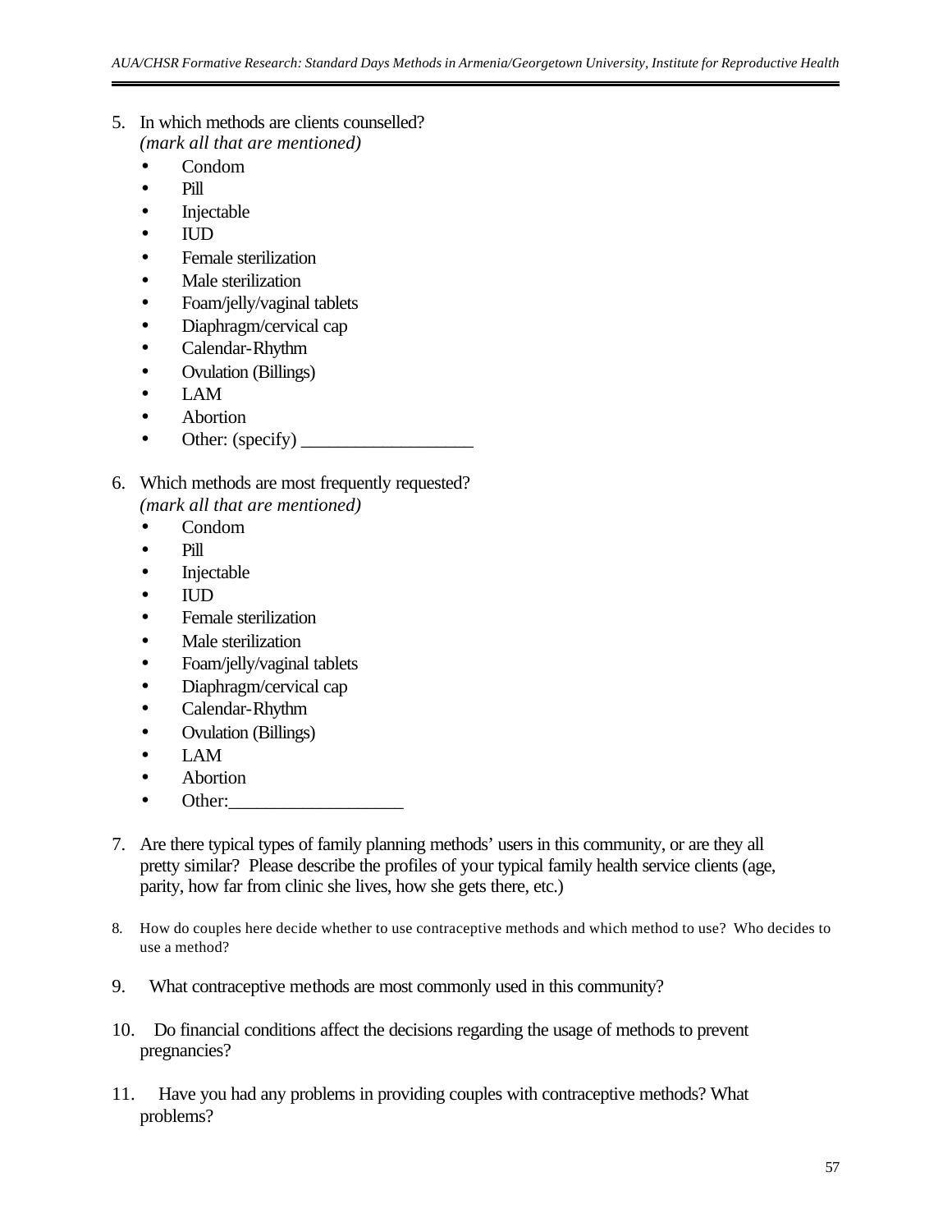5. In which methods are clients counselled?
   *(mark all that are mentioned)*
   - Condom
   - Pill
   - Injectable
   - IUD
   - Female sterilization
   - Male sterilization
   - Foam/jelly/vaginal tablets
   - Diaphragm/cervical cap
   - Calendar-Rhythm
   - Ovulation (Billings)
   - LAM
   - Abortion
   - Other: (specify) ___________________

6. Which methods are most frequently requested?
   *(mark all that are mentioned)*
   - Condom
   - Pill
   - Injectable
   - IUD
   - Female sterilization
   - Male sterilization
   - Foam/jelly/vaginal tablets
   - Diaphragm/cervical cap
   - Calendar-Rhythm
   - Ovulation (Billings)
   - LAM
   - Abortion
   - Other:___________________

7. Are there typical types of family planning methods' users in this community, or are they all pretty similar? Please describe the profiles of your typical family health service clients (age, parity, how far from clinic she lives, how she gets there, etc.)

8. How do couples here decide whether to use contraceptive methods and which method to use? Who decides to use a method?

9. What contraceptive methods are most commonly used in this community?

10. Do financial conditions affect the decisions regarding the usage of methods to prevent pregnancies?

11. Have you had any problems in providing couples with contraceptive methods? What problems?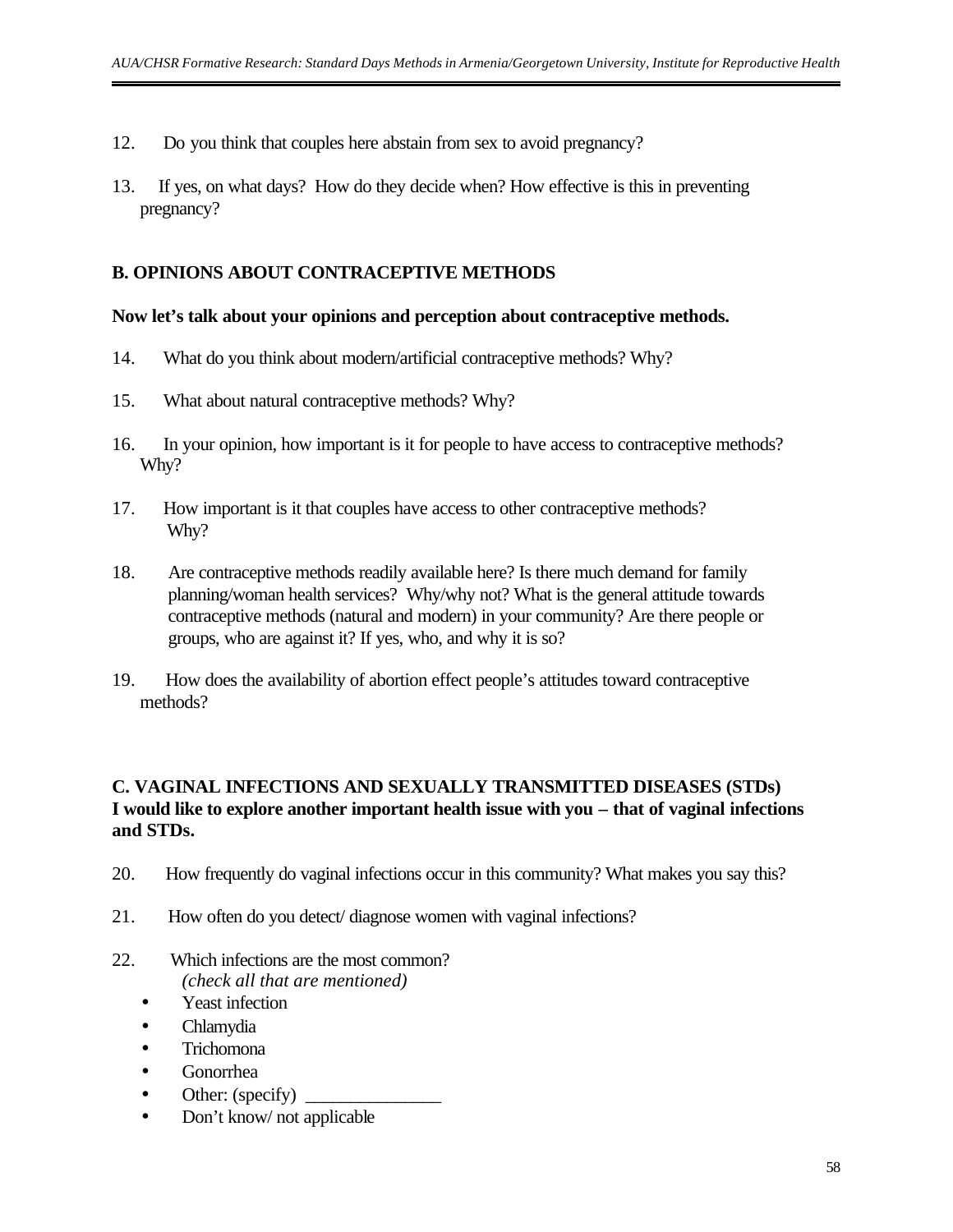12. Do you think that couples here abstain from sex to avoid pregnancy?

13. If yes, on what days? How do they decide when? How effective is this in preventing pregnancy?

## B. OPINIONS ABOUT CONTRACEPTIVE METHODS

**Now let's talk about your opinions and perception about contraceptive methods.**

14. What do you think about modern/artificial contraceptive methods? Why?

15. What about natural contraceptive methods? Why?

16. In your opinion, how important is it for people to have access to contraceptive methods? Why?

17. How important is it that couples have access to other contraceptive methods? Why?

18. Are contraceptive methods readily available here? Is there much demand for family planning/woman health services? Why/why not? What is the general attitude towards contraceptive methods (natural and modern) in your community? Are there people or groups, who are against it? If yes, who, and why it is so?

19. How does the availability of abortion effect people's attitudes toward contraceptive methods?

## C. VAGINAL INFECTIONS AND SEXUALLY TRANSMITTED DISEASES (STDs)

**I would like to explore another important health issue with you – that of vaginal infections and STDs.**

20. How frequently do vaginal infections occur in this community? What makes you say this?

21. How often do you detect/ diagnose women with vaginal infections?

22. Which infections are the most common?
    *(check all that are mentioned)*
    - Yeast infection
    - Chlamydia
    - Trichomona
    - Gonorrhea
    - Other: (specify) _______________
    - Don't know/ not applicable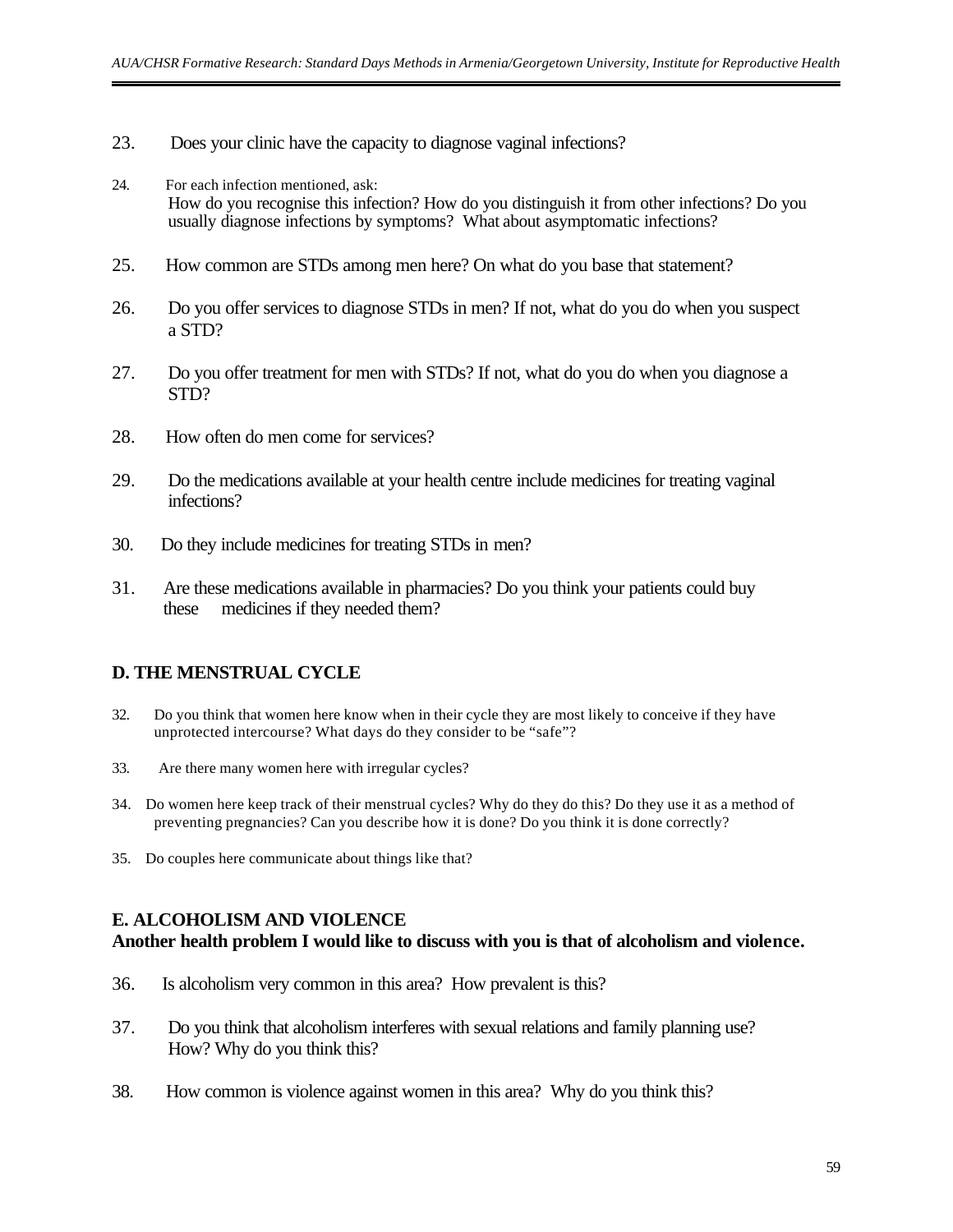23. Does your clinic have the capacity to diagnose vaginal infections?

24. For each infection mentioned, ask:
   How do you recognise this infection? How do you distinguish it from other infections? Do you usually diagnose infections by symptoms? What about asymptomatic infections?

25. How common are STDs among men here? On what do you base that statement?

26. Do you offer services to diagnose STDs in men? If not, what do you do when you suspect a STD?

27. Do you offer treatment for men with STDs? If not, what do you do when you diagnose a STD?

28. How often do men come for services?

29. Do the medications available at your health centre include medicines for treating vaginal infections?

30. Do they include medicines for treating STDs in men?

31. Are these medications available in pharmacies? Do you think your patients could buy these medicines if they needed them?

## D. THE MENSTRUAL CYCLE

32. Do you think that women here know when in their cycle they are most likely to conceive if they have unprotected intercourse? What days do they consider to be "safe"?

33. Are there many women here with irregular cycles?

34. Do women here keep track of their menstrual cycles? Why do they do this? Do they use it as a method of preventing pregnancies? Can you describe how it is done? Do you think it is done correctly?

35. Do couples here communicate about things like that?

## E. ALCOHOLISM AND VIOLENCE

**Another health problem I would like to discuss with you is that of alcoholism and violence.**

36. Is alcoholism very common in this area? How prevalent is this?

37. Do you think that alcoholism interferes with sexual relations and family planning use? How? Why do you think this?

38. How common is violence against women in this area? Why do you think this?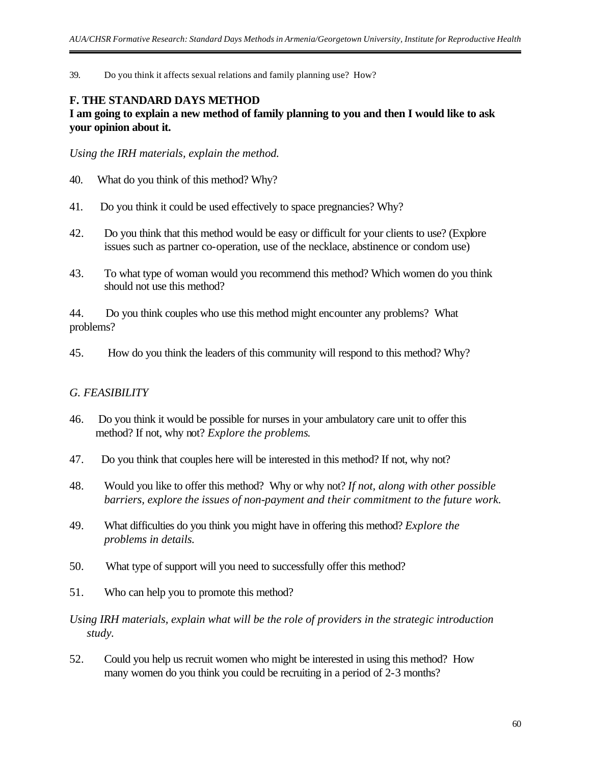39. Do you think it affects sexual relations and family planning use? How?

## F. THE STANDARD DAYS METHOD

**I am going to explain a new method of family planning to you and then I would like to ask your opinion about it.**

*Using the IRH materials, explain the method.*

40. What do you think of this method? Why?

41. Do you think it could be used effectively to space pregnancies? Why?

42. Do you think that this method would be easy or difficult for your clients to use? (Explore issues such as partner co-operation, use of the necklace, abstinence or condom use)

43. To what type of woman would you recommend this method? Which women do you think should not use this method?

44. Do you think couples who use this method might encounter any problems? What problems?

45. How do you think the leaders of this community will respond to this method? Why?

## *G. FEASIBILITY*

46. Do you think it would be possible for nurses in your ambulatory care unit to offer this method? If not, why not? *Explore the problems.*

47. Do you think that couples here will be interested in this method? If not, why not?

48. Would you like to offer this method? Why or why not? *If not, along with other possible barriers, explore the issues of non-payment and their commitment to the future work.*

49. What difficulties do you think you might have in offering this method? *Explore the problems in details.*

50. What type of support will you need to successfully offer this method?

51. Who can help you to promote this method?

*Using IRH materials, explain what will be the role of providers in the strategic introduction study.*

52. Could you help us recruit women who might be interested in using this method? How many women do you think you could be recruiting in a period of 2-3 months?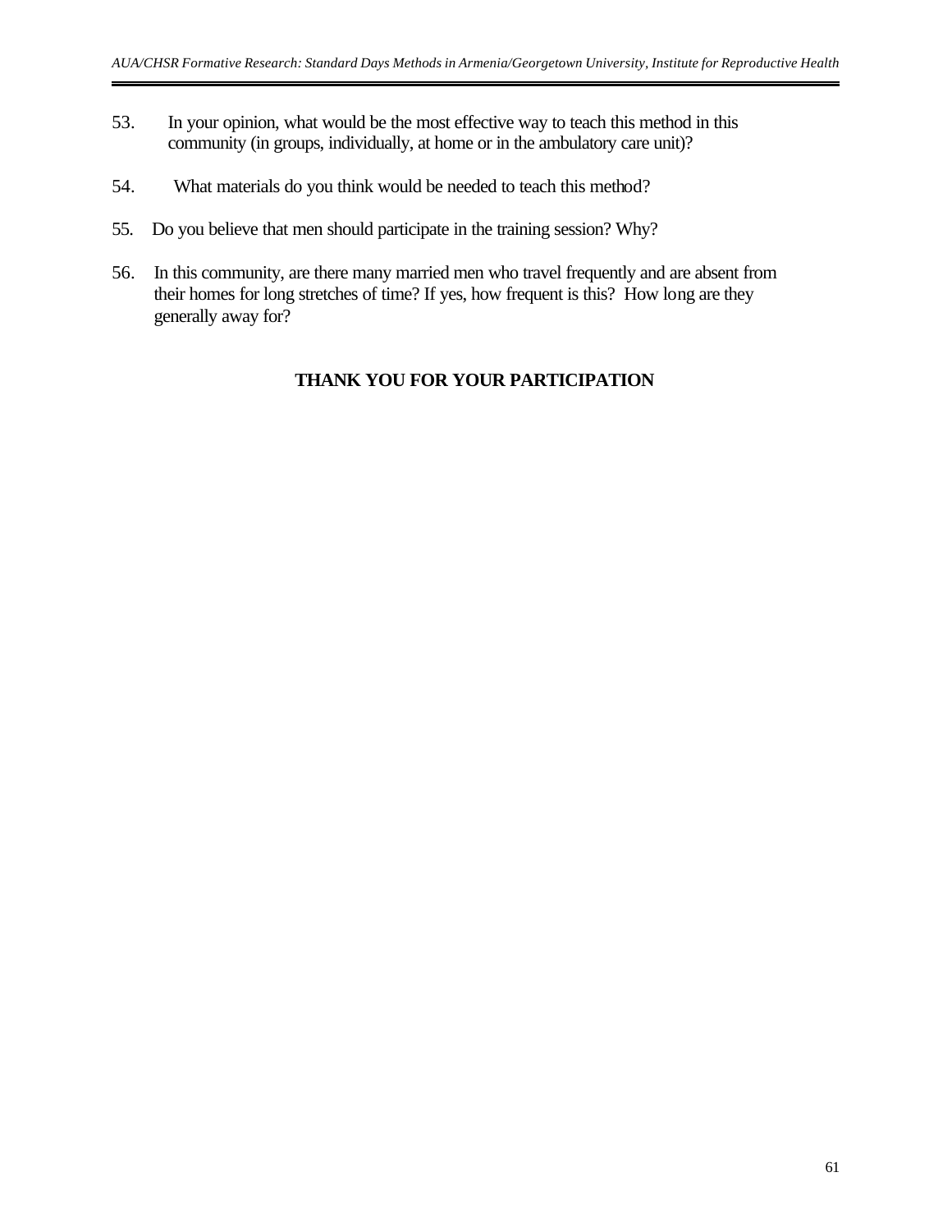53. In your opinion, what would be the most effective way to teach this method in this community (in groups, individually, at home or in the ambulatory care unit)?

54. What materials do you think would be needed to teach this method?

55. Do you believe that men should participate in the training session? Why?

56. In this community, are there many married men who travel frequently and are absent from their homes for long stretches of time? If yes, how frequent is this? How long are they generally away for?

**THANK YOU FOR YOUR PARTICIPATION**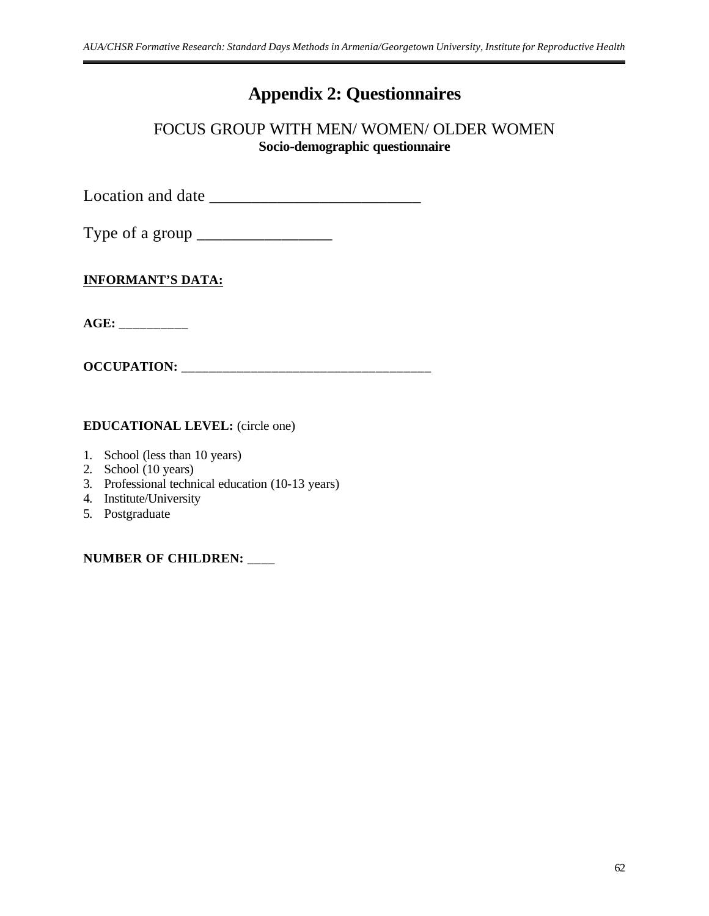# Appendix 2: Questionnaires

## FOCUS GROUP WITH MEN/ WOMEN/ OLDER WOMEN

**Socio-demographic questionnaire**

Location and date _________________________

Type of a group ________________

**INFORMANT'S DATA:**

**AGE:** __________

**OCCUPATION:** _____________________________________

**EDUCATIONAL LEVEL:** (circle one)

1. School (less than 10 years)
2. School (10 years)
3. Professional technical education (10-13 years)
4. Institute/University
5. Postgraduate

**NUMBER OF CHILDREN:** ____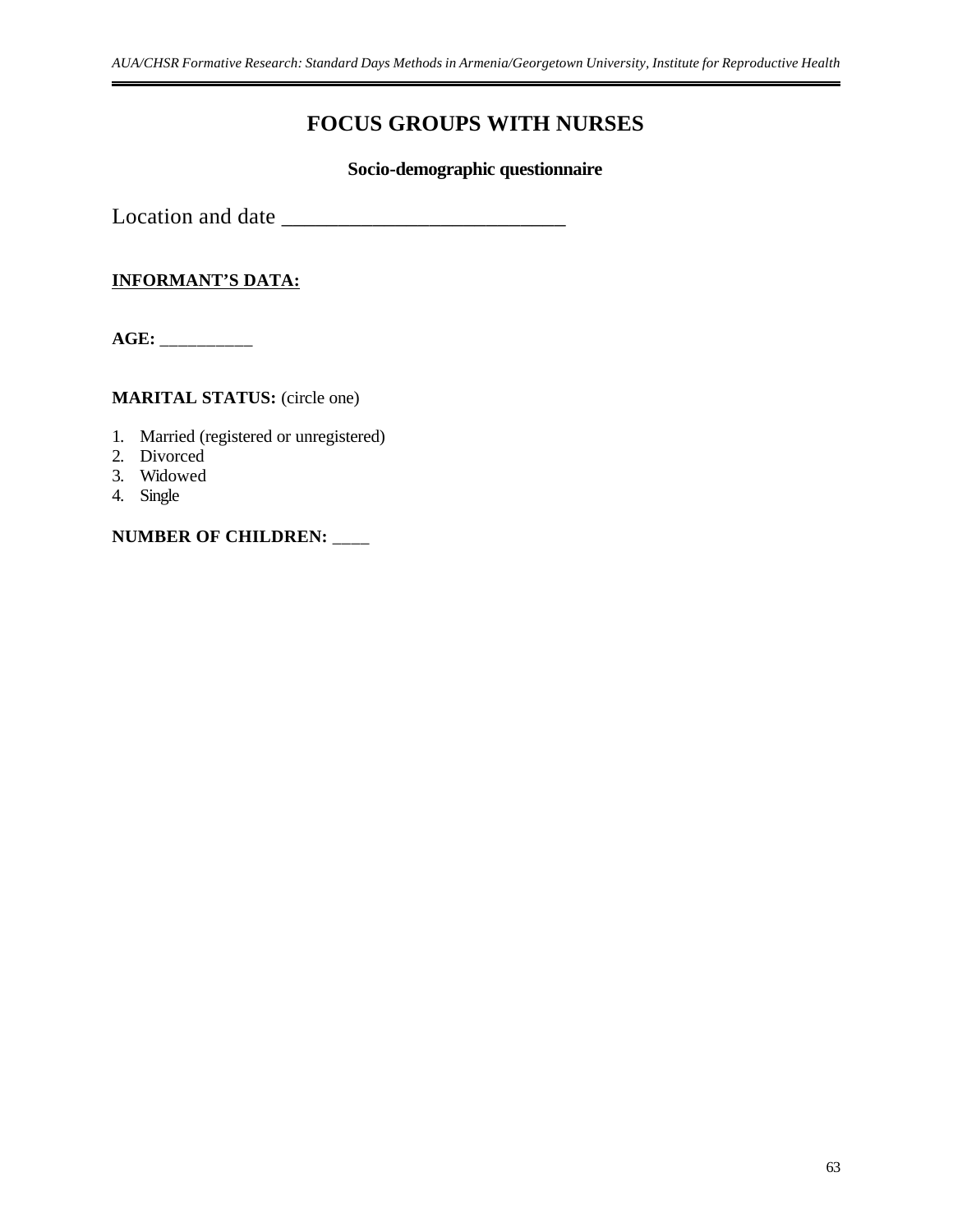# FOCUS GROUPS WITH NURSES

### Socio-demographic questionnaire

Location and date ___________________________

**INFORMANT'S DATA:**

**AGE:** __________

**MARITAL STATUS:** (circle one)

1. Married (registered or unregistered)
2. Divorced
3. Widowed
4. Single

**NUMBER OF CHILDREN:** ____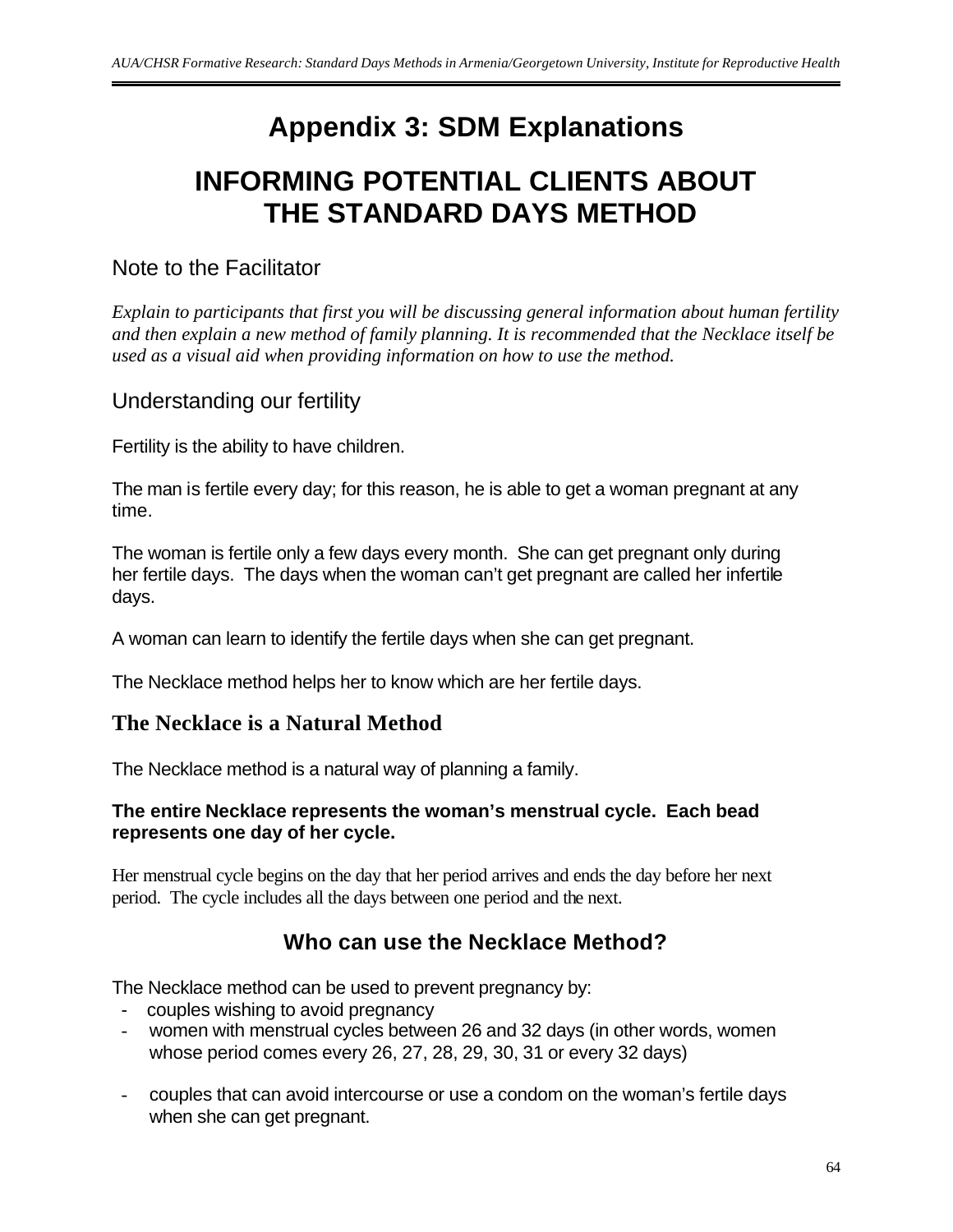# Appendix 3: SDM Explanations

# INFORMING POTENTIAL CLIENTS ABOUT THE STANDARD DAYS METHOD

## Note to the Facilitator

*Explain to participants that first you will be discussing general information about human fertility and then explain a new method of family planning. It is recommended that the Necklace itself be used as a visual aid when providing information on how to use the method.*

## Understanding our fertility

Fertility is the ability to have children.

The man is fertile every day; for this reason, he is able to get a woman pregnant at any time.

The woman is fertile only a few days every month. She can get pregnant only during her fertile days. The days when the woman can't get pregnant are called her infertile days.

A woman can learn to identify the fertile days when she can get pregnant.

The Necklace method helps her to know which are her fertile days.

### The Necklace is a Natural Method

The Necklace method is a natural way of planning a family.

**The entire Necklace represents the woman's menstrual cycle. Each bead represents one day of her cycle.**

Her menstrual cycle begins on the day that her period arrives and ends the day before her next period. The cycle includes all the days between one period and the next.

### Who can use the Necklace Method?

The Necklace method can be used to prevent pregnancy by:

- couples wishing to avoid pregnancy
- women with menstrual cycles between 26 and 32 days (in other words, women whose period comes every 26, 27, 28, 29, 30, 31 or every 32 days)
- couples that can avoid intercourse or use a condom on the woman's fertile days when she can get pregnant.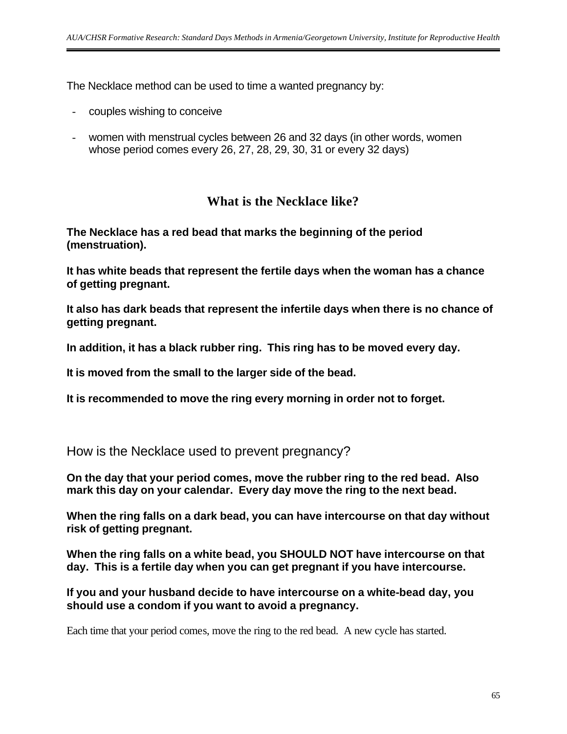The Necklace method can be used to time a wanted pregnancy by:

- couples wishing to conceive
- women with menstrual cycles between 26 and 32 days (in other words, women whose period comes every 26, 27, 28, 29, 30, 31 or every 32 days)

## What is the Necklace like?

**The Necklace has a red bead that marks the beginning of the period (menstruation).**

**It has white beads that represent the fertile days when the woman has a chance of getting pregnant.**

**It also has dark beads that represent the infertile days when there is no chance of getting pregnant.**

**In addition, it has a black rubber ring. This ring has to be moved every day.**

**It is moved from the small to the larger side of the bead.**

**It is recommended to move the ring every morning in order not to forget.**

## How is the Necklace used to prevent pregnancy?

**On the day that your period comes, move the rubber ring to the red bead. Also mark this day on your calendar. Every day move the ring to the next bead.**

**When the ring falls on a dark bead, you can have intercourse on that day without risk of getting pregnant.**

**When the ring falls on a white bead, you SHOULD NOT have intercourse on that day. This is a fertile day when you can get pregnant if you have intercourse.**

**If you and your husband decide to have intercourse on a white-bead day, you should use a condom if you want to avoid a pregnancy.**

Each time that your period comes, move the ring to the red bead. A new cycle has started.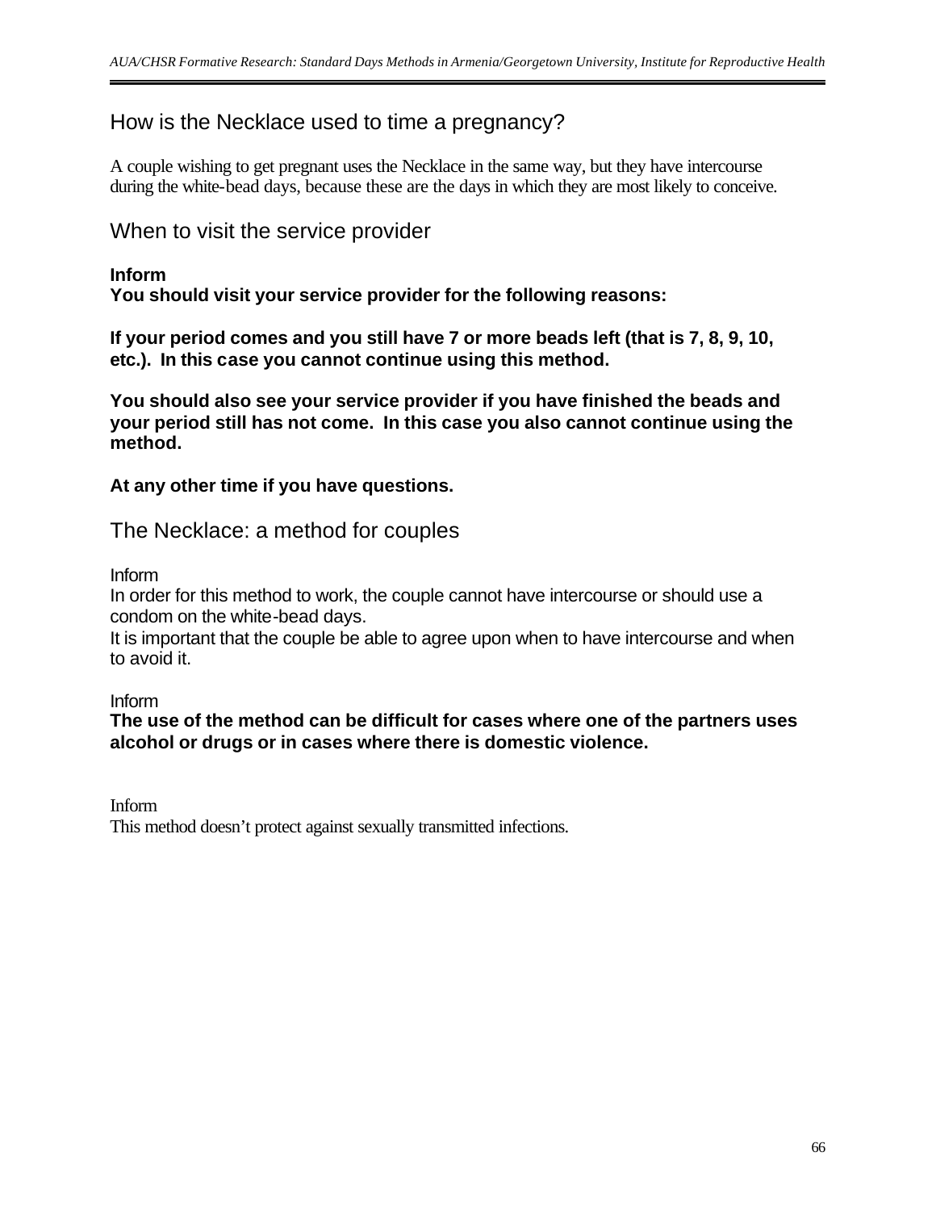## How is the Necklace used to time a pregnancy?

A couple wishing to get pregnant uses the Necklace in the same way, but they have intercourse during the white-bead days, because these are the days in which they are most likely to conceive.

## When to visit the service provider

**Inform**
**You should visit your service provider for the following reasons:**

**If your period comes and you still have 7 or more beads left (that is 7, 8, 9, 10, etc.). In this case you cannot continue using this method.**

**You should also see your service provider if you have finished the beads and your period still has not come. In this case you also cannot continue using the method.**

**At any other time if you have questions.**

## The Necklace: a method for couples

Inform
In order for this method to work, the couple cannot have intercourse or should use a condom on the white-bead days.
It is important that the couple be able to agree upon when to have intercourse and when to avoid it.

Inform
**The use of the method can be difficult for cases where one of the partners uses alcohol or drugs or in cases where there is domestic violence.**

Inform
This method doesn't protect against sexually transmitted infections.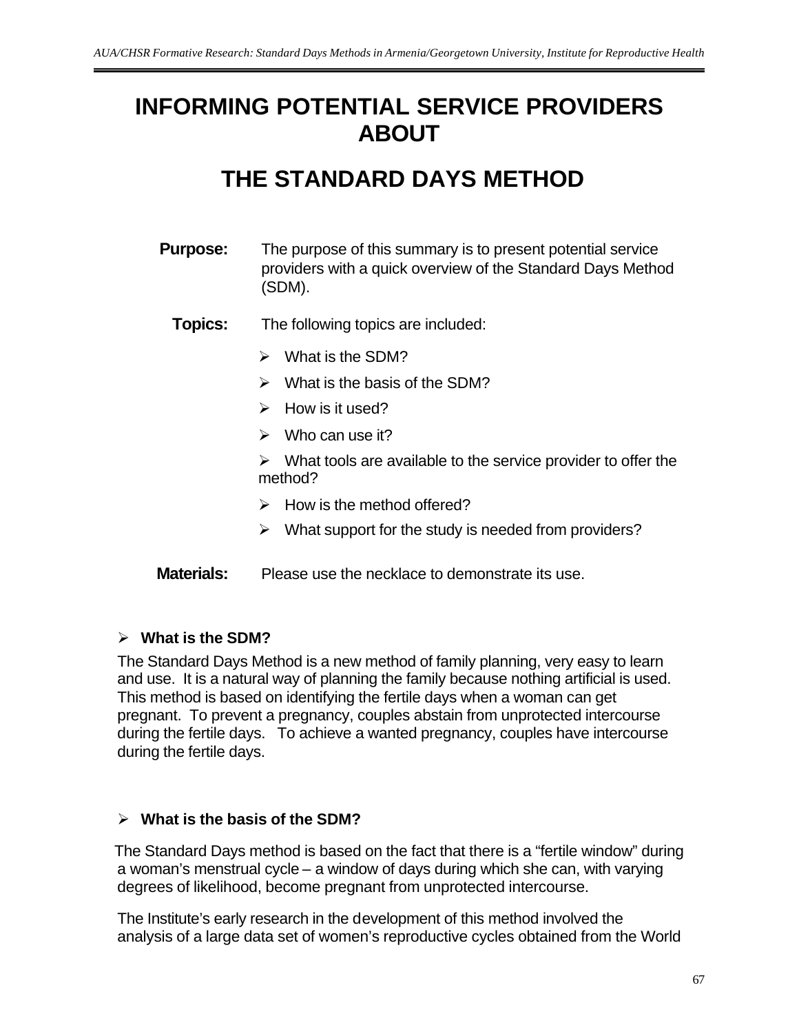# INFORMING POTENTIAL SERVICE PROVIDERS ABOUT

# THE STANDARD DAYS METHOD

**Purpose:** The purpose of this summary is to present potential service providers with a quick overview of the Standard Days Method (SDM).

**Topics:** The following topics are included:

- What is the SDM?
- What is the basis of the SDM?
- How is it used?
- Who can use it?
- What tools are available to the service provider to offer the method?
- How is the method offered?
- What support for the study is needed from providers?

**Materials:** Please use the necklace to demonstrate its use.

- **What is the SDM?**

The Standard Days Method is a new method of family planning, very easy to learn and use. It is a natural way of planning the family because nothing artificial is used. This method is based on identifying the fertile days when a woman can get pregnant. To prevent a pregnancy, couples abstain from unprotected intercourse during the fertile days. To achieve a wanted pregnancy, couples have intercourse during the fertile days.

- **What is the basis of the SDM?**

The Standard Days method is based on the fact that there is a "fertile window" during a woman's menstrual cycle – a window of days during which she can, with varying degrees of likelihood, become pregnant from unprotected intercourse.

The Institute's early research in the development of this method involved the analysis of a large data set of women's reproductive cycles obtained from the World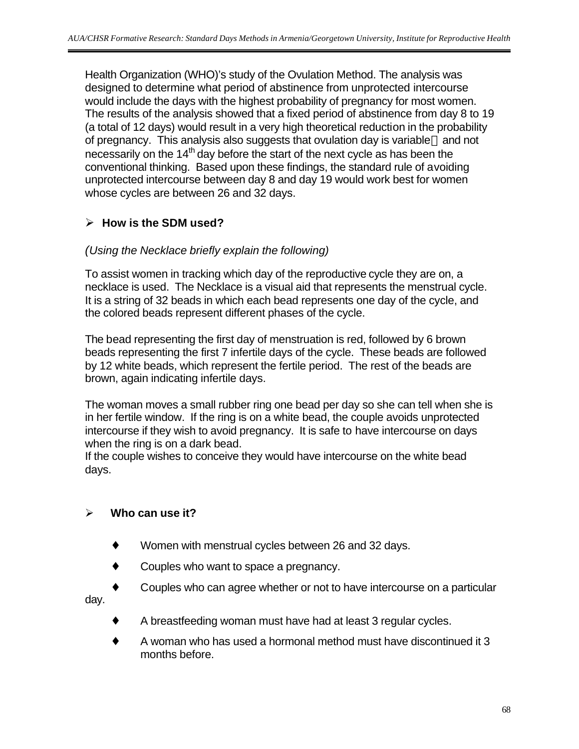Health Organization (WHO)'s study of the Ovulation Method. The analysis was designed to determine what period of abstinence from unprotected intercourse would include the days with the highest probability of pregnancy for most women. The results of the analysis showed that a fixed period of abstinence from day 8 to 19 (a total of 12 days) would result in a very high theoretical reduction in the probability of pregnancy. This analysis also suggests that ovulation day is variable and not necessarily on the 14th day before the start of the next cycle as has been the conventional thinking. Based upon these findings, the standard rule of avoiding unprotected intercourse between day 8 and day 19 would work best for women whose cycles are between 26 and 32 days.

- **How is the SDM used?**

*(Using the Necklace briefly explain the following)*

To assist women in tracking which day of the reproductive cycle they are on, a necklace is used. The Necklace is a visual aid that represents the menstrual cycle. It is a string of 32 beads in which each bead represents one day of the cycle, and the colored beads represent different phases of the cycle.

The bead representing the first day of menstruation is red, followed by 6 brown beads representing the first 7 infertile days of the cycle. These beads are followed by 12 white beads, which represent the fertile period. The rest of the beads are brown, again indicating infertile days.

The woman moves a small rubber ring one bead per day so she can tell when she is in her fertile window. If the ring is on a white bead, the couple avoids unprotected intercourse if they wish to avoid pregnancy. It is safe to have intercourse on days when the ring is on a dark bead.
If the couple wishes to conceive they would have intercourse on the white bead days.

- **Who can use it?**

  - Women with menstrual cycles between 26 and 32 days.
  - Couples who want to space a pregnancy.
  - Couples who can agree whether or not to have intercourse on a particular day.
  - A breastfeeding woman must have had at least 3 regular cycles.
  - A woman who has used a hormonal method must have discontinued it 3 months before.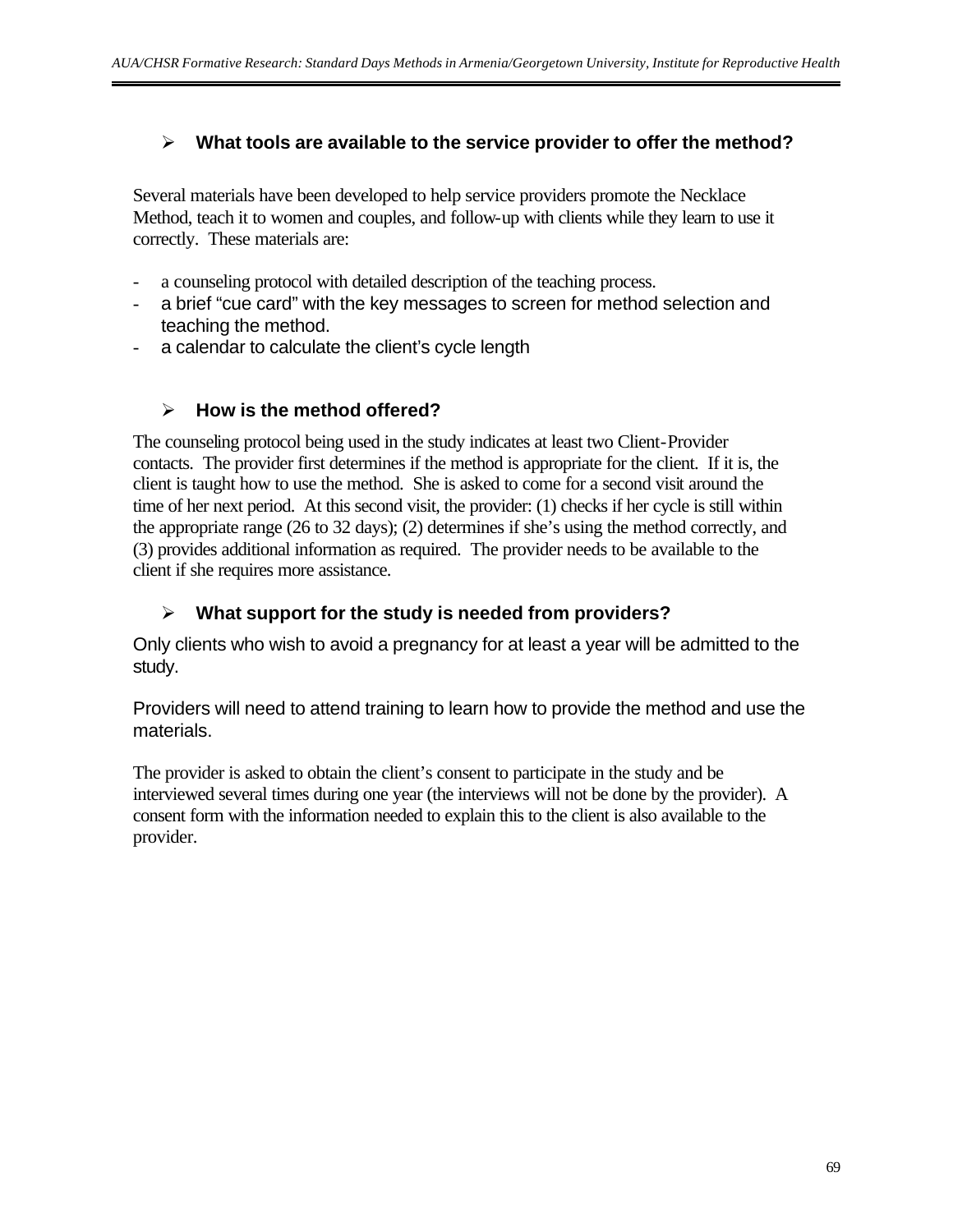- **What tools are available to the service provider to offer the method?**

Several materials have been developed to help service providers promote the Necklace Method, teach it to women and couples, and follow-up with clients while they learn to use it correctly. These materials are:

- a counseling protocol with detailed description of the teaching process.
- a brief "cue card" with the key messages to screen for method selection and teaching the method.
- a calendar to calculate the client's cycle length

- **How is the method offered?**

The counseling protocol being used in the study indicates at least two Client-Provider contacts. The provider first determines if the method is appropriate for the client. If it is, the client is taught how to use the method. She is asked to come for a second visit around the time of her next period. At this second visit, the provider: (1) checks if her cycle is still within the appropriate range (26 to 32 days); (2) determines if she's using the method correctly, and (3) provides additional information as required. The provider needs to be available to the client if she requires more assistance.

- **What support for the study is needed from providers?**

Only clients who wish to avoid a pregnancy for at least a year will be admitted to the study.

Providers will need to attend training to learn how to provide the method and use the materials.

The provider is asked to obtain the client's consent to participate in the study and be interviewed several times during one year (the interviews will not be done by the provider). A consent form with the information needed to explain this to the client is also available to the provider.